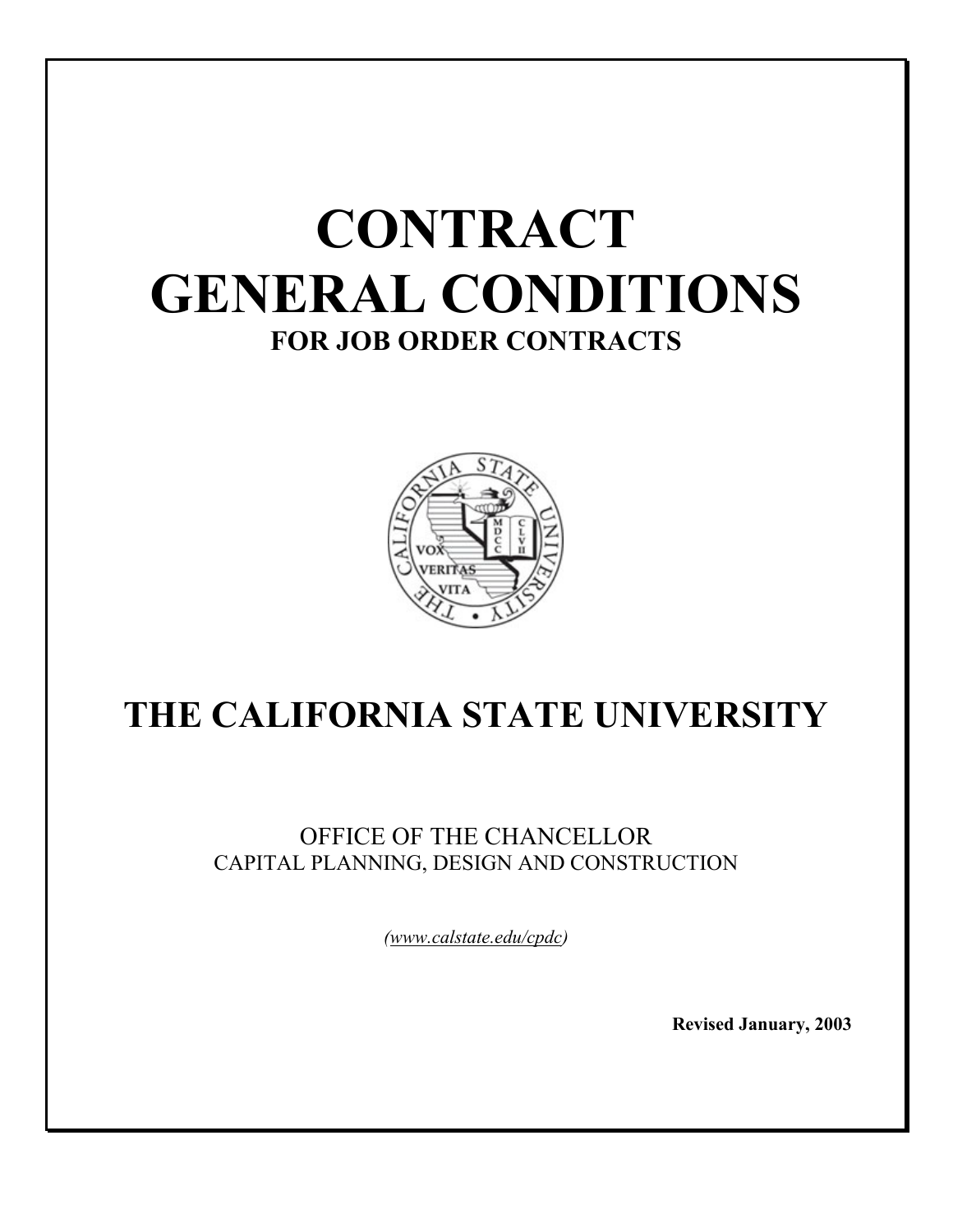# CONTRACT GENERAL CONDITIONS

## FOR JOB ORDER CONTRACTS

# THE CALIFORNIA STATE UNIVERSITY

OFFICE OF THE CHANCELLOR
CAPITAL PLANNING, DESIGN AND CONSTRUCTION

*(www.calstate.edu/cpdc)*

**Revised January, 2003**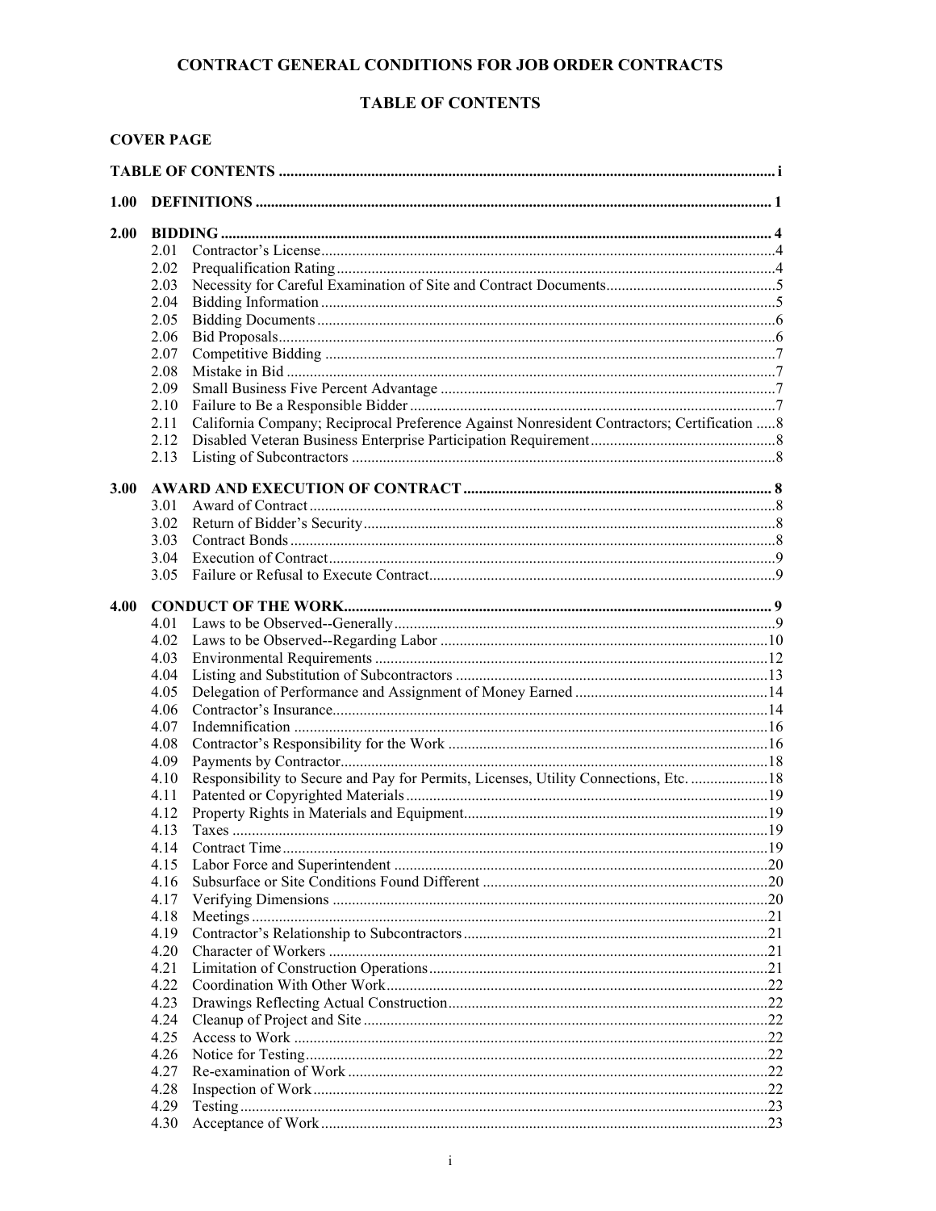# CONTRACT GENERAL CONDITIONS FOR JOB ORDER CONTRACTS

## TABLE OF CONTENTS

**COVER PAGE**

**TABLE OF CONTENTS** ..... i

**1.00 DEFINITIONS** ..... 1

**2.00 BIDDING** ..... 4
- 2.01 Contractor's License ..... 4
- 2.02 Prequalification Rating ..... 4
- 2.03 Necessity for Careful Examination of Site and Contract Documents ..... 5
- 2.04 Bidding Information ..... 5
- 2.05 Bidding Documents ..... 6
- 2.06 Bid Proposals ..... 6
- 2.07 Competitive Bidding ..... 7
- 2.08 Mistake in Bid ..... 7
- 2.09 Small Business Five Percent Advantage ..... 7
- 2.10 Failure to Be a Responsible Bidder ..... 7
- 2.11 California Company; Reciprocal Preference Against Nonresident Contractors; Certification ..... 8
- 2.12 Disabled Veteran Business Enterprise Participation Requirement ..... 8
- 2.13 Listing of Subcontractors ..... 8

**3.00 AWARD AND EXECUTION OF CONTRACT** ..... 8
- 3.01 Award of Contract ..... 8
- 3.02 Return of Bidder's Security ..... 8
- 3.03 Contract Bonds ..... 8
- 3.04 Execution of Contract ..... 9
- 3.05 Failure or Refusal to Execute Contract ..... 9

**4.00 CONDUCT OF THE WORK** ..... 9
- 4.01 Laws to be Observed--Generally ..... 9
- 4.02 Laws to be Observed--Regarding Labor ..... 10
- 4.03 Environmental Requirements ..... 12
- 4.04 Listing and Substitution of Subcontractors ..... 13
- 4.05 Delegation of Performance and Assignment of Money Earned ..... 14
- 4.06 Contractor's Insurance ..... 14
- 4.07 Indemnification ..... 16
- 4.08 Contractor's Responsibility for the Work ..... 16
- 4.09 Payments by Contractor ..... 18
- 4.10 Responsibility to Secure and Pay for Permits, Licenses, Utility Connections, Etc. ..... 18
- 4.11 Patented or Copyrighted Materials ..... 19
- 4.12 Property Rights in Materials and Equipment ..... 19
- 4.13 Taxes ..... 19
- 4.14 Contract Time ..... 19
- 4.15 Labor Force and Superintendent ..... 20
- 4.16 Subsurface or Site Conditions Found Different ..... 20
- 4.17 Verifying Dimensions ..... 20
- 4.18 Meetings ..... 21
- 4.19 Contractor's Relationship to Subcontractors ..... 21
- 4.20 Character of Workers ..... 21
- 4.21 Limitation of Construction Operations ..... 21
- 4.22 Coordination With Other Work ..... 22
- 4.23 Drawings Reflecting Actual Construction ..... 22
- 4.24 Cleanup of Project and Site ..... 22
- 4.25 Access to Work ..... 22
- 4.26 Notice for Testing ..... 22
- 4.27 Re-examination of Work ..... 22
- 4.28 Inspection of Work ..... 22
- 4.29 Testing ..... 23
- 4.30 Acceptance of Work ..... 23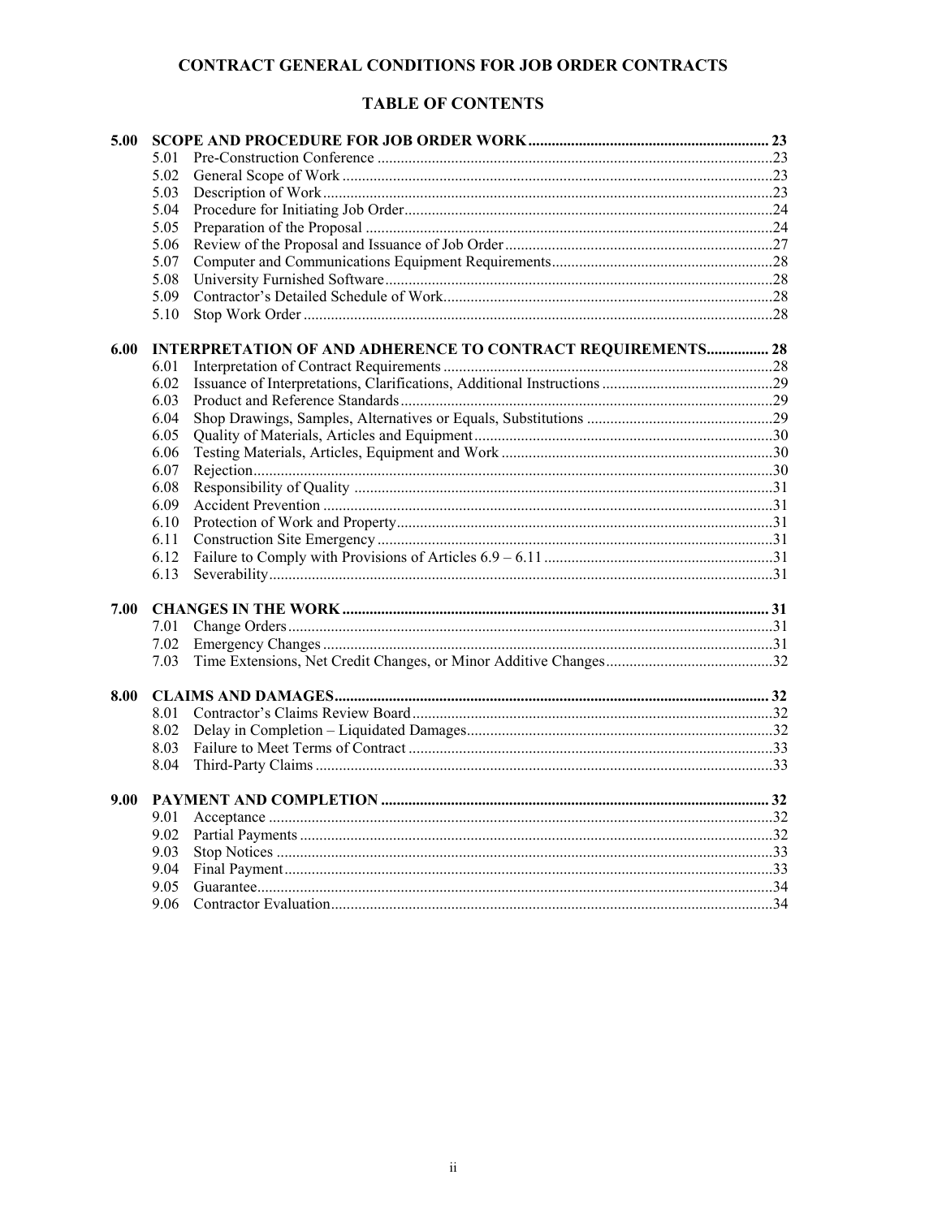# CONTRACT GENERAL CONDITIONS FOR JOB ORDER CONTRACTS

## TABLE OF CONTENTS

**5.00 SCOPE AND PROCEDURE FOR JOB ORDER WORK ........ 23**

- 5.01 Pre-Construction Conference ........ 23
- 5.02 General Scope of Work ........ 23
- 5.03 Description of Work ........ 23
- 5.04 Procedure for Initiating Job Order ........ 24
- 5.05 Preparation of the Proposal ........ 24
- 5.06 Review of the Proposal and Issuance of Job Order ........ 27
- 5.07 Computer and Communications Equipment Requirements ........ 28
- 5.08 University Furnished Software ........ 28
- 5.09 Contractor's Detailed Schedule of Work ........ 28
- 5.10 Stop Work Order ........ 28

**6.00 INTERPRETATION OF AND ADHERENCE TO CONTRACT REQUIREMENTS ........ 28**

- 6.01 Interpretation of Contract Requirements ........ 28
- 6.02 Issuance of Interpretations, Clarifications, Additional Instructions ........ 29
- 6.03 Product and Reference Standards ........ 29
- 6.04 Shop Drawings, Samples, Alternatives or Equals, Substitutions ........ 29
- 6.05 Quality of Materials, Articles and Equipment ........ 30
- 6.06 Testing Materials, Articles, Equipment and Work ........ 30
- 6.07 Rejection ........ 30
- 6.08 Responsibility of Quality ........ 31
- 6.09 Accident Prevention ........ 31
- 6.10 Protection of Work and Property ........ 31
- 6.11 Construction Site Emergency ........ 31
- 6.12 Failure to Comply with Provisions of Articles 6.9 – 6.11 ........ 31
- 6.13 Severability ........ 31

**7.00 CHANGES IN THE WORK ........ 31**

- 7.01 Change Orders ........ 31
- 7.02 Emergency Changes ........ 31
- 7.03 Time Extensions, Net Credit Changes, or Minor Additive Changes ........ 32

**8.00 CLAIMS AND DAMAGES ........ 32**

- 8.01 Contractor's Claims Review Board ........ 32
- 8.02 Delay in Completion – Liquidated Damages ........ 32
- 8.03 Failure to Meet Terms of Contract ........ 33
- 8.04 Third-Party Claims ........ 33

**9.00 PAYMENT AND COMPLETION ........ 32**

- 9.01 Acceptance ........ 32
- 9.02 Partial Payments ........ 32
- 9.03 Stop Notices ........ 33
- 9.04 Final Payment ........ 33
- 9.05 Guarantee ........ 34
- 9.06 Contractor Evaluation ........ 34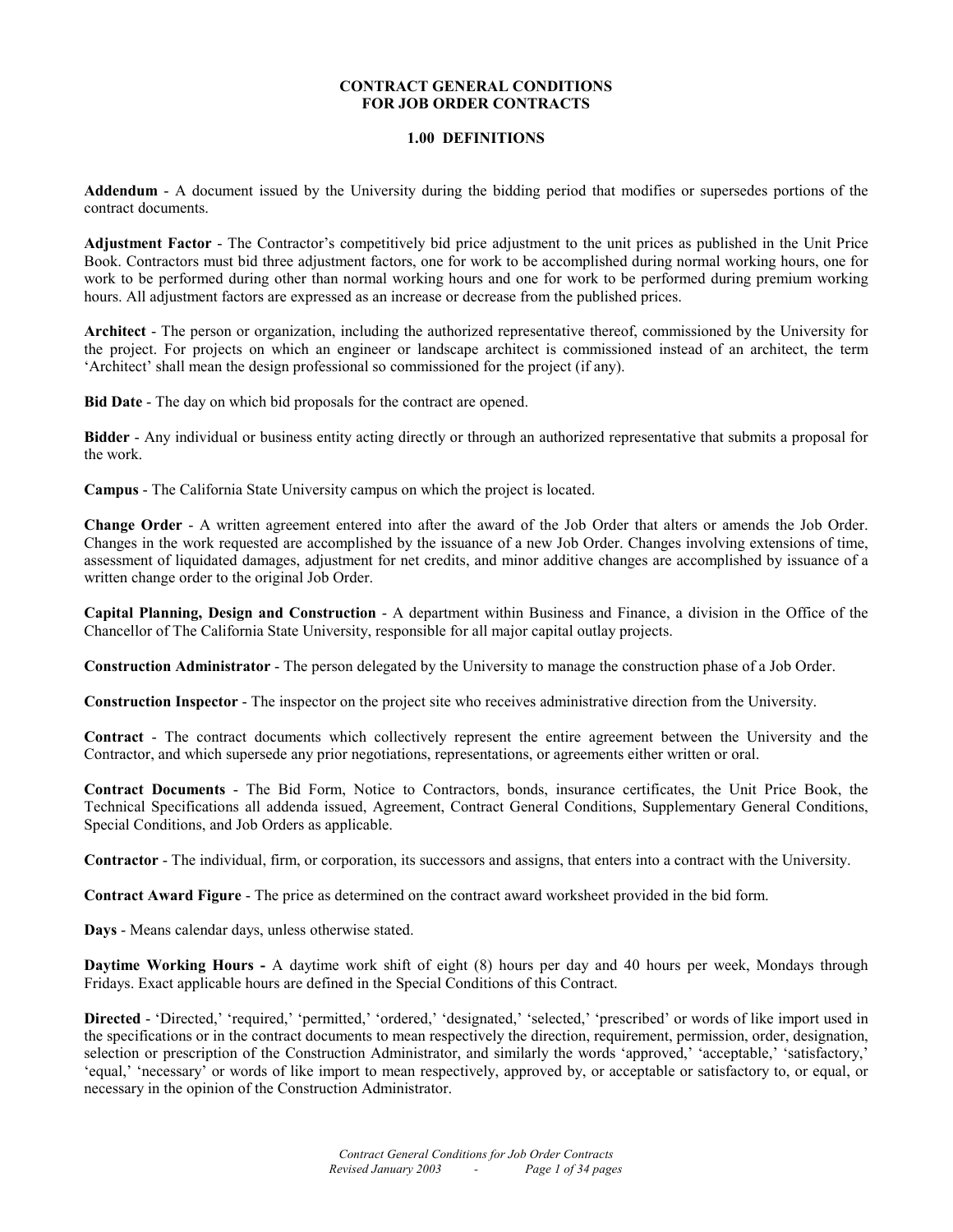# CONTRACT GENERAL CONDITIONS FOR JOB ORDER CONTRACTS

## 1.00 DEFINITIONS

**Addendum** - A document issued by the University during the bidding period that modifies or supersedes portions of the contract documents.

**Adjustment Factor** - The Contractor's competitively bid price adjustment to the unit prices as published in the Unit Price Book. Contractors must bid three adjustment factors, one for work to be accomplished during normal working hours, one for work to be performed during other than normal working hours and one for work to be performed during premium working hours. All adjustment factors are expressed as an increase or decrease from the published prices.

**Architect** - The person or organization, including the authorized representative thereof, commissioned by the University for the project. For projects on which an engineer or landscape architect is commissioned instead of an architect, the term 'Architect' shall mean the design professional so commissioned for the project (if any).

**Bid Date** - The day on which bid proposals for the contract are opened.

**Bidder** - Any individual or business entity acting directly or through an authorized representative that submits a proposal for the work.

**Campus** - The California State University campus on which the project is located.

**Change Order** - A written agreement entered into after the award of the Job Order that alters or amends the Job Order. Changes in the work requested are accomplished by the issuance of a new Job Order. Changes involving extensions of time, assessment of liquidated damages, adjustment for net credits, and minor additive changes are accomplished by issuance of a written change order to the original Job Order.

**Capital Planning, Design and Construction** - A department within Business and Finance, a division in the Office of the Chancellor of The California State University, responsible for all major capital outlay projects.

**Construction Administrator** - The person delegated by the University to manage the construction phase of a Job Order.

**Construction Inspector** - The inspector on the project site who receives administrative direction from the University.

**Contract** - The contract documents which collectively represent the entire agreement between the University and the Contractor, and which supersede any prior negotiations, representations, or agreements either written or oral.

**Contract Documents** - The Bid Form, Notice to Contractors, bonds, insurance certificates, the Unit Price Book, the Technical Specifications all addenda issued, Agreement, Contract General Conditions, Supplementary General Conditions, Special Conditions, and Job Orders as applicable.

**Contractor** - The individual, firm, or corporation, its successors and assigns, that enters into a contract with the University.

**Contract Award Figure** - The price as determined on the contract award worksheet provided in the bid form.

**Days** - Means calendar days, unless otherwise stated.

**Daytime Working Hours -** A daytime work shift of eight (8) hours per day and 40 hours per week, Mondays through Fridays. Exact applicable hours are defined in the Special Conditions of this Contract.

**Directed** - 'Directed,' 'required,' 'permitted,' 'ordered,' 'designated,' 'selected,' 'prescribed' or words of like import used in the specifications or in the contract documents to mean respectively the direction, requirement, permission, order, designation, selection or prescription of the Construction Administrator, and similarly the words 'approved,' 'acceptable,' 'satisfactory,' 'equal,' 'necessary' or words of like import to mean respectively, approved by, or acceptable or satisfactory to, or equal, or necessary in the opinion of the Construction Administrator.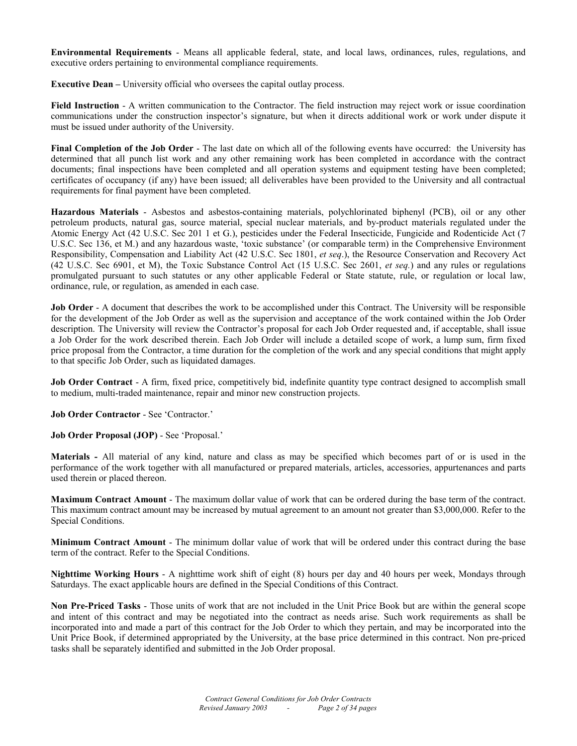**Environmental Requirements** - Means all applicable federal, state, and local laws, ordinances, rules, regulations, and executive orders pertaining to environmental compliance requirements.

**Executive Dean –** University official who oversees the capital outlay process.

**Field Instruction** - A written communication to the Contractor. The field instruction may reject work or issue coordination communications under the construction inspector's signature, but when it directs additional work or work under dispute it must be issued under authority of the University.

**Final Completion of the Job Order** - The last date on which all of the following events have occurred: the University has determined that all punch list work and any other remaining work has been completed in accordance with the contract documents; final inspections have been completed and all operation systems and equipment testing have been completed; certificates of occupancy (if any) have been issued; all deliverables have been provided to the University and all contractual requirements for final payment have been completed.

**Hazardous Materials** - Asbestos and asbestos-containing materials, polychlorinated biphenyl (PCB), oil or any other petroleum products, natural gas, source material, special nuclear materials, and by-product materials regulated under the Atomic Energy Act (42 U.S.C. Sec 201 1 et G.), pesticides under the Federal Insecticide, Fungicide and Rodenticide Act (7 U.S.C. Sec 136, et M.) and any hazardous waste, 'toxic substance' (or comparable term) in the Comprehensive Environment Responsibility, Compensation and Liability Act (42 U.S.C. Sec 1801, *et seq*.), the Resource Conservation and Recovery Act (42 U.S.C. Sec 6901, et M), the Toxic Substance Control Act (15 U.S.C. Sec 2601, *et seq.*) and any rules or regulations promulgated pursuant to such statutes or any other applicable Federal or State statute, rule, or regulation or local law, ordinance, rule, or regulation, as amended in each case.

**Job Order** - A document that describes the work to be accomplished under this Contract. The University will be responsible for the development of the Job Order as well as the supervision and acceptance of the work contained within the Job Order description. The University will review the Contractor's proposal for each Job Order requested and, if acceptable, shall issue a Job Order for the work described therein. Each Job Order will include a detailed scope of work, a lump sum, firm fixed price proposal from the Contractor, a time duration for the completion of the work and any special conditions that might apply to that specific Job Order, such as liquidated damages.

**Job Order Contract** - A firm, fixed price, competitively bid, indefinite quantity type contract designed to accomplish small to medium, multi-traded maintenance, repair and minor new construction projects.

**Job Order Contractor** - See 'Contractor.'

**Job Order Proposal (JOP)** - See 'Proposal.'

**Materials -** All material of any kind, nature and class as may be specified which becomes part of or is used in the performance of the work together with all manufactured or prepared materials, articles, accessories, appurtenances and parts used therein or placed thereon.

**Maximum Contract Amount** - The maximum dollar value of work that can be ordered during the base term of the contract. This maximum contract amount may be increased by mutual agreement to an amount not greater than $3,000,000. Refer to the Special Conditions.

**Minimum Contract Amount** - The minimum dollar value of work that will be ordered under this contract during the base term of the contract. Refer to the Special Conditions.

**Nighttime Working Hours** - A nighttime work shift of eight (8) hours per day and 40 hours per week, Mondays through Saturdays. The exact applicable hours are defined in the Special Conditions of this Contract.

**Non Pre-Priced Tasks** - Those units of work that are not included in the Unit Price Book but are within the general scope and intent of this contract and may be negotiated into the contract as needs arise. Such work requirements as shall be incorporated into and made a part of this contract for the Job Order to which they pertain, and may be incorporated into the Unit Price Book, if determined appropriated by the University, at the base price determined in this contract. Non pre-priced tasks shall be separately identified and submitted in the Job Order proposal.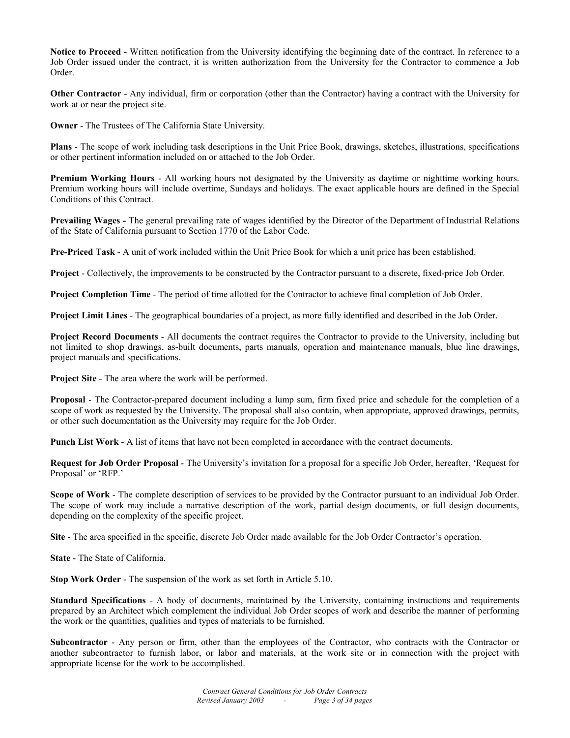**Notice to Proceed** - Written notification from the University identifying the beginning date of the contract. In reference to a Job Order issued under the contract, it is written authorization from the University for the Contractor to commence a Job Order.

**Other Contractor** - Any individual, firm or corporation (other than the Contractor) having a contract with the University for work at or near the project site.

**Owner** - The Trustees of The California State University.

**Plans** - The scope of work including task descriptions in the Unit Price Book, drawings, sketches, illustrations, specifications or other pertinent information included on or attached to the Job Order.

**Premium Working Hours** - All working hours not designated by the University as daytime or nighttime working hours. Premium working hours will include overtime, Sundays and holidays. The exact applicable hours are defined in the Special Conditions of this Contract.

**Prevailing Wages -** The general prevailing rate of wages identified by the Director of the Department of Industrial Relations of the State of California pursuant to Section 1770 of the Labor Code.

**Pre-Priced Task** - A unit of work included within the Unit Price Book for which a unit price has been established.

**Project** - Collectively, the improvements to be constructed by the Contractor pursuant to a discrete, fixed-price Job Order.

**Project Completion Time** - The period of time allotted for the Contractor to achieve final completion of Job Order.

**Project Limit Lines** - The geographical boundaries of a project, as more fully identified and described in the Job Order.

**Project Record Documents** - All documents the contract requires the Contractor to provide to the University, including but not limited to shop drawings, as-built documents, parts manuals, operation and maintenance manuals, blue line drawings, project manuals and specifications.

**Project Site** - The area where the work will be performed.

**Proposal** - The Contractor-prepared document including a lump sum, firm fixed price and schedule for the completion of a scope of work as requested by the University. The proposal shall also contain, when appropriate, approved drawings, permits, or other such documentation as the University may require for the Job Order.

**Punch List Work** - A list of items that have not been completed in accordance with the contract documents.

**Request for Job Order Proposal** - The University's invitation for a proposal for a specific Job Order, hereafter, 'Request for Proposal' or 'RFP.'

**Scope of Work** - The complete description of services to be provided by the Contractor pursuant to an individual Job Order. The scope of work may include a narrative description of the work, partial design documents, or full design documents, depending on the complexity of the specific project.

**Site** - The area specified in the specific, discrete Job Order made available for the Job Order Contractor's operation.

**State** - The State of California.

**Stop Work Order** - The suspension of the work as set forth in Article 5.10.

**Standard Specifications** - A body of documents, maintained by the University, containing instructions and requirements prepared by an Architect which complement the individual Job Order scopes of work and describe the manner of performing the work or the quantities, qualities and types of materials to be furnished.

**Subcontractor** - Any person or firm, other than the employees of the Contractor, who contracts with the Contractor or another subcontractor to furnish labor, or labor and materials, at the work site or in connection with the project with appropriate license for the work to be accomplished.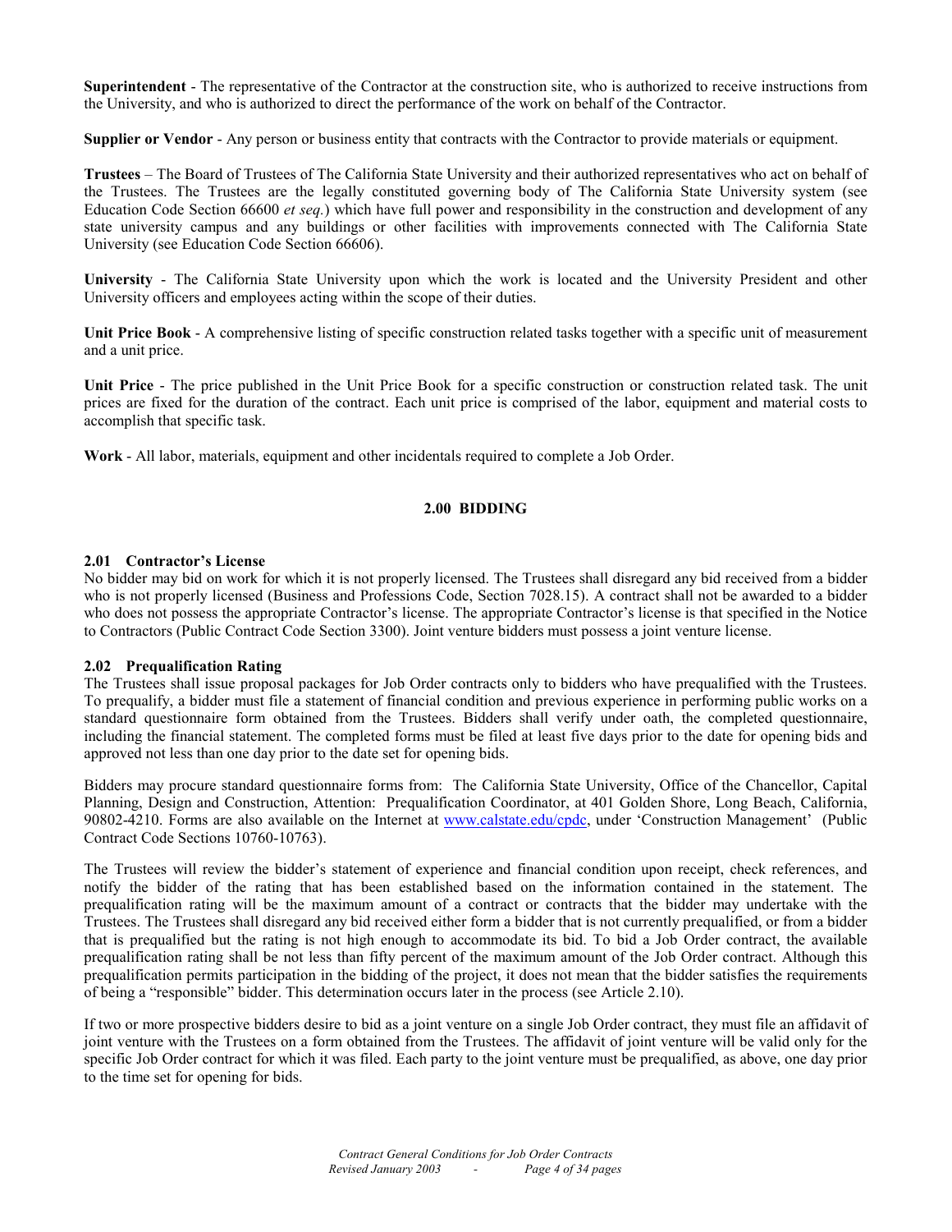**Superintendent** - The representative of the Contractor at the construction site, who is authorized to receive instructions from the University, and who is authorized to direct the performance of the work on behalf of the Contractor.

**Supplier or Vendor** - Any person or business entity that contracts with the Contractor to provide materials or equipment.

**Trustees** – The Board of Trustees of The California State University and their authorized representatives who act on behalf of the Trustees. The Trustees are the legally constituted governing body of The California State University system (see Education Code Section 66600 *et seq.*) which have full power and responsibility in the construction and development of any state university campus and any buildings or other facilities with improvements connected with The California State University (see Education Code Section 66606).

**University** - The California State University upon which the work is located and the University President and other University officers and employees acting within the scope of their duties.

**Unit Price Book** - A comprehensive listing of specific construction related tasks together with a specific unit of measurement and a unit price.

**Unit Price** - The price published in the Unit Price Book for a specific construction or construction related task. The unit prices are fixed for the duration of the contract. Each unit price is comprised of the labor, equipment and material costs to accomplish that specific task.

**Work** - All labor, materials, equipment and other incidentals required to complete a Job Order.

## 2.00 BIDDING

### 2.01 Contractor's License

No bidder may bid on work for which it is not properly licensed. The Trustees shall disregard any bid received from a bidder who is not properly licensed (Business and Professions Code, Section 7028.15). A contract shall not be awarded to a bidder who does not possess the appropriate Contractor's license. The appropriate Contractor's license is that specified in the Notice to Contractors (Public Contract Code Section 3300). Joint venture bidders must possess a joint venture license.

### 2.02 Prequalification Rating

The Trustees shall issue proposal packages for Job Order contracts only to bidders who have prequalified with the Trustees. To prequalify, a bidder must file a statement of financial condition and previous experience in performing public works on a standard questionnaire form obtained from the Trustees. Bidders shall verify under oath, the completed questionnaire, including the financial statement. The completed forms must be filed at least five days prior to the date for opening bids and approved not less than one day prior to the date set for opening bids.

Bidders may procure standard questionnaire forms from: The California State University, Office of the Chancellor, Capital Planning, Design and Construction, Attention: Prequalification Coordinator, at 401 Golden Shore, Long Beach, California, 90802-4210. Forms are also available on the Internet at www.calstate.edu/cpdc, under 'Construction Management' (Public Contract Code Sections 10760-10763).

The Trustees will review the bidder's statement of experience and financial condition upon receipt, check references, and notify the bidder of the rating that has been established based on the information contained in the statement. The prequalification rating will be the maximum amount of a contract or contracts that the bidder may undertake with the Trustees. The Trustees shall disregard any bid received either form a bidder that is not currently prequalified, or from a bidder that is prequalified but the rating is not high enough to accommodate its bid. To bid a Job Order contract, the available prequalification rating shall be not less than fifty percent of the maximum amount of the Job Order contract. Although this prequalification permits participation in the bidding of the project, it does not mean that the bidder satisfies the requirements of being a "responsible" bidder. This determination occurs later in the process (see Article 2.10).

If two or more prospective bidders desire to bid as a joint venture on a single Job Order contract, they must file an affidavit of joint venture with the Trustees on a form obtained from the Trustees. The affidavit of joint venture will be valid only for the specific Job Order contract for which it was filed. Each party to the joint venture must be prequalified, as above, one day prior to the time set for opening for bids.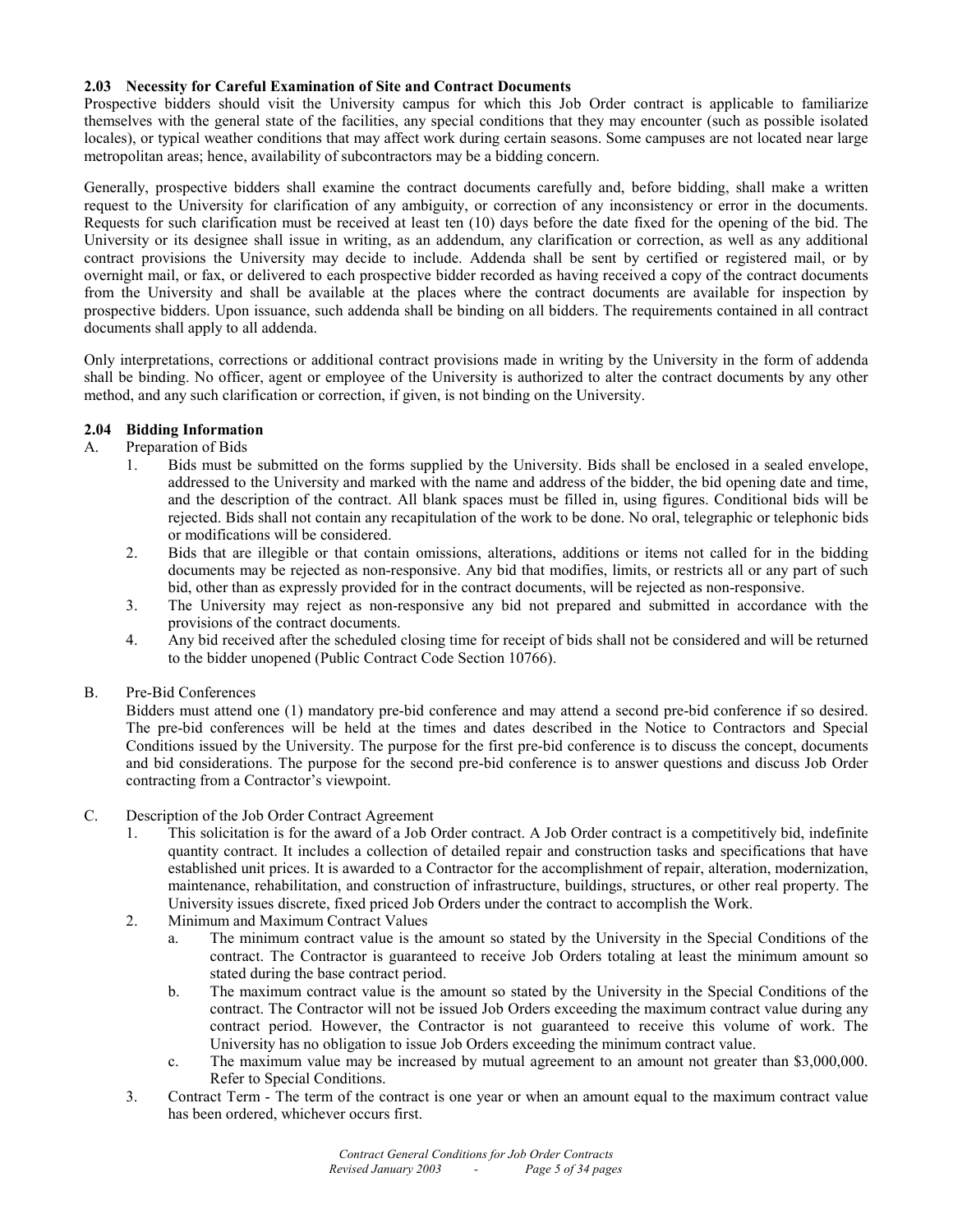### 2.03 Necessity for Careful Examination of Site and Contract Documents

Prospective bidders should visit the University campus for which this Job Order contract is applicable to familiarize themselves with the general state of the facilities, any special conditions that they may encounter (such as possible isolated locales), or typical weather conditions that may affect work during certain seasons. Some campuses are not located near large metropolitan areas; hence, availability of subcontractors may be a bidding concern.

Generally, prospective bidders shall examine the contract documents carefully and, before bidding, shall make a written request to the University for clarification of any ambiguity, or correction of any inconsistency or error in the documents. Requests for such clarification must be received at least ten (10) days before the date fixed for the opening of the bid. The University or its designee shall issue in writing, as an addendum, any clarification or correction, as well as any additional contract provisions the University may decide to include. Addenda shall be sent by certified or registered mail, or by overnight mail, or fax, or delivered to each prospective bidder recorded as having received a copy of the contract documents from the University and shall be available at the places where the contract documents are available for inspection by prospective bidders. Upon issuance, such addenda shall be binding on all bidders. The requirements contained in all contract documents shall apply to all addenda.

Only interpretations, corrections or additional contract provisions made in writing by the University in the form of addenda shall be binding. No officer, agent or employee of the University is authorized to alter the contract documents by any other method, and any such clarification or correction, if given, is not binding on the University.

### 2.04 Bidding Information

A. Preparation of Bids

1. Bids must be submitted on the forms supplied by the University. Bids shall be enclosed in a sealed envelope, addressed to the University and marked with the name and address of the bidder, the bid opening date and time, and the description of the contract. All blank spaces must be filled in, using figures. Conditional bids will be rejected. Bids shall not contain any recapitulation of the work to be done. No oral, telegraphic or telephonic bids or modifications will be considered.
2. Bids that are illegible or that contain omissions, alterations, additions or items not called for in the bidding documents may be rejected as non-responsive. Any bid that modifies, limits, or restricts all or any part of such bid, other than as expressly provided for in the contract documents, will be rejected as non-responsive.
3. The University may reject as non-responsive any bid not prepared and submitted in accordance with the provisions of the contract documents.
4. Any bid received after the scheduled closing time for receipt of bids shall not be considered and will be returned to the bidder unopened (Public Contract Code Section 10766).

B. Pre-Bid Conferences

Bidders must attend one (1) mandatory pre-bid conference and may attend a second pre-bid conference if so desired. The pre-bid conferences will be held at the times and dates described in the Notice to Contractors and Special Conditions issued by the University. The purpose for the first pre-bid conference is to discuss the concept, documents and bid considerations. The purpose for the second pre-bid conference is to answer questions and discuss Job Order contracting from a Contractor's viewpoint.

C. Description of the Job Order Contract Agreement

1. This solicitation is for the award of a Job Order contract. A Job Order contract is a competitively bid, indefinite quantity contract. It includes a collection of detailed repair and construction tasks and specifications that have established unit prices. It is awarded to a Contractor for the accomplishment of repair, alteration, modernization, maintenance, rehabilitation, and construction of infrastructure, buildings, structures, or other real property. The University issues discrete, fixed priced Job Orders under the contract to accomplish the Work.
2. Minimum and Maximum Contract Values
   a. The minimum contract value is the amount so stated by the University in the Special Conditions of the contract. The Contractor is guaranteed to receive Job Orders totaling at least the minimum amount so stated during the base contract period.
   b. The maximum contract value is the amount so stated by the University in the Special Conditions of the contract. The Contractor will not be issued Job Orders exceeding the maximum contract value during any contract period. However, the Contractor is not guaranteed to receive this volume of work. The University has no obligation to issue Job Orders exceeding the minimum contract value.
   c. The maximum value may be increased by mutual agreement to an amount not greater than $3,000,000. Refer to Special Conditions.
3. Contract Term - The term of the contract is one year or when an amount equal to the maximum contract value has been ordered, whichever occurs first.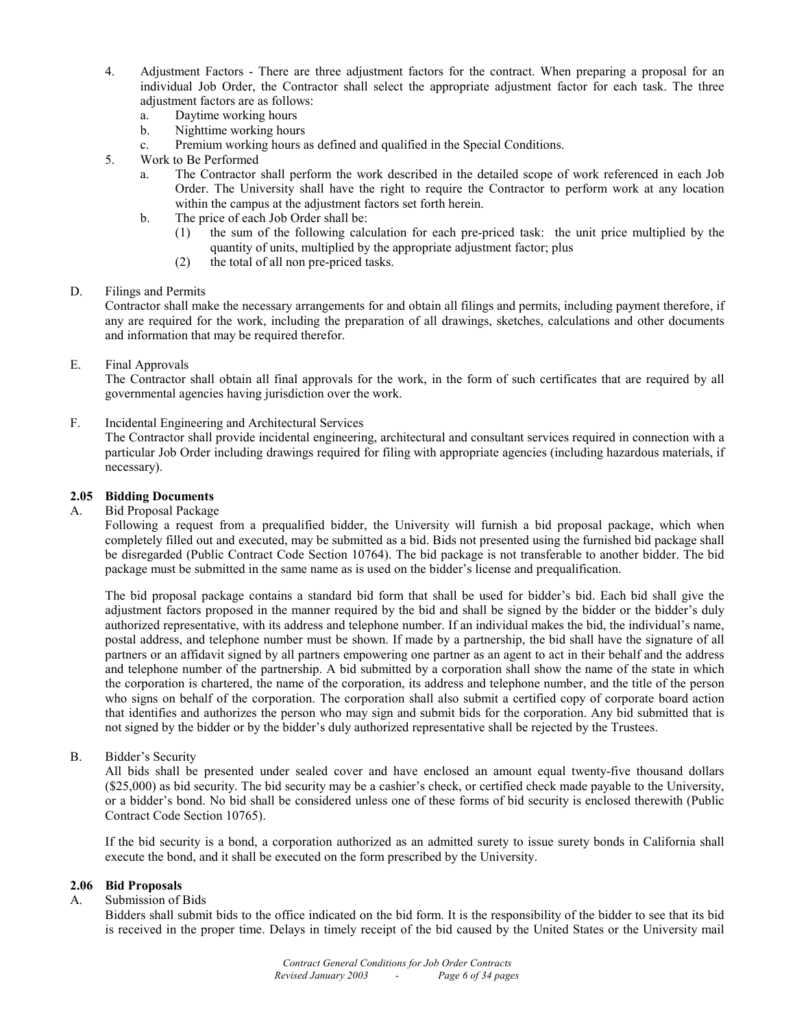4. Adjustment Factors - There are three adjustment factors for the contract. When preparing a proposal for an individual Job Order, the Contractor shall select the appropriate adjustment factor for each task. The three adjustment factors are as follows:
   a. Daytime working hours
   b. Nighttime working hours
   c. Premium working hours as defined and qualified in the Special Conditions.
5. Work to Be Performed
   a. The Contractor shall perform the work described in the detailed scope of work referenced in each Job Order. The University shall have the right to require the Contractor to perform work at any location within the campus at the adjustment factors set forth herein.
   b. The price of each Job Order shall be:
      (1) the sum of the following calculation for each pre-priced task: the unit price multiplied by the quantity of units, multiplied by the appropriate adjustment factor; plus
      (2) the total of all non pre-priced tasks.

D. Filings and Permits

Contractor shall make the necessary arrangements for and obtain all filings and permits, including payment therefore, if any are required for the work, including the preparation of all drawings, sketches, calculations and other documents and information that may be required therefor.

E. Final Approvals

The Contractor shall obtain all final approvals for the work, in the form of such certificates that are required by all governmental agencies having jurisdiction over the work.

F. Incidental Engineering and Architectural Services

The Contractor shall provide incidental engineering, architectural and consultant services required in connection with a particular Job Order including drawings required for filing with appropriate agencies (including hazardous materials, if necessary).

### 2.05 Bidding Documents

A. Bid Proposal Package

Following a request from a prequalified bidder, the University will furnish a bid proposal package, which when completely filled out and executed, may be submitted as a bid. Bids not presented using the furnished bid package shall be disregarded (Public Contract Code Section 10764). The bid package is not transferable to another bidder. The bid package must be submitted in the same name as is used on the bidder's license and prequalification.

The bid proposal package contains a standard bid form that shall be used for bidder's bid. Each bid shall give the adjustment factors proposed in the manner required by the bid and shall be signed by the bidder or the bidder's duly authorized representative, with its address and telephone number. If an individual makes the bid, the individual's name, postal address, and telephone number must be shown. If made by a partnership, the bid shall have the signature of all partners or an affidavit signed by all partners empowering one partner as an agent to act in their behalf and the address and telephone number of the partnership. A bid submitted by a corporation shall show the name of the state in which the corporation is chartered, the name of the corporation, its address and telephone number, and the title of the person who signs on behalf of the corporation. The corporation shall also submit a certified copy of corporate board action that identifies and authorizes the person who may sign and submit bids for the corporation. Any bid submitted that is not signed by the bidder or by the bidder's duly authorized representative shall be rejected by the Trustees.

B. Bidder's Security

All bids shall be presented under sealed cover and have enclosed an amount equal twenty-five thousand dollars ($25,000) as bid security. The bid security may be a cashier's check, or certified check made payable to the University, or a bidder's bond. No bid shall be considered unless one of these forms of bid security is enclosed therewith (Public Contract Code Section 10765).

If the bid security is a bond, a corporation authorized as an admitted surety to issue surety bonds in California shall execute the bond, and it shall be executed on the form prescribed by the University.

### 2.06 Bid Proposals

A. Submission of Bids

Bidders shall submit bids to the office indicated on the bid form. It is the responsibility of the bidder to see that its bid is received in the proper time. Delays in timely receipt of the bid caused by the United States or the University mail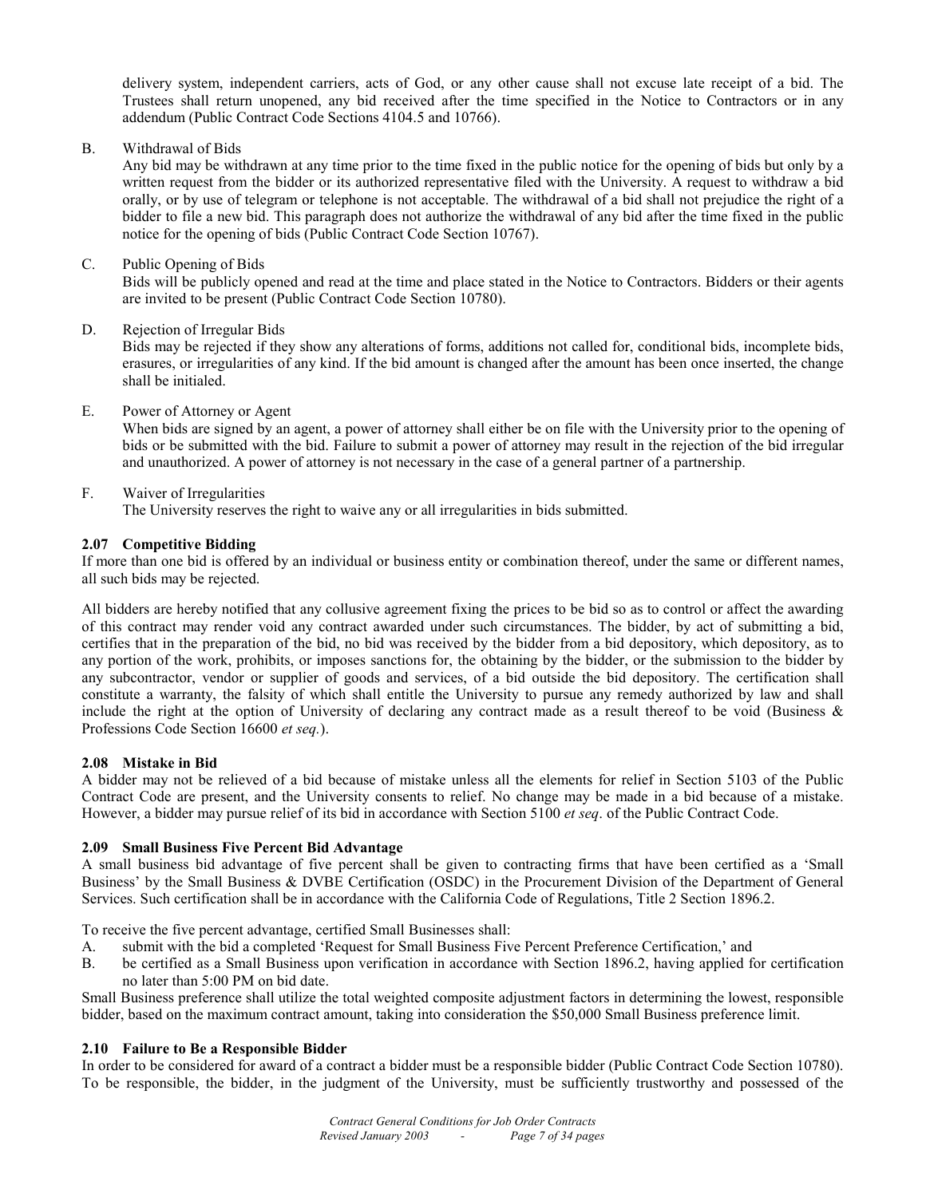delivery system, independent carriers, acts of God, or any other cause shall not excuse late receipt of a bid. The Trustees shall return unopened, any bid received after the time specified in the Notice to Contractors or in any addendum (Public Contract Code Sections 4104.5 and 10766).

B. Withdrawal of Bids

Any bid may be withdrawn at any time prior to the time fixed in the public notice for the opening of bids but only by a written request from the bidder or its authorized representative filed with the University. A request to withdraw a bid orally, or by use of telegram or telephone is not acceptable. The withdrawal of a bid shall not prejudice the right of a bidder to file a new bid. This paragraph does not authorize the withdrawal of any bid after the time fixed in the public notice for the opening of bids (Public Contract Code Section 10767).

C. Public Opening of Bids

Bids will be publicly opened and read at the time and place stated in the Notice to Contractors. Bidders or their agents are invited to be present (Public Contract Code Section 10780).

D. Rejection of Irregular Bids

Bids may be rejected if they show any alterations of forms, additions not called for, conditional bids, incomplete bids, erasures, or irregularities of any kind. If the bid amount is changed after the amount has been once inserted, the change shall be initialed.

E. Power of Attorney or Agent

When bids are signed by an agent, a power of attorney shall either be on file with the University prior to the opening of bids or be submitted with the bid. Failure to submit a power of attorney may result in the rejection of the bid irregular and unauthorized. A power of attorney is not necessary in the case of a general partner of a partnership.

F. Waiver of Irregularities

The University reserves the right to waive any or all irregularities in bids submitted.

**2.07 Competitive Bidding**

If more than one bid is offered by an individual or business entity or combination thereof, under the same or different names, all such bids may be rejected.

All bidders are hereby notified that any collusive agreement fixing the prices to be bid so as to control or affect the awarding of this contract may render void any contract awarded under such circumstances. The bidder, by act of submitting a bid, certifies that in the preparation of the bid, no bid was received by the bidder from a bid depository, which depository, as to any portion of the work, prohibits, or imposes sanctions for, the obtaining by the bidder, or the submission to the bidder by any subcontractor, vendor or supplier of goods and services, of a bid outside the bid depository. The certification shall constitute a warranty, the falsity of which shall entitle the University to pursue any remedy authorized by law and shall include the right at the option of University of declaring any contract made as a result thereof to be void (Business & Professions Code Section 16600 *et seq.*).

**2.08 Mistake in Bid**

A bidder may not be relieved of a bid because of mistake unless all the elements for relief in Section 5103 of the Public Contract Code are present, and the University consents to relief. No change may be made in a bid because of a mistake. However, a bidder may pursue relief of its bid in accordance with Section 5100 *et seq*. of the Public Contract Code.

**2.09 Small Business Five Percent Bid Advantage**

A small business bid advantage of five percent shall be given to contracting firms that have been certified as a 'Small Business' by the Small Business & DVBE Certification (OSDC) in the Procurement Division of the Department of General Services. Such certification shall be in accordance with the California Code of Regulations, Title 2 Section 1896.2.

To receive the five percent advantage, certified Small Businesses shall:

A. submit with the bid a completed 'Request for Small Business Five Percent Preference Certification,' and

B. be certified as a Small Business upon verification in accordance with Section 1896.2, having applied for certification no later than 5:00 PM on bid date.

Small Business preference shall utilize the total weighted composite adjustment factors in determining the lowest, responsible bidder, based on the maximum contract amount, taking into consideration the $50,000 Small Business preference limit.

**2.10 Failure to Be a Responsible Bidder**

In order to be considered for award of a contract a bidder must be a responsible bidder (Public Contract Code Section 10780). To be responsible, the bidder, in the judgment of the University, must be sufficiently trustworthy and possessed of the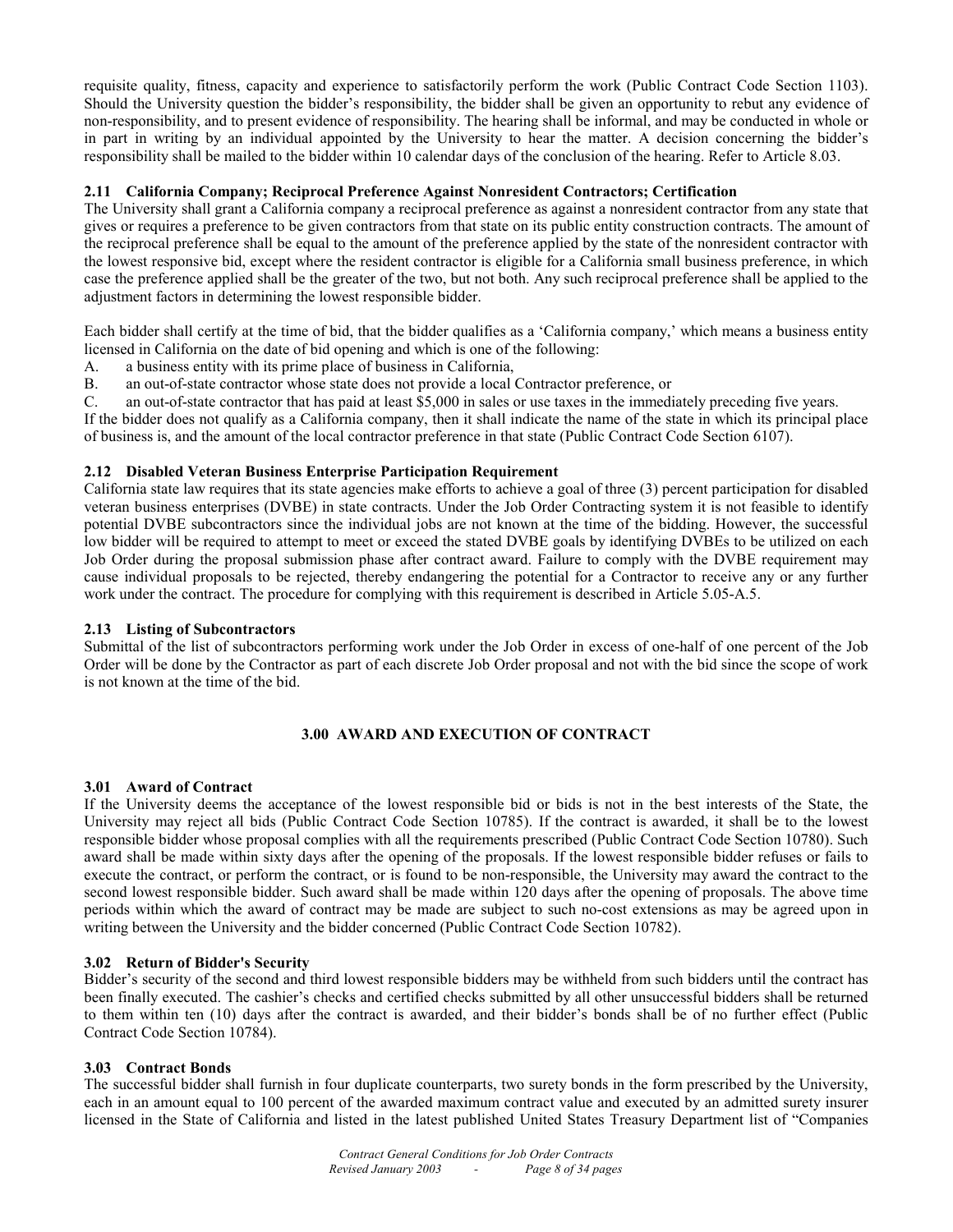requisite quality, fitness, capacity and experience to satisfactorily perform the work (Public Contract Code Section 1103). Should the University question the bidder's responsibility, the bidder shall be given an opportunity to rebut any evidence of non-responsibility, and to present evidence of responsibility. The hearing shall be informal, and may be conducted in whole or in part in writing by an individual appointed by the University to hear the matter. A decision concerning the bidder's responsibility shall be mailed to the bidder within 10 calendar days of the conclusion of the hearing. Refer to Article 8.03.

### 2.11 California Company; Reciprocal Preference Against Nonresident Contractors; Certification

The University shall grant a California company a reciprocal preference as against a nonresident contractor from any state that gives or requires a preference to be given contractors from that state on its public entity construction contracts. The amount of the reciprocal preference shall be equal to the amount of the preference applied by the state of the nonresident contractor with the lowest responsive bid, except where the resident contractor is eligible for a California small business preference, in which case the preference applied shall be the greater of the two, but not both. Any such reciprocal preference shall be applied to the adjustment factors in determining the lowest responsible bidder.

Each bidder shall certify at the time of bid, that the bidder qualifies as a 'California company,' which means a business entity licensed in California on the date of bid opening and which is one of the following:

A. a business entity with its prime place of business in California,
B. an out-of-state contractor whose state does not provide a local Contractor preference, or
C. an out-of-state contractor that has paid at least $5,000 in sales or use taxes in the immediately preceding five years.

If the bidder does not qualify as a California company, then it shall indicate the name of the state in which its principal place of business is, and the amount of the local contractor preference in that state (Public Contract Code Section 6107).

### 2.12 Disabled Veteran Business Enterprise Participation Requirement

California state law requires that its state agencies make efforts to achieve a goal of three (3) percent participation for disabled veteran business enterprises (DVBE) in state contracts. Under the Job Order Contracting system it is not feasible to identify potential DVBE subcontractors since the individual jobs are not known at the time of the bidding. However, the successful low bidder will be required to attempt to meet or exceed the stated DVBE goals by identifying DVBEs to be utilized on each Job Order during the proposal submission phase after contract award. Failure to comply with the DVBE requirement may cause individual proposals to be rejected, thereby endangering the potential for a Contractor to receive any or any further work under the contract. The procedure for complying with this requirement is described in Article 5.05-A.5.

### 2.13 Listing of Subcontractors

Submittal of the list of subcontractors performing work under the Job Order in excess of one-half of one percent of the Job Order will be done by the Contractor as part of each discrete Job Order proposal and not with the bid since the scope of work is not known at the time of the bid.

## 3.00 AWARD AND EXECUTION OF CONTRACT

### 3.01 Award of Contract

If the University deems the acceptance of the lowest responsible bid or bids is not in the best interests of the State, the University may reject all bids (Public Contract Code Section 10785). If the contract is awarded, it shall be to the lowest responsible bidder whose proposal complies with all the requirements prescribed (Public Contract Code Section 10780). Such award shall be made within sixty days after the opening of the proposals. If the lowest responsible bidder refuses or fails to execute the contract, or perform the contract, or is found to be non-responsible, the University may award the contract to the second lowest responsible bidder. Such award shall be made within 120 days after the opening of proposals. The above time periods within which the award of contract may be made are subject to such no-cost extensions as may be agreed upon in writing between the University and the bidder concerned (Public Contract Code Section 10782).

### 3.02 Return of Bidder's Security

Bidder's security of the second and third lowest responsible bidders may be withheld from such bidders until the contract has been finally executed. The cashier's checks and certified checks submitted by all other unsuccessful bidders shall be returned to them within ten (10) days after the contract is awarded, and their bidder's bonds shall be of no further effect (Public Contract Code Section 10784).

### 3.03 Contract Bonds

The successful bidder shall furnish in four duplicate counterparts, two surety bonds in the form prescribed by the University, each in an amount equal to 100 percent of the awarded maximum contract value and executed by an admitted surety insurer licensed in the State of California and listed in the latest published United States Treasury Department list of "Companies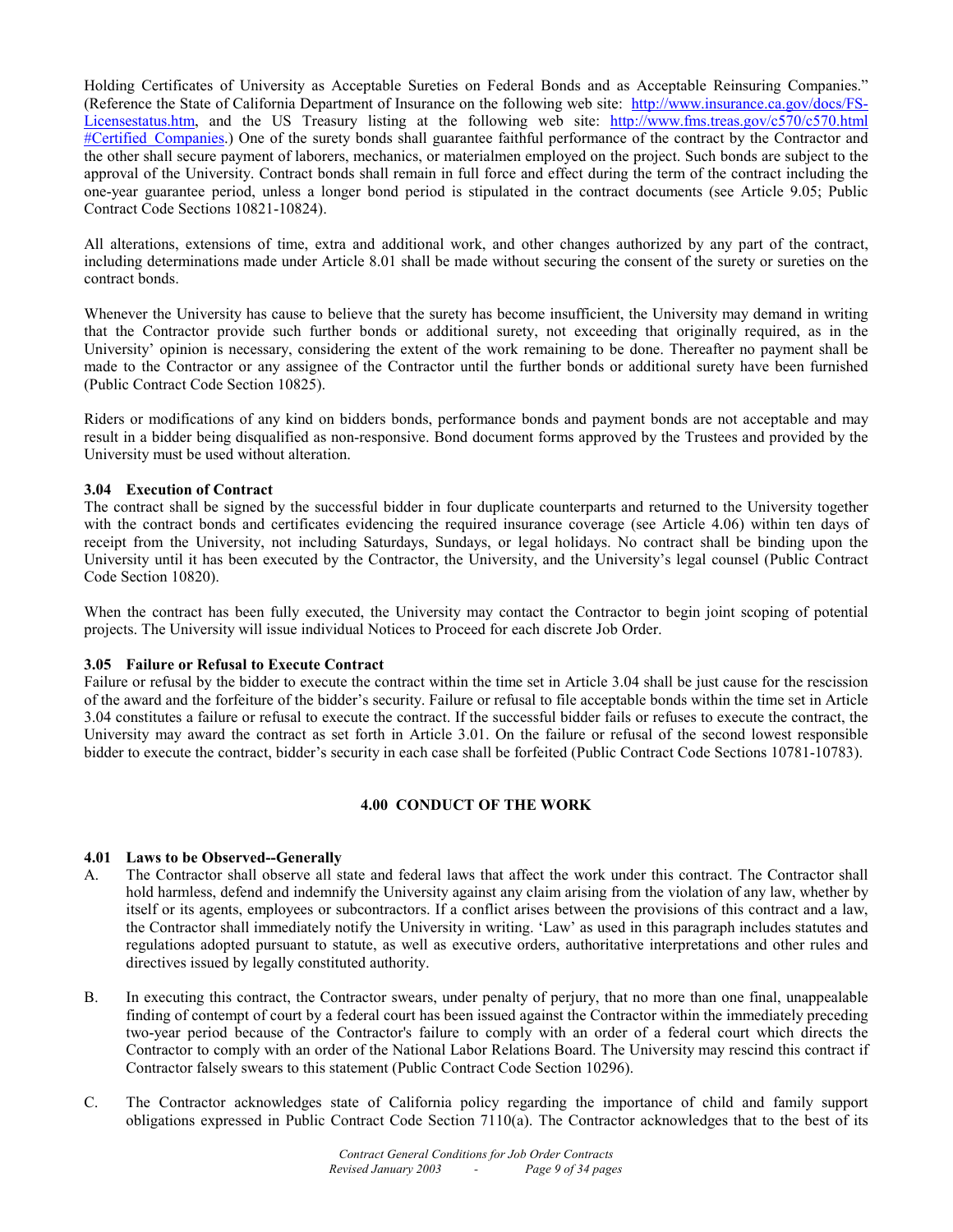Holding Certificates of University as Acceptable Sureties on Federal Bonds and as Acceptable Reinsuring Companies." (Reference the State of California Department of Insurance on the following web site: [http://www.insurance.ca.gov/docs/FS-Licensestatus.htm](http://www.insurance.ca.gov/docs/FS-Licensestatus.htm), and the US Treasury listing at the following web site: [http://www.fms.treas.gov/c570/c570.html #Certified Companies](http://www.fms.treas.gov/c570/c570.html#Certified_Companies).) One of the surety bonds shall guarantee faithful performance of the contract by the Contractor and the other shall secure payment of laborers, mechanics, or materialmen employed on the project. Such bonds are subject to the approval of the University. Contract bonds shall remain in full force and effect during the term of the contract including the one-year guarantee period, unless a longer bond period is stipulated in the contract documents (see Article 9.05; Public Contract Code Sections 10821-10824).

All alterations, extensions of time, extra and additional work, and other changes authorized by any part of the contract, including determinations made under Article 8.01 shall be made without securing the consent of the surety or sureties on the contract bonds.

Whenever the University has cause to believe that the surety has become insufficient, the University may demand in writing that the Contractor provide such further bonds or additional surety, not exceeding that originally required, as in the University' opinion is necessary, considering the extent of the work remaining to be done. Thereafter no payment shall be made to the Contractor or any assignee of the Contractor until the further bonds or additional surety have been furnished (Public Contract Code Section 10825).

Riders or modifications of any kind on bidders bonds, performance bonds and payment bonds are not acceptable and may result in a bidder being disqualified as non-responsive. Bond document forms approved by the Trustees and provided by the University must be used without alteration.

### 3.04 Execution of Contract

The contract shall be signed by the successful bidder in four duplicate counterparts and returned to the University together with the contract bonds and certificates evidencing the required insurance coverage (see Article 4.06) within ten days of receipt from the University, not including Saturdays, Sundays, or legal holidays. No contract shall be binding upon the University until it has been executed by the Contractor, the University, and the University's legal counsel (Public Contract Code Section 10820).

When the contract has been fully executed, the University may contact the Contractor to begin joint scoping of potential projects. The University will issue individual Notices to Proceed for each discrete Job Order.

### 3.05 Failure or Refusal to Execute Contract

Failure or refusal by the bidder to execute the contract within the time set in Article 3.04 shall be just cause for the rescission of the award and the forfeiture of the bidder's security. Failure or refusal to file acceptable bonds within the time set in Article 3.04 constitutes a failure or refusal to execute the contract. If the successful bidder fails or refuses to execute the contract, the University may award the contract as set forth in Article 3.01. On the failure or refusal of the second lowest responsible bidder to execute the contract, bidder's security in each case shall be forfeited (Public Contract Code Sections 10781-10783).

## 4.00 CONDUCT OF THE WORK

### 4.01 Laws to be Observed--Generally

A. The Contractor shall observe all state and federal laws that affect the work under this contract. The Contractor shall hold harmless, defend and indemnify the University against any claim arising from the violation of any law, whether by itself or its agents, employees or subcontractors. If a conflict arises between the provisions of this contract and a law, the Contractor shall immediately notify the University in writing. 'Law' as used in this paragraph includes statutes and regulations adopted pursuant to statute, as well as executive orders, authoritative interpretations and other rules and directives issued by legally constituted authority.

B. In executing this contract, the Contractor swears, under penalty of perjury, that no more than one final, unappealable finding of contempt of court by a federal court has been issued against the Contractor within the immediately preceding two-year period because of the Contractor's failure to comply with an order of a federal court which directs the Contractor to comply with an order of the National Labor Relations Board. The University may rescind this contract if Contractor falsely swears to this statement (Public Contract Code Section 10296).

C. The Contractor acknowledges state of California policy regarding the importance of child and family support obligations expressed in Public Contract Code Section 7110(a). The Contractor acknowledges that to the best of its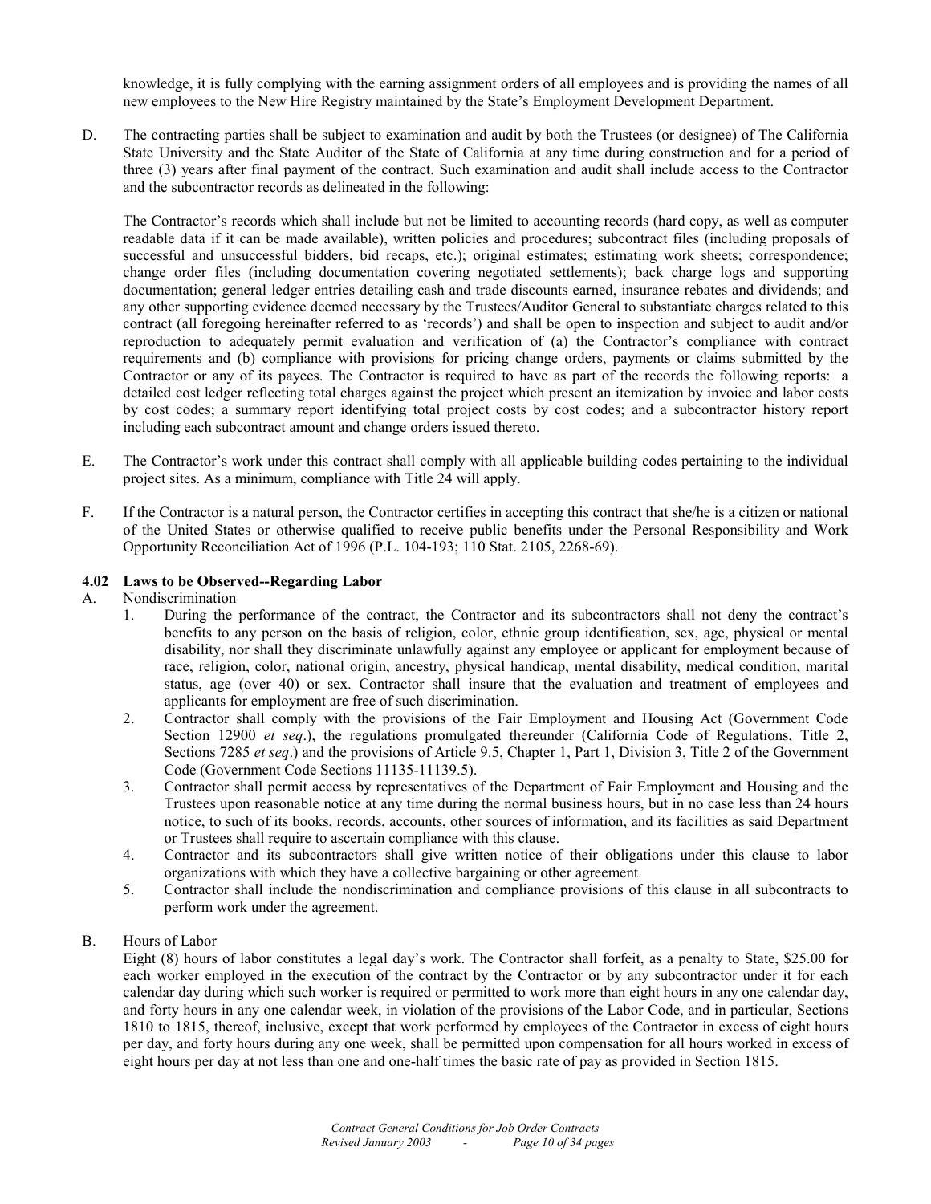knowledge, it is fully complying with the earning assignment orders of all employees and is providing the names of all new employees to the New Hire Registry maintained by the State's Employment Development Department.

D. The contracting parties shall be subject to examination and audit by both the Trustees (or designee) of The California State University and the State Auditor of the State of California at any time during construction and for a period of three (3) years after final payment of the contract. Such examination and audit shall include access to the Contractor and the subcontractor records as delineated in the following:

   The Contractor's records which shall include but not be limited to accounting records (hard copy, as well as computer readable data if it can be made available), written policies and procedures; subcontract files (including proposals of successful and unsuccessful bidders, bid recaps, etc.); original estimates; estimating work sheets; correspondence; change order files (including documentation covering negotiated settlements); back charge logs and supporting documentation; general ledger entries detailing cash and trade discounts earned, insurance rebates and dividends; and any other supporting evidence deemed necessary by the Trustees/Auditor General to substantiate charges related to this contract (all foregoing hereinafter referred to as 'records') and shall be open to inspection and subject to audit and/or reproduction to adequately permit evaluation and verification of (a) the Contractor's compliance with contract requirements and (b) compliance with provisions for pricing change orders, payments or claims submitted by the Contractor or any of its payees. The Contractor is required to have as part of the records the following reports: a detailed cost ledger reflecting total charges against the project which present an itemization by invoice and labor costs by cost codes; a summary report identifying total project costs by cost codes; and a subcontractor history report including each subcontract amount and change orders issued thereto.

E. The Contractor's work under this contract shall comply with all applicable building codes pertaining to the individual project sites. As a minimum, compliance with Title 24 will apply.

F. If the Contractor is a natural person, the Contractor certifies in accepting this contract that she/he is a citizen or national of the United States or otherwise qualified to receive public benefits under the Personal Responsibility and Work Opportunity Reconciliation Act of 1996 (P.L. 104-193; 110 Stat. 2105, 2268-69).

### 4.02 Laws to be Observed--Regarding Labor

A. Nondiscrimination

   1. During the performance of the contract, the Contractor and its subcontractors shall not deny the contract's benefits to any person on the basis of religion, color, ethnic group identification, sex, age, physical or mental disability, nor shall they discriminate unlawfully against any employee or applicant for employment because of race, religion, color, national origin, ancestry, physical handicap, mental disability, medical condition, marital status, age (over 40) or sex. Contractor shall insure that the evaluation and treatment of employees and applicants for employment are free of such discrimination.
   2. Contractor shall comply with the provisions of the Fair Employment and Housing Act (Government Code Section 12900 *et seq*.), the regulations promulgated thereunder (California Code of Regulations, Title 2, Sections 7285 *et seq*.) and the provisions of Article 9.5, Chapter 1, Part 1, Division 3, Title 2 of the Government Code (Government Code Sections 11135-11139.5).
   3. Contractor shall permit access by representatives of the Department of Fair Employment and Housing and the Trustees upon reasonable notice at any time during the normal business hours, but in no case less than 24 hours notice, to such of its books, records, accounts, other sources of information, and its facilities as said Department or Trustees shall require to ascertain compliance with this clause.
   4. Contractor and its subcontractors shall give written notice of their obligations under this clause to labor organizations with which they have a collective bargaining or other agreement.
   5. Contractor shall include the nondiscrimination and compliance provisions of this clause in all subcontracts to perform work under the agreement.

B. Hours of Labor

   Eight (8) hours of labor constitutes a legal day's work. The Contractor shall forfeit, as a penalty to State, $25.00 for each worker employed in the execution of the contract by the Contractor or by any subcontractor under it for each calendar day during which such worker is required or permitted to work more than eight hours in any one calendar day, and forty hours in any one calendar week, in violation of the provisions of the Labor Code, and in particular, Sections 1810 to 1815, thereof, inclusive, except that work performed by employees of the Contractor in excess of eight hours per day, and forty hours during any one week, shall be permitted upon compensation for all hours worked in excess of eight hours per day at not less than one and one-half times the basic rate of pay as provided in Section 1815.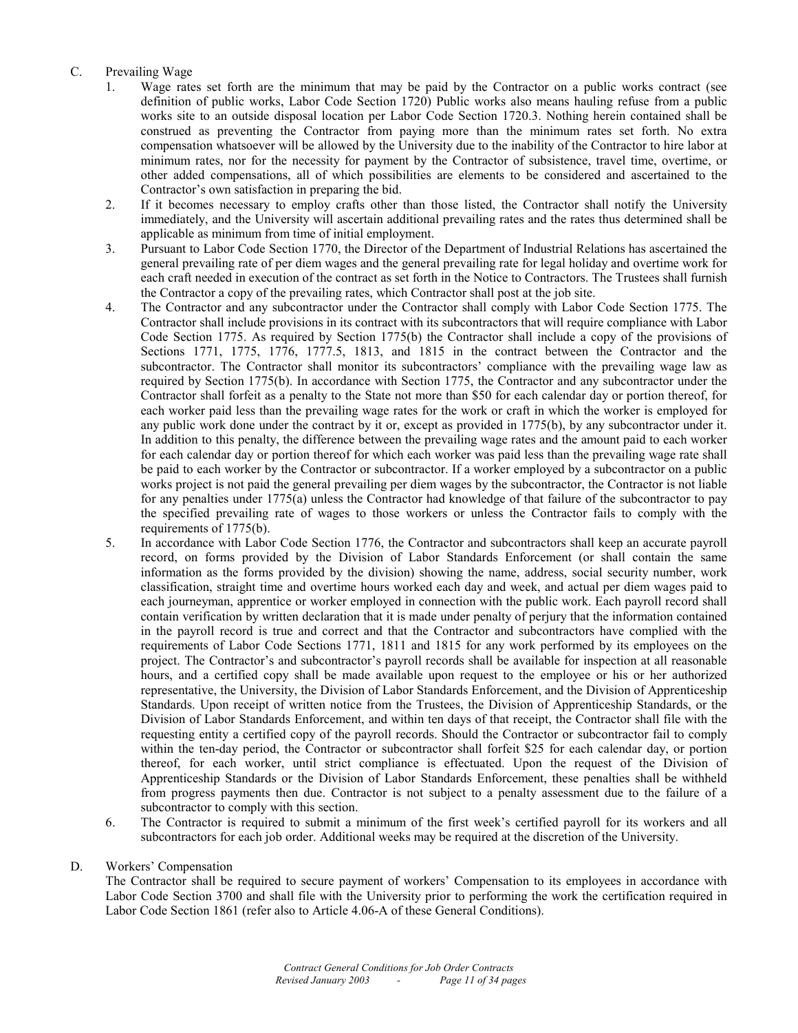C. Prevailing Wage

1. Wage rates set forth are the minimum that may be paid by the Contractor on a public works contract (see definition of public works, Labor Code Section 1720) Public works also means hauling refuse from a public works site to an outside disposal location per Labor Code Section 1720.3. Nothing herein contained shall be construed as preventing the Contractor from paying more than the minimum rates set forth. No extra compensation whatsoever will be allowed by the University due to the inability of the Contractor to hire labor at minimum rates, nor for the necessity for payment by the Contractor of subsistence, travel time, overtime, or other added compensations, all of which possibilities are elements to be considered and ascertained to the Contractor's own satisfaction in preparing the bid.
2. If it becomes necessary to employ crafts other than those listed, the Contractor shall notify the University immediately, and the University will ascertain additional prevailing rates and the rates thus determined shall be applicable as minimum from time of initial employment.
3. Pursuant to Labor Code Section 1770, the Director of the Department of Industrial Relations has ascertained the general prevailing rate of per diem wages and the general prevailing rate for legal holiday and overtime work for each craft needed in execution of the contract as set forth in the Notice to Contractors. The Trustees shall furnish the Contractor a copy of the prevailing rates, which Contractor shall post at the job site.
4. The Contractor and any subcontractor under the Contractor shall comply with Labor Code Section 1775. The Contractor shall include provisions in its contract with its subcontractors that will require compliance with Labor Code Section 1775. As required by Section 1775(b) the Contractor shall include a copy of the provisions of Sections 1771, 1775, 1776, 1777.5, 1813, and 1815 in the contract between the Contractor and the subcontractor. The Contractor shall monitor its subcontractors' compliance with the prevailing wage law as required by Section 1775(b). In accordance with Section 1775, the Contractor and any subcontractor under the Contractor shall forfeit as a penalty to the State not more than $50 for each calendar day or portion thereof, for each worker paid less than the prevailing wage rates for the work or craft in which the worker is employed for any public work done under the contract by it or, except as provided in 1775(b), by any subcontractor under it. In addition to this penalty, the difference between the prevailing wage rates and the amount paid to each worker for each calendar day or portion thereof for which each worker was paid less than the prevailing wage rate shall be paid to each worker by the Contractor or subcontractor. If a worker employed by a subcontractor on a public works project is not paid the general prevailing per diem wages by the subcontractor, the Contractor is not liable for any penalties under 1775(a) unless the Contractor had knowledge of that failure of the subcontractor to pay the specified prevailing rate of wages to those workers or unless the Contractor fails to comply with the requirements of 1775(b).
5. In accordance with Labor Code Section 1776, the Contractor and subcontractors shall keep an accurate payroll record, on forms provided by the Division of Labor Standards Enforcement (or shall contain the same information as the forms provided by the division) showing the name, address, social security number, work classification, straight time and overtime hours worked each day and week, and actual per diem wages paid to each journeyman, apprentice or worker employed in connection with the public work. Each payroll record shall contain verification by written declaration that it is made under penalty of perjury that the information contained in the payroll record is true and correct and that the Contractor and subcontractors have complied with the requirements of Labor Code Sections 1771, 1811 and 1815 for any work performed by its employees on the project. The Contractor's and subcontractor's payroll records shall be available for inspection at all reasonable hours, and a certified copy shall be made available upon request to the employee or his or her authorized representative, the University, the Division of Labor Standards Enforcement, and the Division of Apprenticeship Standards. Upon receipt of written notice from the Trustees, the Division of Apprenticeship Standards, or the Division of Labor Standards Enforcement, and within ten days of that receipt, the Contractor shall file with the requesting entity a certified copy of the payroll records. Should the Contractor or subcontractor fail to comply within the ten-day period, the Contractor or subcontractor shall forfeit $25 for each calendar day, or portion thereof, for each worker, until strict compliance is effectuated. Upon the request of the Division of Apprenticeship Standards or the Division of Labor Standards Enforcement, these penalties shall be withheld from progress payments then due. Contractor is not subject to a penalty assessment due to the failure of a subcontractor to comply with this section.
6. The Contractor is required to submit a minimum of the first week's certified payroll for its workers and all subcontractors for each job order. Additional weeks may be required at the discretion of the University.

D. Workers' Compensation

The Contractor shall be required to secure payment of workers' Compensation to its employees in accordance with Labor Code Section 3700 and shall file with the University prior to performing the work the certification required in Labor Code Section 1861 (refer also to Article 4.06-A of these General Conditions).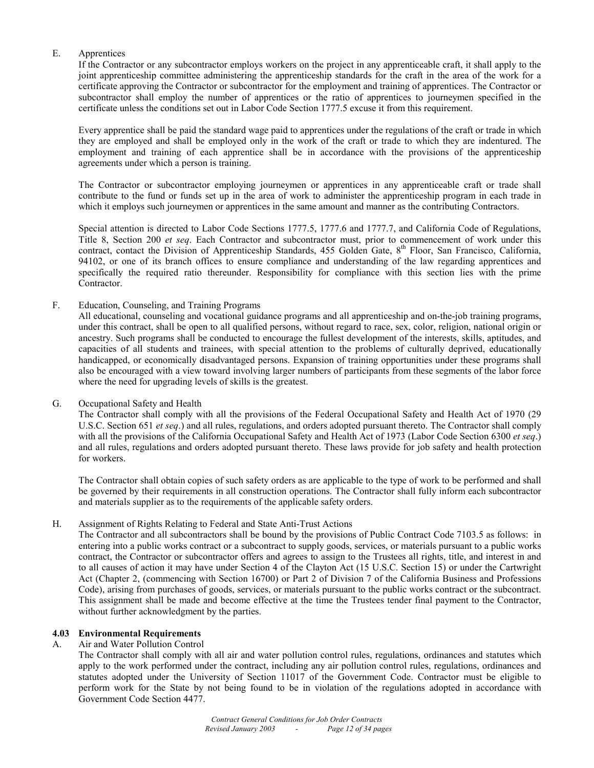E. Apprentices

If the Contractor or any subcontractor employs workers on the project in any apprenticeable craft, it shall apply to the joint apprenticeship committee administering the apprenticeship standards for the craft in the area of the work for a certificate approving the Contractor or subcontractor for the employment and training of apprentices. The Contractor or subcontractor shall employ the number of apprentices or the ratio of apprentices to journeymen specified in the certificate unless the conditions set out in Labor Code Section 1777.5 excuse it from this requirement.

Every apprentice shall be paid the standard wage paid to apprentices under the regulations of the craft or trade in which they are employed and shall be employed only in the work of the craft or trade to which they are indentured. The employment and training of each apprentice shall be in accordance with the provisions of the apprenticeship agreements under which a person is training.

The Contractor or subcontractor employing journeymen or apprentices in any apprenticeable craft or trade shall contribute to the fund or funds set up in the area of work to administer the apprenticeship program in each trade in which it employs such journeymen or apprentices in the same amount and manner as the contributing Contractors.

Special attention is directed to Labor Code Sections 1777.5, 1777.6 and 1777.7, and California Code of Regulations, Title 8, Section 200 *et seq*. Each Contractor and subcontractor must, prior to commencement of work under this contract, contact the Division of Apprenticeship Standards, 455 Golden Gate, 8th Floor, San Francisco, California, 94102, or one of its branch offices to ensure compliance and understanding of the law regarding apprentices and specifically the required ratio thereunder. Responsibility for compliance with this section lies with the prime Contractor.

F. Education, Counseling, and Training Programs

All educational, counseling and vocational guidance programs and all apprenticeship and on-the-job training programs, under this contract, shall be open to all qualified persons, without regard to race, sex, color, religion, national origin or ancestry. Such programs shall be conducted to encourage the fullest development of the interests, skills, aptitudes, and capacities of all students and trainees, with special attention to the problems of culturally deprived, educationally handicapped, or economically disadvantaged persons. Expansion of training opportunities under these programs shall also be encouraged with a view toward involving larger numbers of participants from these segments of the labor force where the need for upgrading levels of skills is the greatest.

G. Occupational Safety and Health

The Contractor shall comply with all the provisions of the Federal Occupational Safety and Health Act of 1970 (29 U.S.C. Section 651 *et seq*.) and all rules, regulations, and orders adopted pursuant thereto. The Contractor shall comply with all the provisions of the California Occupational Safety and Health Act of 1973 (Labor Code Section 6300 *et seq*.) and all rules, regulations and orders adopted pursuant thereto. These laws provide for job safety and health protection for workers.

The Contractor shall obtain copies of such safety orders as are applicable to the type of work to be performed and shall be governed by their requirements in all construction operations. The Contractor shall fully inform each subcontractor and materials supplier as to the requirements of the applicable safety orders.

H. Assignment of Rights Relating to Federal and State Anti-Trust Actions

The Contractor and all subcontractors shall be bound by the provisions of Public Contract Code 7103.5 as follows: in entering into a public works contract or a subcontract to supply goods, services, or materials pursuant to a public works contract, the Contractor or subcontractor offers and agrees to assign to the Trustees all rights, title, and interest in and to all causes of action it may have under Section 4 of the Clayton Act (15 U.S.C. Section 15) or under the Cartwright Act (Chapter 2, (commencing with Section 16700) or Part 2 of Division 7 of the California Business and Professions Code), arising from purchases of goods, services, or materials pursuant to the public works contract or the subcontract. This assignment shall be made and become effective at the time the Trustees tender final payment to the Contractor, without further acknowledgment by the parties.

**4.03 Environmental Requirements**

A. Air and Water Pollution Control

The Contractor shall comply with all air and water pollution control rules, regulations, ordinances and statutes which apply to the work performed under the contract, including any air pollution control rules, regulations, ordinances and statutes adopted under the University of Section 11017 of the Government Code. Contractor must be eligible to perform work for the State by not being found to be in violation of the regulations adopted in accordance with Government Code Section 4477.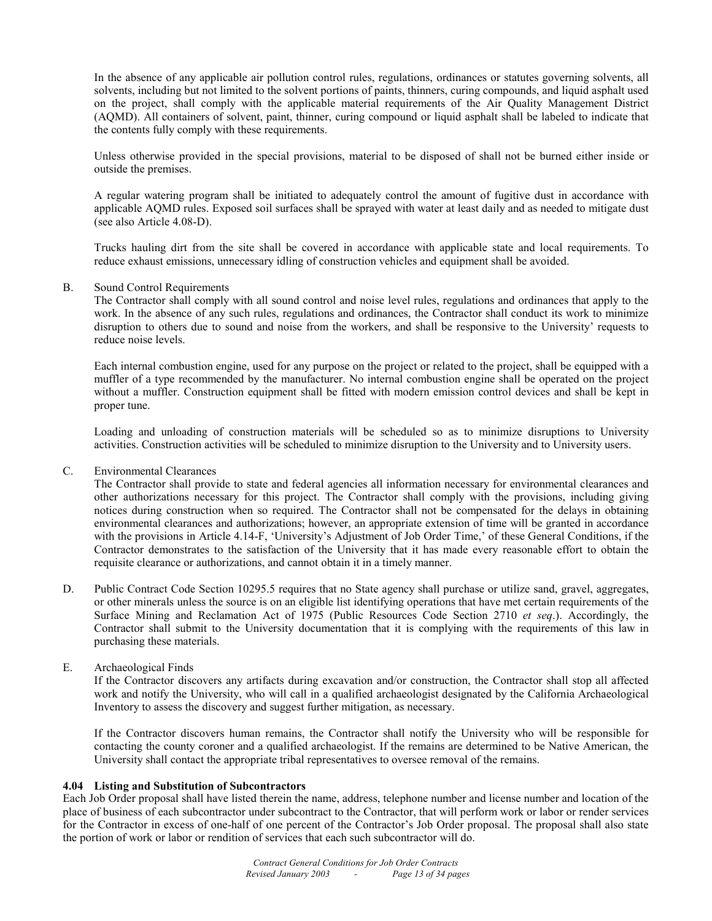In the absence of any applicable air pollution control rules, regulations, ordinances or statutes governing solvents, all solvents, including but not limited to the solvent portions of paints, thinners, curing compounds, and liquid asphalt used on the project, shall comply with the applicable material requirements of the Air Quality Management District (AQMD). All containers of solvent, paint, thinner, curing compound or liquid asphalt shall be labeled to indicate that the contents fully comply with these requirements.

Unless otherwise provided in the special provisions, material to be disposed of shall not be burned either inside or outside the premises.

A regular watering program shall be initiated to adequately control the amount of fugitive dust in accordance with applicable AQMD rules. Exposed soil surfaces shall be sprayed with water at least daily and as needed to mitigate dust (see also Article 4.08-D).

Trucks hauling dirt from the site shall be covered in accordance with applicable state and local requirements. To reduce exhaust emissions, unnecessary idling of construction vehicles and equipment shall be avoided.

B. Sound Control Requirements

The Contractor shall comply with all sound control and noise level rules, regulations and ordinances that apply to the work. In the absence of any such rules, regulations and ordinances, the Contractor shall conduct its work to minimize disruption to others due to sound and noise from the workers, and shall be responsive to the University' requests to reduce noise levels.

Each internal combustion engine, used for any purpose on the project or related to the project, shall be equipped with a muffler of a type recommended by the manufacturer. No internal combustion engine shall be operated on the project without a muffler. Construction equipment shall be fitted with modern emission control devices and shall be kept in proper tune.

Loading and unloading of construction materials will be scheduled so as to minimize disruptions to University activities. Construction activities will be scheduled to minimize disruption to the University and to University users.

C. Environmental Clearances

The Contractor shall provide to state and federal agencies all information necessary for environmental clearances and other authorizations necessary for this project. The Contractor shall comply with the provisions, including giving notices during construction when so required. The Contractor shall not be compensated for the delays in obtaining environmental clearances and authorizations; however, an appropriate extension of time will be granted in accordance with the provisions in Article 4.14-F, 'University's Adjustment of Job Order Time,' of these General Conditions, if the Contractor demonstrates to the satisfaction of the University that it has made every reasonable effort to obtain the requisite clearance or authorizations, and cannot obtain it in a timely manner.

D. Public Contract Code Section 10295.5 requires that no State agency shall purchase or utilize sand, gravel, aggregates, or other minerals unless the source is on an eligible list identifying operations that have met certain requirements of the Surface Mining and Reclamation Act of 1975 (Public Resources Code Section 2710 *et seq*.). Accordingly, the Contractor shall submit to the University documentation that it is complying with the requirements of this law in purchasing these materials.

E. Archaeological Finds

If the Contractor discovers any artifacts during excavation and/or construction, the Contractor shall stop all affected work and notify the University, who will call in a qualified archaeologist designated by the California Archaeological Inventory to assess the discovery and suggest further mitigation, as necessary.

If the Contractor discovers human remains, the Contractor shall notify the University who will be responsible for contacting the county coroner and a qualified archaeologist. If the remains are determined to be Native American, the University shall contact the appropriate tribal representatives to oversee removal of the remains.

### 4.04 Listing and Substitution of Subcontractors

Each Job Order proposal shall have listed therein the name, address, telephone number and license number and location of the place of business of each subcontractor under subcontract to the Contractor, that will perform work or labor or render services for the Contractor in excess of one-half of one percent of the Contractor's Job Order proposal. The proposal shall also state the portion of work or labor or rendition of services that each such subcontractor will do.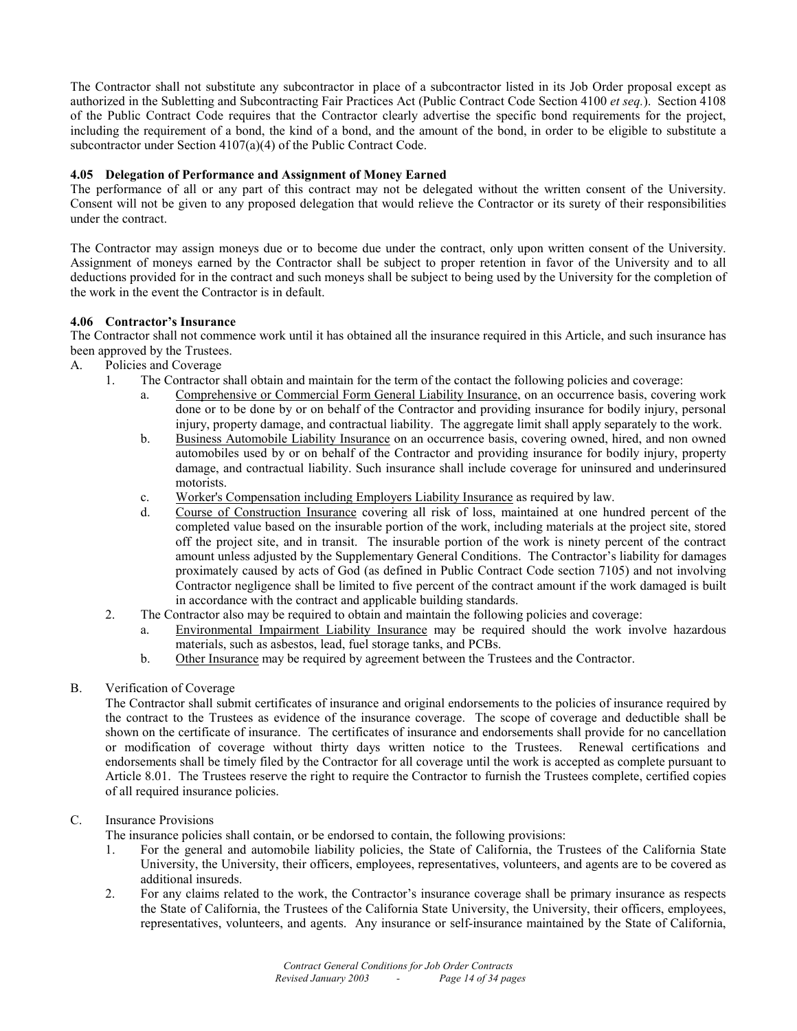The Contractor shall not substitute any subcontractor in place of a subcontractor listed in its Job Order proposal except as authorized in the Subletting and Subcontracting Fair Practices Act (Public Contract Code Section 4100 *et seq.*). Section 4108 of the Public Contract Code requires that the Contractor clearly advertise the specific bond requirements for the project, including the requirement of a bond, the kind of a bond, and the amount of the bond, in order to be eligible to substitute a subcontractor under Section 4107(a)(4) of the Public Contract Code.

#### 4.05 Delegation of Performance and Assignment of Money Earned

The performance of all or any part of this contract may not be delegated without the written consent of the University. Consent will not be given to any proposed delegation that would relieve the Contractor or its surety of their responsibilities under the contract.

The Contractor may assign moneys due or to become due under the contract, only upon written consent of the University. Assignment of moneys earned by the Contractor shall be subject to proper retention in favor of the University and to all deductions provided for in the contract and such moneys shall be subject to being used by the University for the completion of the work in the event the Contractor is in default.

#### 4.06 Contractor's Insurance

The Contractor shall not commence work until it has obtained all the insurance required in this Article, and such insurance has been approved by the Trustees.

A. Policies and Coverage
   1. The Contractor shall obtain and maintain for the term of the contact the following policies and coverage:
      a. Comprehensive or Commercial Form General Liability Insurance, on an occurrence basis, covering work done or to be done by or on behalf of the Contractor and providing insurance for bodily injury, personal injury, property damage, and contractual liability. The aggregate limit shall apply separately to the work.
      b. Business Automobile Liability Insurance on an occurrence basis, covering owned, hired, and non owned automobiles used by or on behalf of the Contractor and providing insurance for bodily injury, property damage, and contractual liability. Such insurance shall include coverage for uninsured and underinsured motorists.
      c. Worker's Compensation including Employers Liability Insurance as required by law.
      d. Course of Construction Insurance covering all risk of loss, maintained at one hundred percent of the completed value based on the insurable portion of the work, including materials at the project site, stored off the project site, and in transit. The insurable portion of the work is ninety percent of the contract amount unless adjusted by the Supplementary General Conditions. The Contractor's liability for damages proximately caused by acts of God (as defined in Public Contract Code section 7105) and not involving Contractor negligence shall be limited to five percent of the contract amount if the work damaged is built in accordance with the contract and applicable building standards.
   2. The Contractor also may be required to obtain and maintain the following policies and coverage:
      a. Environmental Impairment Liability Insurance may be required should the work involve hazardous materials, such as asbestos, lead, fuel storage tanks, and PCBs.
      b. Other Insurance may be required by agreement between the Trustees and the Contractor.

B. Verification of Coverage

   The Contractor shall submit certificates of insurance and original endorsements to the policies of insurance required by the contract to the Trustees as evidence of the insurance coverage. The scope of coverage and deductible shall be shown on the certificate of insurance. The certificates of insurance and endorsements shall provide for no cancellation or modification of coverage without thirty days written notice to the Trustees. Renewal certifications and endorsements shall be timely filed by the Contractor for all coverage until the work is accepted as complete pursuant to Article 8.01. The Trustees reserve the right to require the Contractor to furnish the Trustees complete, certified copies of all required insurance policies.

C. Insurance Provisions

   The insurance policies shall contain, or be endorsed to contain, the following provisions:
   1. For the general and automobile liability policies, the State of California, the Trustees of the California State University, the University, their officers, employees, representatives, volunteers, and agents are to be covered as additional insureds.
   2. For any claims related to the work, the Contractor's insurance coverage shall be primary insurance as respects the State of California, the Trustees of the California State University, the University, their officers, employees, representatives, volunteers, and agents. Any insurance or self-insurance maintained by the State of California,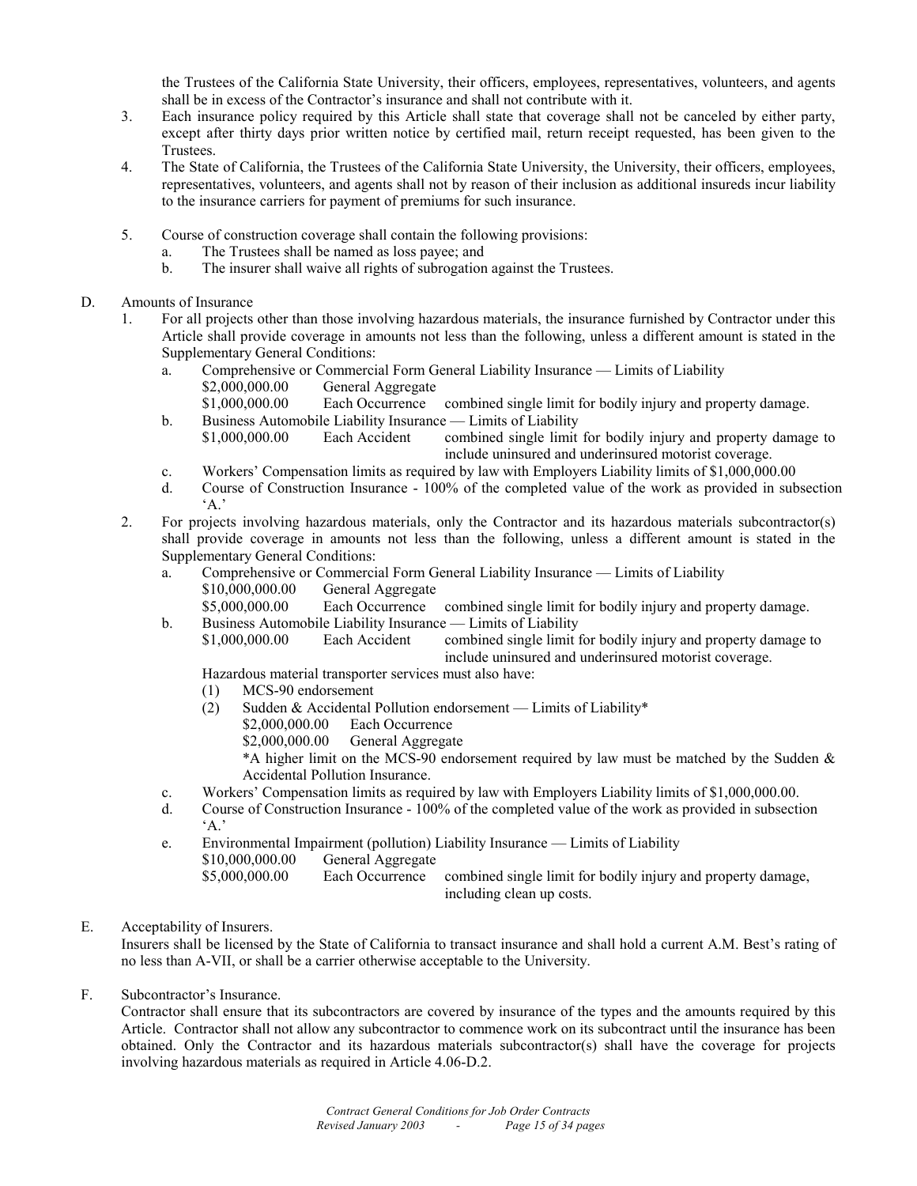the Trustees of the California State University, their officers, employees, representatives, volunteers, and agents shall be in excess of the Contractor's insurance and shall not contribute with it.

3. Each insurance policy required by this Article shall state that coverage shall not be canceled by either party, except after thirty days prior written notice by certified mail, return receipt requested, has been given to the Trustees.
4. The State of California, the Trustees of the California State University, the University, their officers, employees, representatives, volunteers, and agents shall not by reason of their inclusion as additional insureds incur liability to the insurance carriers for payment of premiums for such insurance.
5. Course of construction coverage shall contain the following provisions:
   a. The Trustees shall be named as loss payee; and
   b. The insurer shall waive all rights of subrogation against the Trustees.

D. Amounts of Insurance

1. For all projects other than those involving hazardous materials, the insurance furnished by Contractor under this Article shall provide coverage in amounts not less than the following, unless a different amount is stated in the Supplementary General Conditions:
   a. Comprehensive or Commercial Form General Liability Insurance — Limits of Liability
      $2,000,000.00 General Aggregate
      $1,000,000.00 Each Occurrence combined single limit for bodily injury and property damage.
   b. Business Automobile Liability Insurance — Limits of Liability
      $1,000,000.00 Each Accident combined single limit for bodily injury and property damage to include uninsured and underinsured motorist coverage.
   c. Workers' Compensation limits as required by law with Employers Liability limits of $1,000,000.00
   d. Course of Construction Insurance - 100% of the completed value of the work as provided in subsection 'A.'
2. For projects involving hazardous materials, only the Contractor and its hazardous materials subcontractor(s) shall provide coverage in amounts not less than the following, unless a different amount is stated in the Supplementary General Conditions:
   a. Comprehensive or Commercial Form General Liability Insurance — Limits of Liability
      $10,000,000.00 General Aggregate
      $5,000,000.00 Each Occurrence combined single limit for bodily injury and property damage.
   b. Business Automobile Liability Insurance — Limits of Liability
      $1,000,000.00 Each Accident combined single limit for bodily injury and property damage to include uninsured and underinsured motorist coverage.

      Hazardous material transporter services must also have:
      (1) MCS-90 endorsement
      (2) Sudden & Accidental Pollution endorsement — Limits of Liability*
          $2,000,000.00 Each Occurrence
          $2,000,000.00 General Aggregate
          *A higher limit on the MCS-90 endorsement required by law must be matched by the Sudden & Accidental Pollution Insurance.
   c. Workers' Compensation limits as required by law with Employers Liability limits of $1,000,000.00.
   d. Course of Construction Insurance - 100% of the completed value of the work as provided in subsection 'A.'
   e. Environmental Impairment (pollution) Liability Insurance — Limits of Liability
      $10,000,000.00 General Aggregate
      $5,000,000.00 Each Occurrence combined single limit for bodily injury and property damage, including clean up costs.

E. Acceptability of Insurers.
Insurers shall be licensed by the State of California to transact insurance and shall hold a current A.M. Best's rating of no less than A-VII, or shall be a carrier otherwise acceptable to the University.

F. Subcontractor's Insurance.
Contractor shall ensure that its subcontractors are covered by insurance of the types and the amounts required by this Article. Contractor shall not allow any subcontractor to commence work on its subcontract until the insurance has been obtained. Only the Contractor and its hazardous materials subcontractor(s) shall have the coverage for projects involving hazardous materials as required in Article 4.06-D.2.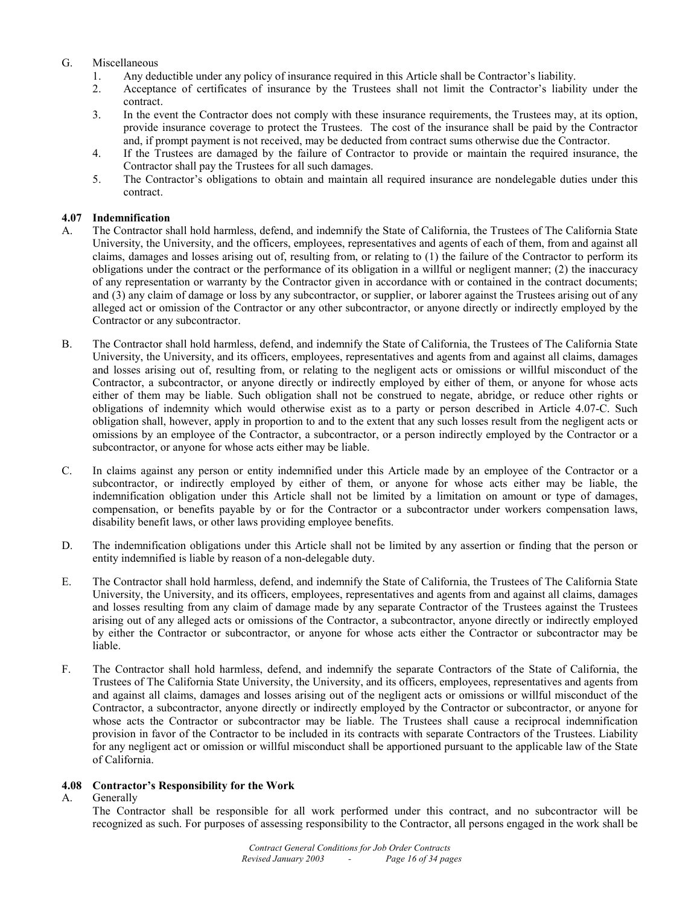G. Miscellaneous

1. Any deductible under any policy of insurance required in this Article shall be Contractor's liability.
2. Acceptance of certificates of insurance by the Trustees shall not limit the Contractor's liability under the contract.
3. In the event the Contractor does not comply with these insurance requirements, the Trustees may, at its option, provide insurance coverage to protect the Trustees. The cost of the insurance shall be paid by the Contractor and, if prompt payment is not received, may be deducted from contract sums otherwise due the Contractor.
4. If the Trustees are damaged by the failure of Contractor to provide or maintain the required insurance, the Contractor shall pay the Trustees for all such damages.
5. The Contractor's obligations to obtain and maintain all required insurance are nondelegable duties under this contract.

### 4.07 Indemnification

A. The Contractor shall hold harmless, defend, and indemnify the State of California, the Trustees of The California State University, the University, and the officers, employees, representatives and agents of each of them, from and against all claims, damages and losses arising out of, resulting from, or relating to (1) the failure of the Contractor to perform its obligations under the contract or the performance of its obligation in a willful or negligent manner; (2) the inaccuracy of any representation or warranty by the Contractor given in accordance with or contained in the contract documents; and (3) any claim of damage or loss by any subcontractor, or supplier, or laborer against the Trustees arising out of any alleged act or omission of the Contractor or any other subcontractor, or anyone directly or indirectly employed by the Contractor or any subcontractor.

B. The Contractor shall hold harmless, defend, and indemnify the State of California, the Trustees of The California State University, the University, and its officers, employees, representatives and agents from and against all claims, damages and losses arising out of, resulting from, or relating to the negligent acts or omissions or willful misconduct of the Contractor, a subcontractor, or anyone directly or indirectly employed by either of them, or anyone for whose acts either of them may be liable. Such obligation shall not be construed to negate, abridge, or reduce other rights or obligations of indemnity which would otherwise exist as to a party or person described in Article 4.07-C. Such obligation shall, however, apply in proportion to and to the extent that any such losses result from the negligent acts or omissions by an employee of the Contractor, a subcontractor, or a person indirectly employed by the Contractor or a subcontractor, or anyone for whose acts either may be liable.

C. In claims against any person or entity indemnified under this Article made by an employee of the Contractor or a subcontractor, or indirectly employed by either of them, or anyone for whose acts either may be liable, the indemnification obligation under this Article shall not be limited by a limitation on amount or type of damages, compensation, or benefits payable by or for the Contractor or a subcontractor under workers compensation laws, disability benefit laws, or other laws providing employee benefits.

D. The indemnification obligations under this Article shall not be limited by any assertion or finding that the person or entity indemnified is liable by reason of a non-delegable duty.

E. The Contractor shall hold harmless, defend, and indemnify the State of California, the Trustees of The California State University, the University, and its officers, employees, representatives and agents from and against all claims, damages and losses resulting from any claim of damage made by any separate Contractor of the Trustees against the Trustees arising out of any alleged acts or omissions of the Contractor, a subcontractor, anyone directly or indirectly employed by either the Contractor or subcontractor, or anyone for whose acts either the Contractor or subcontractor may be liable.

F. The Contractor shall hold harmless, defend, and indemnify the separate Contractors of the State of California, the Trustees of The California State University, the University, and its officers, employees, representatives and agents from and against all claims, damages and losses arising out of the negligent acts or omissions or willful misconduct of the Contractor, a subcontractor, anyone directly or indirectly employed by the Contractor or subcontractor, or anyone for whose acts the Contractor or subcontractor may be liable. The Trustees shall cause a reciprocal indemnification provision in favor of the Contractor to be included in its contracts with separate Contractors of the Trustees. Liability for any negligent act or omission or willful misconduct shall be apportioned pursuant to the applicable law of the State of California.

### 4.08 Contractor's Responsibility for the Work

A. Generally

The Contractor shall be responsible for all work performed under this contract, and no subcontractor will be recognized as such. For purposes of assessing responsibility to the Contractor, all persons engaged in the work shall be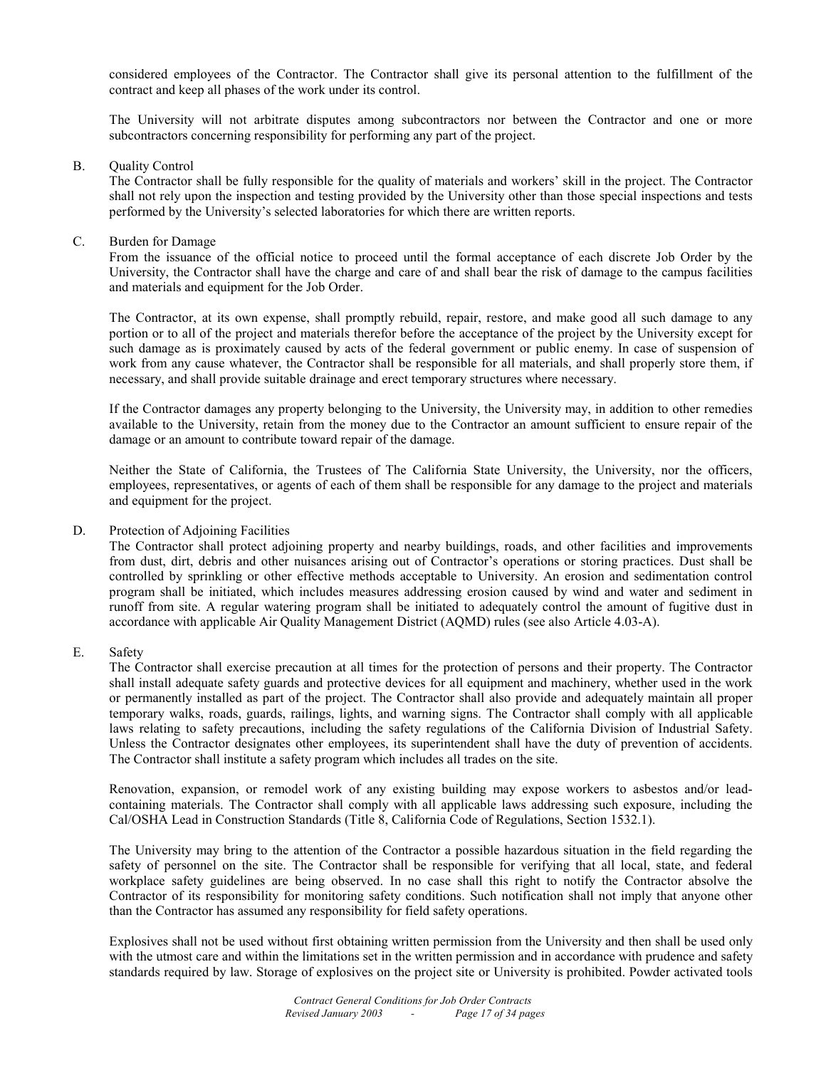considered employees of the Contractor. The Contractor shall give its personal attention to the fulfillment of the contract and keep all phases of the work under its control.

The University will not arbitrate disputes among subcontractors nor between the Contractor and one or more subcontractors concerning responsibility for performing any part of the project.

B. Quality Control

The Contractor shall be fully responsible for the quality of materials and workers' skill in the project. The Contractor shall not rely upon the inspection and testing provided by the University other than those special inspections and tests performed by the University's selected laboratories for which there are written reports.

C. Burden for Damage

From the issuance of the official notice to proceed until the formal acceptance of each discrete Job Order by the University, the Contractor shall have the charge and care of and shall bear the risk of damage to the campus facilities and materials and equipment for the Job Order.

The Contractor, at its own expense, shall promptly rebuild, repair, restore, and make good all such damage to any portion or to all of the project and materials therefor before the acceptance of the project by the University except for such damage as is proximately caused by acts of the federal government or public enemy. In case of suspension of work from any cause whatever, the Contractor shall be responsible for all materials, and shall properly store them, if necessary, and shall provide suitable drainage and erect temporary structures where necessary.

If the Contractor damages any property belonging to the University, the University may, in addition to other remedies available to the University, retain from the money due to the Contractor an amount sufficient to ensure repair of the damage or an amount to contribute toward repair of the damage.

Neither the State of California, the Trustees of The California State University, the University, nor the officers, employees, representatives, or agents of each of them shall be responsible for any damage to the project and materials and equipment for the project.

D. Protection of Adjoining Facilities

The Contractor shall protect adjoining property and nearby buildings, roads, and other facilities and improvements from dust, dirt, debris and other nuisances arising out of Contractor's operations or storing practices. Dust shall be controlled by sprinkling or other effective methods acceptable to University. An erosion and sedimentation control program shall be initiated, which includes measures addressing erosion caused by wind and water and sediment in runoff from site. A regular watering program shall be initiated to adequately control the amount of fugitive dust in accordance with applicable Air Quality Management District (AQMD) rules (see also Article 4.03-A).

E. Safety

The Contractor shall exercise precaution at all times for the protection of persons and their property. The Contractor shall install adequate safety guards and protective devices for all equipment and machinery, whether used in the work or permanently installed as part of the project. The Contractor shall also provide and adequately maintain all proper temporary walks, roads, guards, railings, lights, and warning signs. The Contractor shall comply with all applicable laws relating to safety precautions, including the safety regulations of the California Division of Industrial Safety. Unless the Contractor designates other employees, its superintendent shall have the duty of prevention of accidents. The Contractor shall institute a safety program which includes all trades on the site.

Renovation, expansion, or remodel work of any existing building may expose workers to asbestos and/or lead-containing materials. The Contractor shall comply with all applicable laws addressing such exposure, including the Cal/OSHA Lead in Construction Standards (Title 8, California Code of Regulations, Section 1532.1).

The University may bring to the attention of the Contractor a possible hazardous situation in the field regarding the safety of personnel on the site. The Contractor shall be responsible for verifying that all local, state, and federal workplace safety guidelines are being observed. In no case shall this right to notify the Contractor absolve the Contractor of its responsibility for monitoring safety conditions. Such notification shall not imply that anyone other than the Contractor has assumed any responsibility for field safety operations.

Explosives shall not be used without first obtaining written permission from the University and then shall be used only with the utmost care and within the limitations set in the written permission and in accordance with prudence and safety standards required by law. Storage of explosives on the project site or University is prohibited. Powder activated tools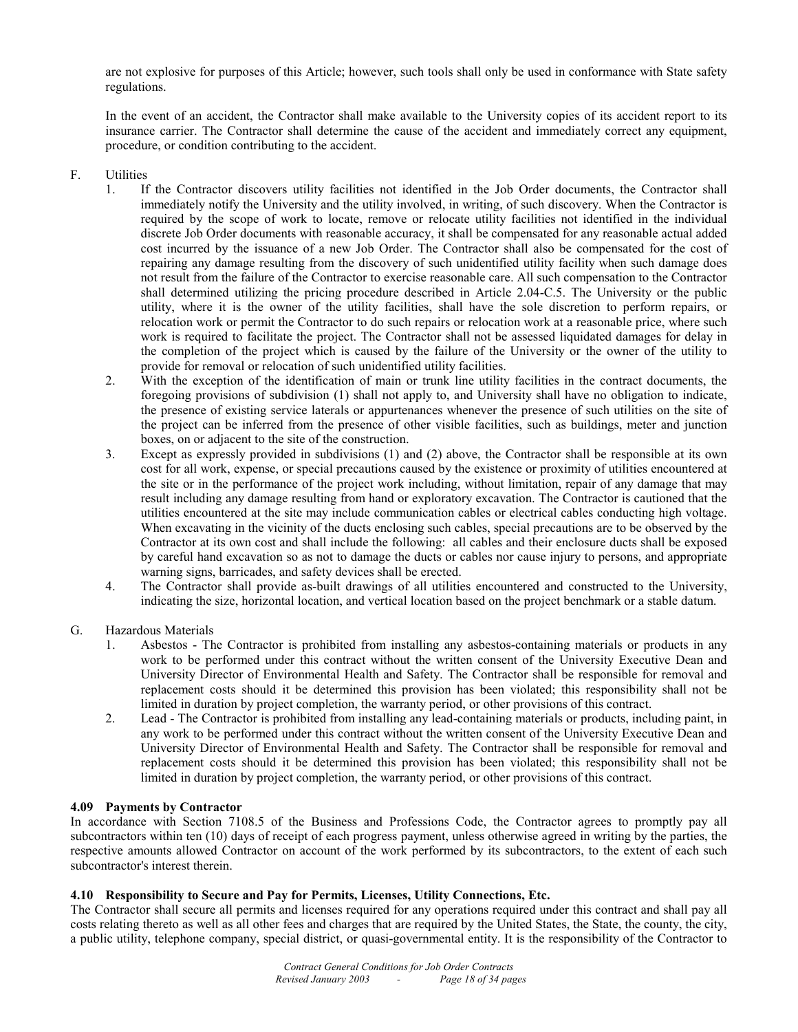are not explosive for purposes of this Article; however, such tools shall only be used in conformance with State safety regulations.

In the event of an accident, the Contractor shall make available to the University copies of its accident report to its insurance carrier. The Contractor shall determine the cause of the accident and immediately correct any equipment, procedure, or condition contributing to the accident.

F. Utilities

1. If the Contractor discovers utility facilities not identified in the Job Order documents, the Contractor shall immediately notify the University and the utility involved, in writing, of such discovery. When the Contractor is required by the scope of work to locate, remove or relocate utility facilities not identified in the individual discrete Job Order documents with reasonable accuracy, it shall be compensated for any reasonable actual added cost incurred by the issuance of a new Job Order. The Contractor shall also be compensated for the cost of repairing any damage resulting from the discovery of such unidentified utility facility when such damage does not result from the failure of the Contractor to exercise reasonable care. All such compensation to the Contractor shall determined utilizing the pricing procedure described in Article 2.04-C.5. The University or the public utility, where it is the owner of the utility facilities, shall have the sole discretion to perform repairs, or relocation work or permit the Contractor to do such repairs or relocation work at a reasonable price, where such work is required to facilitate the project. The Contractor shall not be assessed liquidated damages for delay in the completion of the project which is caused by the failure of the University or the owner of the utility to provide for removal or relocation of such unidentified utility facilities.
2. With the exception of the identification of main or trunk line utility facilities in the contract documents, the foregoing provisions of subdivision (1) shall not apply to, and University shall have no obligation to indicate, the presence of existing service laterals or appurtenances whenever the presence of such utilities on the site of the project can be inferred from the presence of other visible facilities, such as buildings, meter and junction boxes, on or adjacent to the site of the construction.
3. Except as expressly provided in subdivisions (1) and (2) above, the Contractor shall be responsible at its own cost for all work, expense, or special precautions caused by the existence or proximity of utilities encountered at the site or in the performance of the project work including, without limitation, repair of any damage that may result including any damage resulting from hand or exploratory excavation. The Contractor is cautioned that the utilities encountered at the site may include communication cables or electrical cables conducting high voltage. When excavating in the vicinity of the ducts enclosing such cables, special precautions are to be observed by the Contractor at its own cost and shall include the following: all cables and their enclosure ducts shall be exposed by careful hand excavation so as not to damage the ducts or cables nor cause injury to persons, and appropriate warning signs, barricades, and safety devices shall be erected.
4. The Contractor shall provide as-built drawings of all utilities encountered and constructed to the University, indicating the size, horizontal location, and vertical location based on the project benchmark or a stable datum.

G. Hazardous Materials

1. Asbestos - The Contractor is prohibited from installing any asbestos-containing materials or products in any work to be performed under this contract without the written consent of the University Executive Dean and University Director of Environmental Health and Safety. The Contractor shall be responsible for removal and replacement costs should it be determined this provision has been violated; this responsibility shall not be limited in duration by project completion, the warranty period, or other provisions of this contract.
2. Lead - The Contractor is prohibited from installing any lead-containing materials or products, including paint, in any work to be performed under this contract without the written consent of the University Executive Dean and University Director of Environmental Health and Safety. The Contractor shall be responsible for removal and replacement costs should it be determined this provision has been violated; this responsibility shall not be limited in duration by project completion, the warranty period, or other provisions of this contract.

### 4.09 Payments by Contractor

In accordance with Section 7108.5 of the Business and Professions Code, the Contractor agrees to promptly pay all subcontractors within ten (10) days of receipt of each progress payment, unless otherwise agreed in writing by the parties, the respective amounts allowed Contractor on account of the work performed by its subcontractors, to the extent of each such subcontractor's interest therein.

### 4.10 Responsibility to Secure and Pay for Permits, Licenses, Utility Connections, Etc.

The Contractor shall secure all permits and licenses required for any operations required under this contract and shall pay all costs relating thereto as well as all other fees and charges that are required by the United States, the State, the county, the city, a public utility, telephone company, special district, or quasi-governmental entity. It is the responsibility of the Contractor to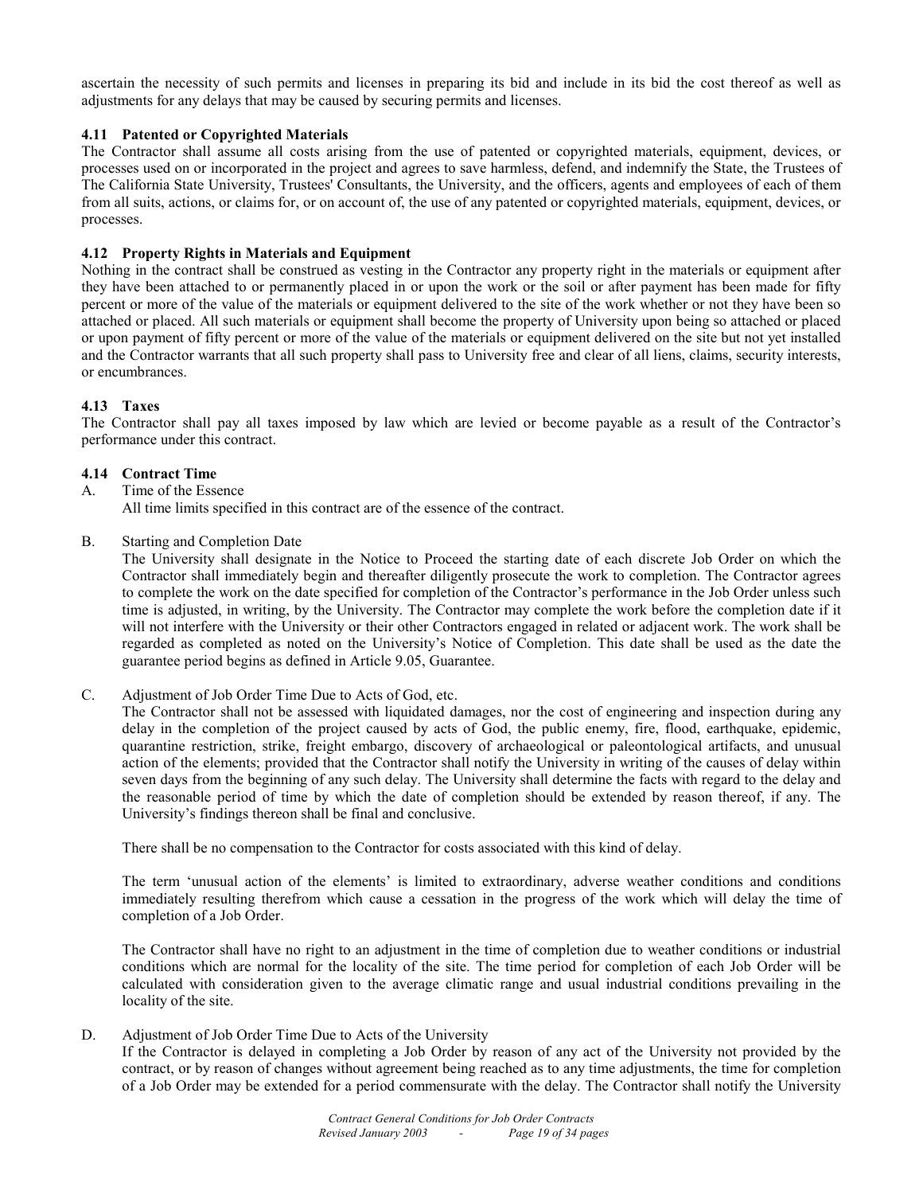ascertain the necessity of such permits and licenses in preparing its bid and include in its bid the cost thereof as well as adjustments for any delays that may be caused by securing permits and licenses.

### 4.11 Patented or Copyrighted Materials

The Contractor shall assume all costs arising from the use of patented or copyrighted materials, equipment, devices, or processes used on or incorporated in the project and agrees to save harmless, defend, and indemnify the State, the Trustees of The California State University, Trustees' Consultants, the University, and the officers, agents and employees of each of them from all suits, actions, or claims for, or on account of, the use of any patented or copyrighted materials, equipment, devices, or processes.

### 4.12 Property Rights in Materials and Equipment

Nothing in the contract shall be construed as vesting in the Contractor any property right in the materials or equipment after they have been attached to or permanently placed in or upon the work or the soil or after payment has been made for fifty percent or more of the value of the materials or equipment delivered to the site of the work whether or not they have been so attached or placed. All such materials or equipment shall become the property of University upon being so attached or placed or upon payment of fifty percent or more of the value of the materials or equipment delivered on the site but not yet installed and the Contractor warrants that all such property shall pass to University free and clear of all liens, claims, security interests, or encumbrances.

### 4.13 Taxes

The Contractor shall pay all taxes imposed by law which are levied or become payable as a result of the Contractor's performance under this contract.

### 4.14 Contract Time

A. Time of the Essence

All time limits specified in this contract are of the essence of the contract.

B. Starting and Completion Date

The University shall designate in the Notice to Proceed the starting date of each discrete Job Order on which the Contractor shall immediately begin and thereafter diligently prosecute the work to completion. The Contractor agrees to complete the work on the date specified for completion of the Contractor's performance in the Job Order unless such time is adjusted, in writing, by the University. The Contractor may complete the work before the completion date if it will not interfere with the University or their other Contractors engaged in related or adjacent work. The work shall be regarded as completed as noted on the University's Notice of Completion. This date shall be used as the date the guarantee period begins as defined in Article 9.05, Guarantee.

C. Adjustment of Job Order Time Due to Acts of God, etc.

The Contractor shall not be assessed with liquidated damages, nor the cost of engineering and inspection during any delay in the completion of the project caused by acts of God, the public enemy, fire, flood, earthquake, epidemic, quarantine restriction, strike, freight embargo, discovery of archaeological or paleontological artifacts, and unusual action of the elements; provided that the Contractor shall notify the University in writing of the causes of delay within seven days from the beginning of any such delay. The University shall determine the facts with regard to the delay and the reasonable period of time by which the date of completion should be extended by reason thereof, if any. The University's findings thereon shall be final and conclusive.

There shall be no compensation to the Contractor for costs associated with this kind of delay.

The term 'unusual action of the elements' is limited to extraordinary, adverse weather conditions and conditions immediately resulting therefrom which cause a cessation in the progress of the work which will delay the time of completion of a Job Order.

The Contractor shall have no right to an adjustment in the time of completion due to weather conditions or industrial conditions which are normal for the locality of the site. The time period for completion of each Job Order will be calculated with consideration given to the average climatic range and usual industrial conditions prevailing in the locality of the site.

D. Adjustment of Job Order Time Due to Acts of the University

If the Contractor is delayed in completing a Job Order by reason of any act of the University not provided by the contract, or by reason of changes without agreement being reached as to any time adjustments, the time for completion of a Job Order may be extended for a period commensurate with the delay. The Contractor shall notify the University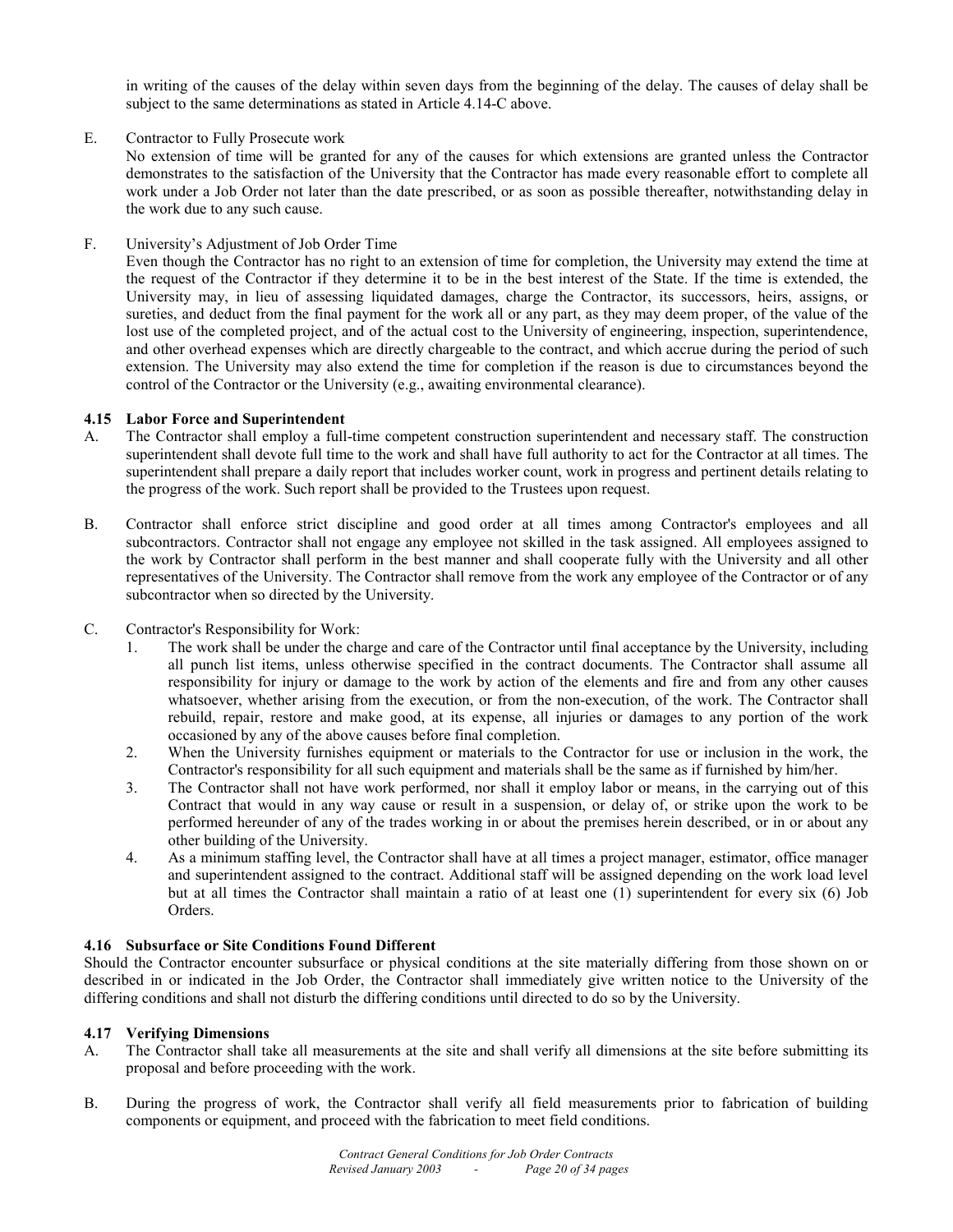in writing of the causes of the delay within seven days from the beginning of the delay. The causes of delay shall be subject to the same determinations as stated in Article 4.14-C above.

E. Contractor to Fully Prosecute work

No extension of time will be granted for any of the causes for which extensions are granted unless the Contractor demonstrates to the satisfaction of the University that the Contractor has made every reasonable effort to complete all work under a Job Order not later than the date prescribed, or as soon as possible thereafter, notwithstanding delay in the work due to any such cause.

F. University's Adjustment of Job Order Time

Even though the Contractor has no right to an extension of time for completion, the University may extend the time at the request of the Contractor if they determine it to be in the best interest of the State. If the time is extended, the University may, in lieu of assessing liquidated damages, charge the Contractor, its successors, heirs, assigns, or sureties, and deduct from the final payment for the work all or any part, as they may deem proper, of the value of the lost use of the completed project, and of the actual cost to the University of engineering, inspection, superintendence, and other overhead expenses which are directly chargeable to the contract, and which accrue during the period of such extension. The University may also extend the time for completion if the reason is due to circumstances beyond the control of the Contractor or the University (e.g., awaiting environmental clearance).

### 4.15 Labor Force and Superintendent

A. The Contractor shall employ a full-time competent construction superintendent and necessary staff. The construction superintendent shall devote full time to the work and shall have full authority to act for the Contractor at all times. The superintendent shall prepare a daily report that includes worker count, work in progress and pertinent details relating to the progress of the work. Such report shall be provided to the Trustees upon request.

B. Contractor shall enforce strict discipline and good order at all times among Contractor's employees and all subcontractors. Contractor shall not engage any employee not skilled in the task assigned. All employees assigned to the work by Contractor shall perform in the best manner and shall cooperate fully with the University and all other representatives of the University. The Contractor shall remove from the work any employee of the Contractor or of any subcontractor when so directed by the University.

C. Contractor's Responsibility for Work:

1. The work shall be under the charge and care of the Contractor until final acceptance by the University, including all punch list items, unless otherwise specified in the contract documents. The Contractor shall assume all responsibility for injury or damage to the work by action of the elements and fire and from any other causes whatsoever, whether arising from the execution, or from the non-execution, of the work. The Contractor shall rebuild, repair, restore and make good, at its expense, all injuries or damages to any portion of the work occasioned by any of the above causes before final completion.
2. When the University furnishes equipment or materials to the Contractor for use or inclusion in the work, the Contractor's responsibility for all such equipment and materials shall be the same as if furnished by him/her.
3. The Contractor shall not have work performed, nor shall it employ labor or means, in the carrying out of this Contract that would in any way cause or result in a suspension, or delay of, or strike upon the work to be performed hereunder of any of the trades working in or about the premises herein described, or in or about any other building of the University.
4. As a minimum staffing level, the Contractor shall have at all times a project manager, estimator, office manager and superintendent assigned to the contract. Additional staff will be assigned depending on the work load level but at all times the Contractor shall maintain a ratio of at least one (1) superintendent for every six (6) Job Orders.

### 4.16 Subsurface or Site Conditions Found Different

Should the Contractor encounter subsurface or physical conditions at the site materially differing from those shown on or described in or indicated in the Job Order, the Contractor shall immediately give written notice to the University of the differing conditions and shall not disturb the differing conditions until directed to do so by the University.

### 4.17 Verifying Dimensions

A. The Contractor shall take all measurements at the site and shall verify all dimensions at the site before submitting its proposal and before proceeding with the work.

B. During the progress of work, the Contractor shall verify all field measurements prior to fabrication of building components or equipment, and proceed with the fabrication to meet field conditions.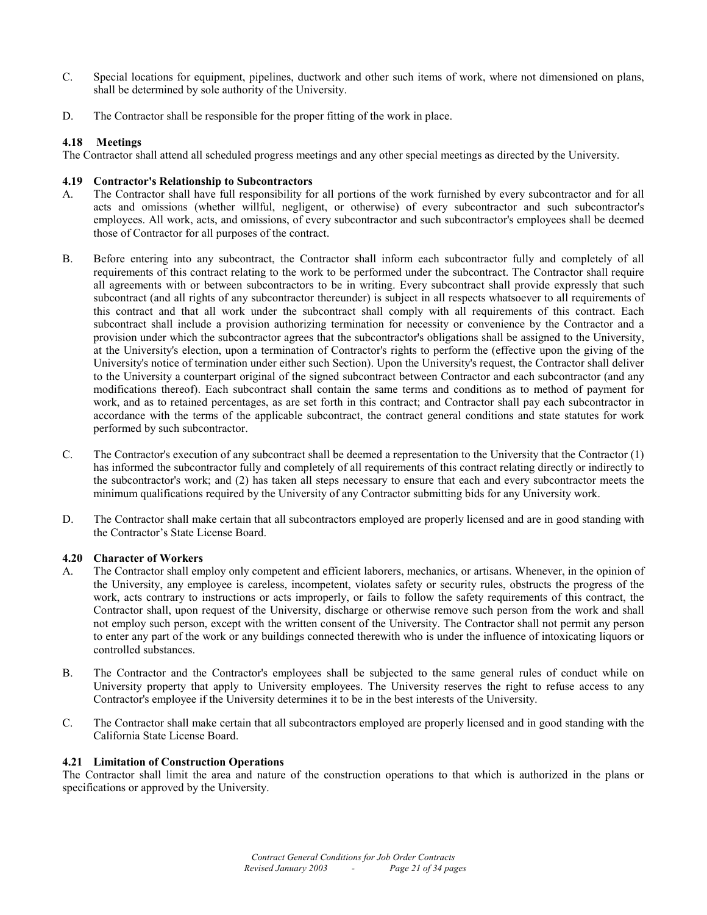C. Special locations for equipment, pipelines, ductwork and other such items of work, where not dimensioned on plans, shall be determined by sole authority of the University.

D. The Contractor shall be responsible for the proper fitting of the work in place.

### 4.18 Meetings

The Contractor shall attend all scheduled progress meetings and any other special meetings as directed by the University.

### 4.19 Contractor's Relationship to Subcontractors

A. The Contractor shall have full responsibility for all portions of the work furnished by every subcontractor and for all acts and omissions (whether willful, negligent, or otherwise) of every subcontractor and such subcontractor's employees. All work, acts, and omissions, of every subcontractor and such subcontractor's employees shall be deemed those of Contractor for all purposes of the contract.

B. Before entering into any subcontract, the Contractor shall inform each subcontractor fully and completely of all requirements of this contract relating to the work to be performed under the subcontract. The Contractor shall require all agreements with or between subcontractors to be in writing. Every subcontract shall provide expressly that such subcontract (and all rights of any subcontractor thereunder) is subject in all respects whatsoever to all requirements of this contract and that all work under the subcontract shall comply with all requirements of this contract. Each subcontract shall include a provision authorizing termination for necessity or convenience by the Contractor and a provision under which the subcontractor agrees that the subcontractor's obligations shall be assigned to the University, at the University's election, upon a termination of Contractor's rights to perform the (effective upon the giving of the University's notice of termination under either such Section). Upon the University's request, the Contractor shall deliver to the University a counterpart original of the signed subcontract between Contractor and each subcontractor (and any modifications thereof). Each subcontract shall contain the same terms and conditions as to method of payment for work, and as to retained percentages, as are set forth in this contract; and Contractor shall pay each subcontractor in accordance with the terms of the applicable subcontract, the contract general conditions and state statutes for work performed by such subcontractor.

C. The Contractor's execution of any subcontract shall be deemed a representation to the University that the Contractor (1) has informed the subcontractor fully and completely of all requirements of this contract relating directly or indirectly to the subcontractor's work; and (2) has taken all steps necessary to ensure that each and every subcontractor meets the minimum qualifications required by the University of any Contractor submitting bids for any University work.

D. The Contractor shall make certain that all subcontractors employed are properly licensed and are in good standing with the Contractor's State License Board.

### 4.20 Character of Workers

A. The Contractor shall employ only competent and efficient laborers, mechanics, or artisans. Whenever, in the opinion of the University, any employee is careless, incompetent, violates safety or security rules, obstructs the progress of the work, acts contrary to instructions or acts improperly, or fails to follow the safety requirements of this contract, the Contractor shall, upon request of the University, discharge or otherwise remove such person from the work and shall not employ such person, except with the written consent of the University. The Contractor shall not permit any person to enter any part of the work or any buildings connected therewith who is under the influence of intoxicating liquors or controlled substances.

B. The Contractor and the Contractor's employees shall be subjected to the same general rules of conduct while on University property that apply to University employees. The University reserves the right to refuse access to any Contractor's employee if the University determines it to be in the best interests of the University.

C. The Contractor shall make certain that all subcontractors employed are properly licensed and in good standing with the California State License Board.

### 4.21 Limitation of Construction Operations

The Contractor shall limit the area and nature of the construction operations to that which is authorized in the plans or specifications or approved by the University.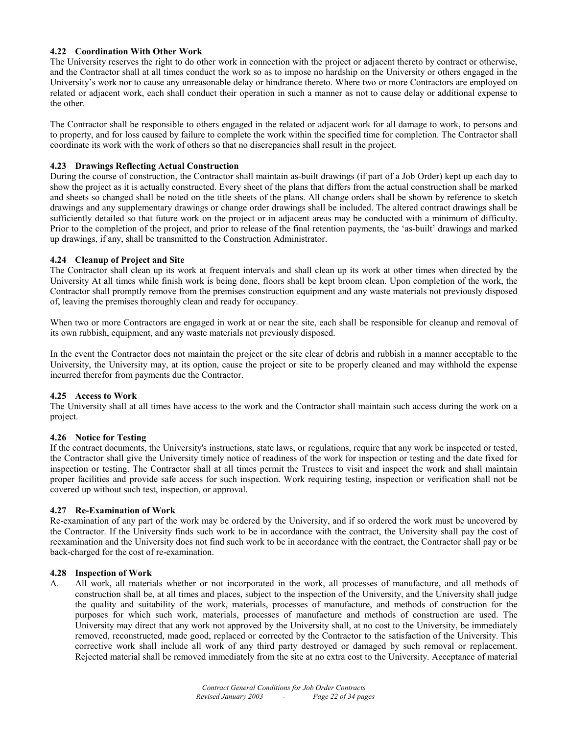#### 4.22 Coordination With Other Work

The University reserves the right to do other work in connection with the project or adjacent thereto by contract or otherwise, and the Contractor shall at all times conduct the work so as to impose no hardship on the University or others engaged in the University's work nor to cause any unreasonable delay or hindrance thereto. Where two or more Contractors are employed on related or adjacent work, each shall conduct their operation in such a manner as not to cause delay or additional expense to the other.

The Contractor shall be responsible to others engaged in the related or adjacent work for all damage to work, to persons and to property, and for loss caused by failure to complete the work within the specified time for completion. The Contractor shall coordinate its work with the work of others so that no discrepancies shall result in the project.

#### 4.23 Drawings Reflecting Actual Construction

During the course of construction, the Contractor shall maintain as-built drawings (if part of a Job Order) kept up each day to show the project as it is actually constructed. Every sheet of the plans that differs from the actual construction shall be marked and sheets so changed shall be noted on the title sheets of the plans. All change orders shall be shown by reference to sketch drawings and any supplementary drawings or change order drawings shall be included. The altered contract drawings shall be sufficiently detailed so that future work on the project or in adjacent areas may be conducted with a minimum of difficulty. Prior to the completion of the project, and prior to release of the final retention payments, the 'as-built' drawings and marked up drawings, if any, shall be transmitted to the Construction Administrator.

#### 4.24 Cleanup of Project and Site

The Contractor shall clean up its work at frequent intervals and shall clean up its work at other times when directed by the University At all times while finish work is being done, floors shall be kept broom clean. Upon completion of the work, the Contractor shall promptly remove from the premises construction equipment and any waste materials not previously disposed of, leaving the premises thoroughly clean and ready for occupancy.

When two or more Contractors are engaged in work at or near the site, each shall be responsible for cleanup and removal of its own rubbish, equipment, and any waste materials not previously disposed.

In the event the Contractor does not maintain the project or the site clear of debris and rubbish in a manner acceptable to the University, the University may, at its option, cause the project or site to be properly cleaned and may withhold the expense incurred therefor from payments due the Contractor.

#### 4.25 Access to Work

The University shall at all times have access to the work and the Contractor shall maintain such access during the work on a project.

#### 4.26 Notice for Testing

If the contract documents, the University's instructions, state laws, or regulations, require that any work be inspected or tested, the Contractor shall give the University timely notice of readiness of the work for inspection or testing and the date fixed for inspection or testing. The Contractor shall at all times permit the Trustees to visit and inspect the work and shall maintain proper facilities and provide safe access for such inspection. Work requiring testing, inspection or verification shall not be covered up without such test, inspection, or approval.

#### 4.27 Re-Examination of Work

Re-examination of any part of the work may be ordered by the University, and if so ordered the work must be uncovered by the Contractor. If the University finds such work to be in accordance with the contract, the University shall pay the cost of reexamination and the University does not find such work to be in accordance with the contract, the Contractor shall pay or be back-charged for the cost of re-examination.

#### 4.28 Inspection of Work

A. All work, all materials whether or not incorporated in the work, all processes of manufacture, and all methods of construction shall be, at all times and places, subject to the inspection of the University, and the University shall judge the quality and suitability of the work, materials, processes of manufacture, and methods of construction for the purposes for which such work, materials, processes of manufacture and methods of construction are used. The University may direct that any work not approved by the University shall, at no cost to the University, be immediately removed, reconstructed, made good, replaced or corrected by the Contractor to the satisfaction of the University. This corrective work shall include all work of any third party destroyed or damaged by such removal or replacement. Rejected material shall be removed immediately from the site at no extra cost to the University. Acceptance of material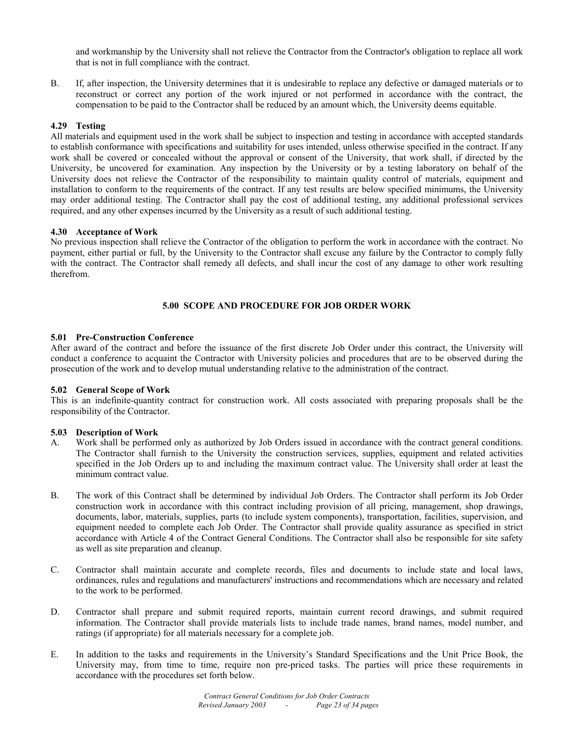and workmanship by the University shall not relieve the Contractor from the Contractor's obligation to replace all work that is not in full compliance with the contract.

B. If, after inspection, the University determines that it is undesirable to replace any defective or damaged materials or to reconstruct or correct any portion of the work injured or not performed in accordance with the contract, the compensation to be paid to the Contractor shall be reduced by an amount which, the University deems equitable.

### 4.29 Testing

All materials and equipment used in the work shall be subject to inspection and testing in accordance with accepted standards to establish conformance with specifications and suitability for uses intended, unless otherwise specified in the contract. If any work shall be covered or concealed without the approval or consent of the University, that work shall, if directed by the University, be uncovered for examination. Any inspection by the University or by a testing laboratory on behalf of the University does not relieve the Contractor of the responsibility to maintain quality control of materials, equipment and installation to conform to the requirements of the contract. If any test results are below specified minimums, the University may order additional testing. The Contractor shall pay the cost of additional testing, any additional professional services required, and any other expenses incurred by the University as a result of such additional testing.

### 4.30 Acceptance of Work

No previous inspection shall relieve the Contractor of the obligation to perform the work in accordance with the contract. No payment, either partial or full, by the University to the Contractor shall excuse any failure by the Contractor to comply fully with the contract. The Contractor shall remedy all defects, and shall incur the cost of any damage to other work resulting therefrom.

## 5.00 SCOPE AND PROCEDURE FOR JOB ORDER WORK

### 5.01 Pre-Construction Conference

After award of the contract and before the issuance of the first discrete Job Order under this contract, the University will conduct a conference to acquaint the Contractor with University policies and procedures that are to be observed during the prosecution of the work and to develop mutual understanding relative to the administration of the contract.

### 5.02 General Scope of Work

This is an indefinite-quantity contract for construction work. All costs associated with preparing proposals shall be the responsibility of the Contractor.

### 5.03 Description of Work

A. Work shall be performed only as authorized by Job Orders issued in accordance with the contract general conditions. The Contractor shall furnish to the University the construction services, supplies, equipment and related activities specified in the Job Orders up to and including the maximum contract value. The University shall order at least the minimum contract value.

B. The work of this Contract shall be determined by individual Job Orders. The Contractor shall perform its Job Order construction work in accordance with this contract including provision of all pricing, management, shop drawings, documents, labor, materials, supplies, parts (to include system components), transportation, facilities, supervision, and equipment needed to complete each Job Order. The Contractor shall provide quality assurance as specified in strict accordance with Article 4 of the Contract General Conditions. The Contractor shall also be responsible for site safety as well as site preparation and cleanup.

C. Contractor shall maintain accurate and complete records, files and documents to include state and local laws, ordinances, rules and regulations and manufacturers' instructions and recommendations which are necessary and related to the work to be performed.

D. Contractor shall prepare and submit required reports, maintain current record drawings, and submit required information. The Contractor shall provide materials lists to include trade names, brand names, model number, and ratings (if appropriate) for all materials necessary for a complete job.

E. In addition to the tasks and requirements in the University's Standard Specifications and the Unit Price Book, the University may, from time to time, require non pre-priced tasks. The parties will price these requirements in accordance with the procedures set forth below.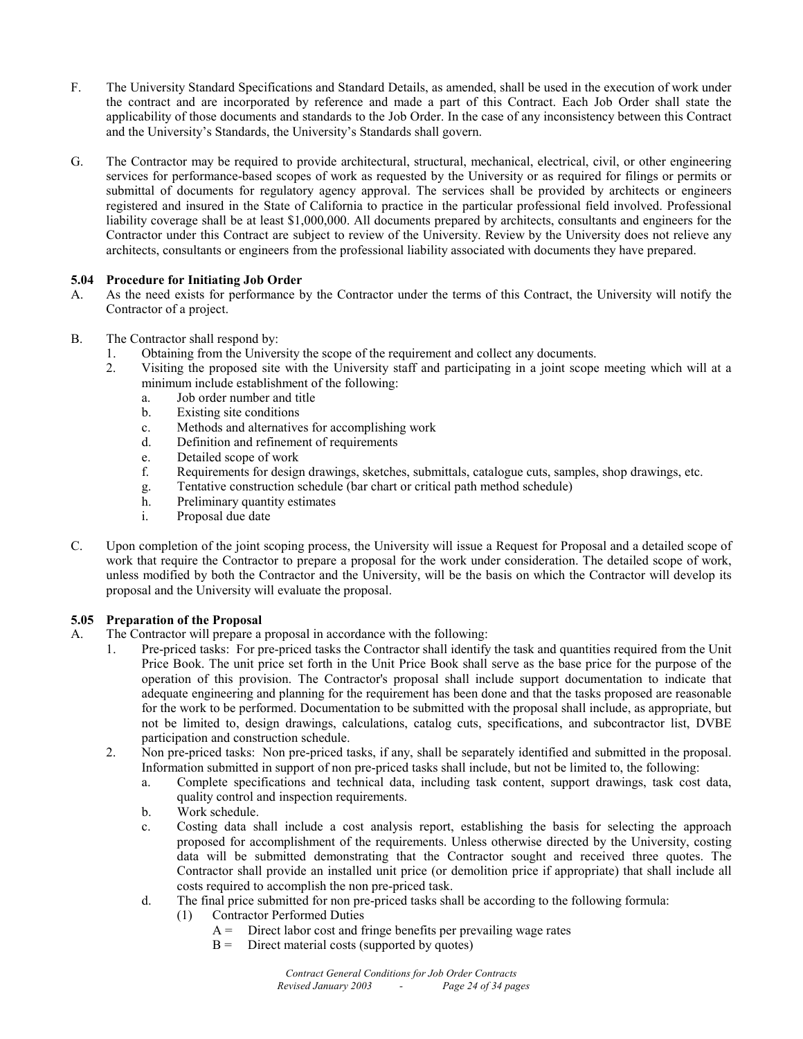F. The University Standard Specifications and Standard Details, as amended, shall be used in the execution of work under the contract and are incorporated by reference and made a part of this Contract. Each Job Order shall state the applicability of those documents and standards to the Job Order. In the case of any inconsistency between this Contract and the University's Standards, the University's Standards shall govern.

G. The Contractor may be required to provide architectural, structural, mechanical, electrical, civil, or other engineering services for performance-based scopes of work as requested by the University or as required for filings or permits or submittal of documents for regulatory agency approval. The services shall be provided by architects or engineers registered and insured in the State of California to practice in the particular professional field involved. Professional liability coverage shall be at least $1,000,000. All documents prepared by architects, consultants and engineers for the Contractor under this Contract are subject to review of the University. Review by the University does not relieve any architects, consultants or engineers from the professional liability associated with documents they have prepared.

**5.04 Procedure for Initiating Job Order**

A. As the need exists for performance by the Contractor under the terms of this Contract, the University will notify the Contractor of a project.

B. The Contractor shall respond by:
   1. Obtaining from the University the scope of the requirement and collect any documents.
   2. Visiting the proposed site with the University staff and participating in a joint scope meeting which will at a minimum include establishment of the following:
      a. Job order number and title
      b. Existing site conditions
      c. Methods and alternatives for accomplishing work
      d. Definition and refinement of requirements
      e. Detailed scope of work
      f. Requirements for design drawings, sketches, submittals, catalogue cuts, samples, shop drawings, etc.
      g. Tentative construction schedule (bar chart or critical path method schedule)
      h. Preliminary quantity estimates
      i. Proposal due date

C. Upon completion of the joint scoping process, the University will issue a Request for Proposal and a detailed scope of work that require the Contractor to prepare a proposal for the work under consideration. The detailed scope of work, unless modified by both the Contractor and the University, will be the basis on which the Contractor will develop its proposal and the University will evaluate the proposal.

**5.05 Preparation of the Proposal**

A. The Contractor will prepare a proposal in accordance with the following:
   1. Pre-priced tasks: For pre-priced tasks the Contractor shall identify the task and quantities required from the Unit Price Book. The unit price set forth in the Unit Price Book shall serve as the base price for the purpose of the operation of this provision. The Contractor's proposal shall include support documentation to indicate that adequate engineering and planning for the requirement has been done and that the tasks proposed are reasonable for the work to be performed. Documentation to be submitted with the proposal shall include, as appropriate, but not be limited to, design drawings, calculations, catalog cuts, specifications, and subcontractor list, DVBE participation and construction schedule.
   2. Non pre-priced tasks: Non pre-priced tasks, if any, shall be separately identified and submitted in the proposal. Information submitted in support of non pre-priced tasks shall include, but not be limited to, the following:
      a. Complete specifications and technical data, including task content, support drawings, task cost data, quality control and inspection requirements.
      b. Work schedule.
      c. Costing data shall include a cost analysis report, establishing the basis for selecting the approach proposed for accomplishment of the requirements. Unless otherwise directed by the University, costing data will be submitted demonstrating that the Contractor sought and received three quotes. The Contractor shall provide an installed unit price (or demolition price if appropriate) that shall include all costs required to accomplish the non pre-priced task.
      d. The final price submitted for non pre-priced tasks shall be according to the following formula:
         (1) Contractor Performed Duties
            A = Direct labor cost and fringe benefits per prevailing wage rates
            B = Direct material costs (supported by quotes)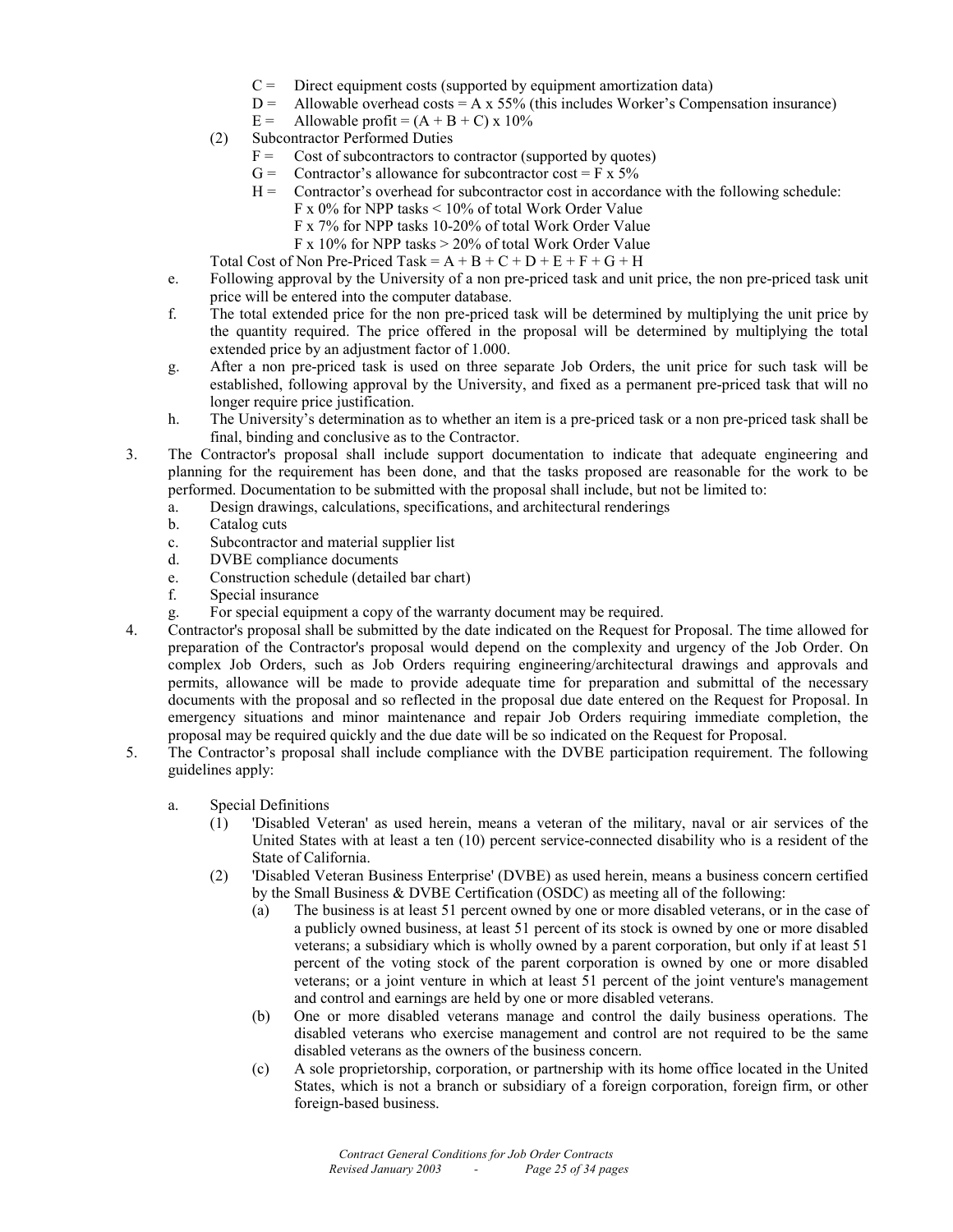- C = Direct equipment costs (supported by equipment amortization data)
- D = Allowable overhead costs = A x 55% (this includes Worker's Compensation insurance)
- E = Allowable profit = (A + B + C) x 10%

(2) Subcontractor Performed Duties

- F = Cost of subcontractors to contractor (supported by quotes)
- G = Contractor's allowance for subcontractor cost = F x 5%
- H = Contractor's overhead for subcontractor cost in accordance with the following schedule:
  - F x 0% for NPP tasks < 10% of total Work Order Value
  - F x 7% for NPP tasks 10-20% of total Work Order Value
  - F x 10% for NPP tasks > 20% of total Work Order Value

Total Cost of Non Pre-Priced Task = A + B + C + D + E + F + G + H

e. Following approval by the University of a non pre-priced task and unit price, the non pre-priced task unit price will be entered into the computer database.

f. The total extended price for the non pre-priced task will be determined by multiplying the unit price by the quantity required. The price offered in the proposal will be determined by multiplying the total extended price by an adjustment factor of 1.000.

g. After a non pre-priced task is used on three separate Job Orders, the unit price for such task will be established, following approval by the University, and fixed as a permanent pre-priced task that will no longer require price justification.

h. The University's determination as to whether an item is a pre-priced task or a non pre-priced task shall be final, binding and conclusive as to the Contractor.

3. The Contractor's proposal shall include support documentation to indicate that adequate engineering and planning for the requirement has been done, and that the tasks proposed are reasonable for the work to be performed. Documentation to be submitted with the proposal shall include, but not be limited to:
   - a. Design drawings, calculations, specifications, and architectural renderings
   - b. Catalog cuts
   - c. Subcontractor and material supplier list
   - d. DVBE compliance documents
   - e. Construction schedule (detailed bar chart)
   - f. Special insurance
   - g. For special equipment a copy of the warranty document may be required.

4. Contractor's proposal shall be submitted by the date indicated on the Request for Proposal. The time allowed for preparation of the Contractor's proposal would depend on the complexity and urgency of the Job Order. On complex Job Orders, such as Job Orders requiring engineering/architectural drawings and approvals and permits, allowance will be made to provide adequate time for preparation and submittal of the necessary documents with the proposal and so reflected in the proposal due date entered on the Request for Proposal. In emergency situations and minor maintenance and repair Job Orders requiring immediate completion, the proposal may be required quickly and the due date will be so indicated on the Request for Proposal.

5. The Contractor's proposal shall include compliance with the DVBE participation requirement. The following guidelines apply:

   a. Special Definitions

   (1) 'Disabled Veteran' as used herein, means a veteran of the military, naval or air services of the United States with at least a ten (10) percent service-connected disability who is a resident of the State of California.

   (2) 'Disabled Veteran Business Enterprise' (DVBE) as used herein, means a business concern certified by the Small Business & DVBE Certification (OSDC) as meeting all of the following:

   (a) The business is at least 51 percent owned by one or more disabled veterans, or in the case of a publicly owned business, at least 51 percent of its stock is owned by one or more disabled veterans; a subsidiary which is wholly owned by a parent corporation, but only if at least 51 percent of the voting stock of the parent corporation is owned by one or more disabled veterans; or a joint venture in which at least 51 percent of the joint venture's management and control and earnings are held by one or more disabled veterans.

   (b) One or more disabled veterans manage and control the daily business operations. The disabled veterans who exercise management and control are not required to be the same disabled veterans as the owners of the business concern.

   (c) A sole proprietorship, corporation, or partnership with its home office located in the United States, which is not a branch or subsidiary of a foreign corporation, foreign firm, or other foreign-based business.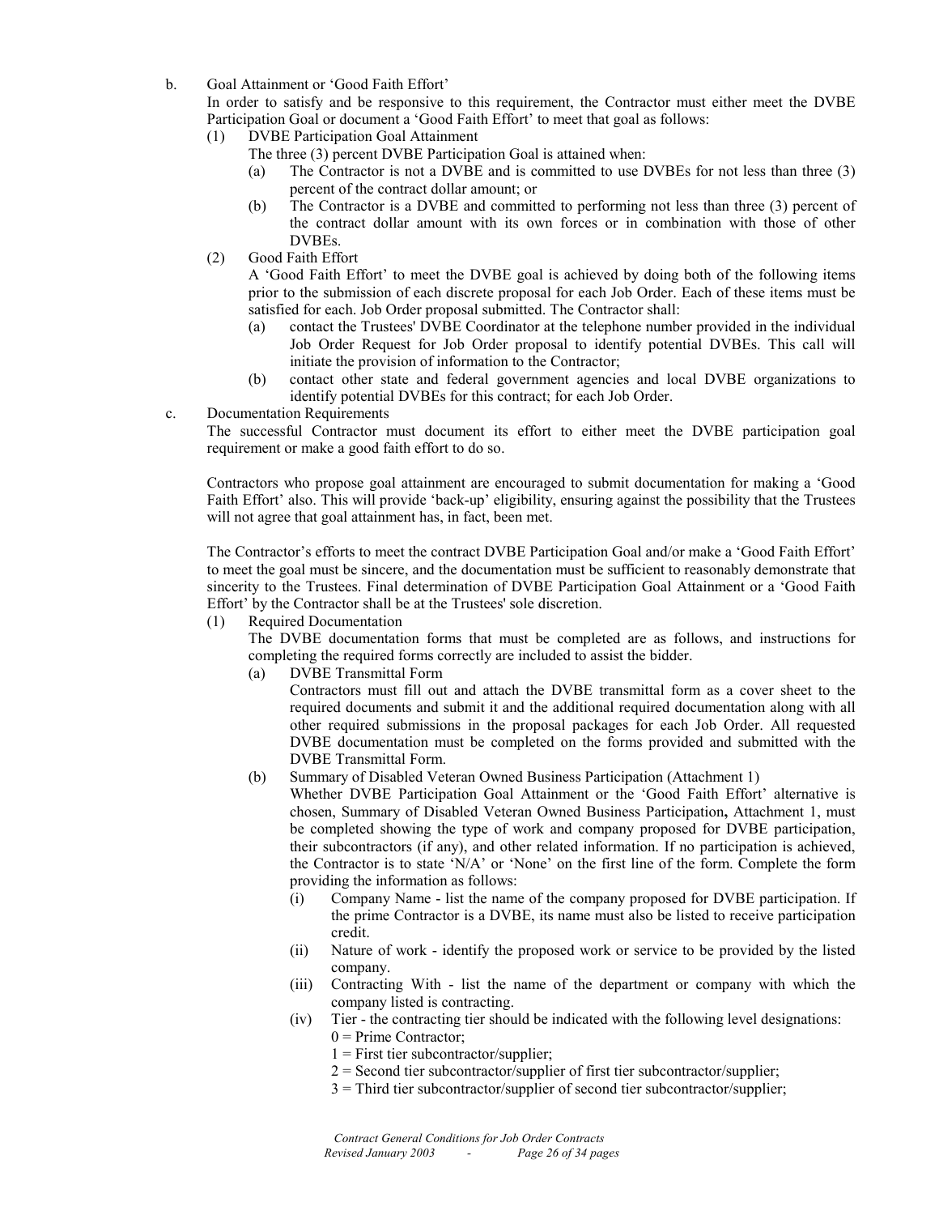b. Goal Attainment or 'Good Faith Effort'

In order to satisfy and be responsive to this requirement, the Contractor must either meet the DVBE Participation Goal or document a 'Good Faith Effort' to meet that goal as follows:

(1) DVBE Participation Goal Attainment

The three (3) percent DVBE Participation Goal is attained when:

(a) The Contractor is not a DVBE and is committed to use DVBEs for not less than three (3) percent of the contract dollar amount; or

(b) The Contractor is a DVBE and committed to performing not less than three (3) percent of the contract dollar amount with its own forces or in combination with those of other DVBEs.

(2) Good Faith Effort

A 'Good Faith Effort' to meet the DVBE goal is achieved by doing both of the following items prior to the submission of each discrete proposal for each Job Order. Each of these items must be satisfied for each. Job Order proposal submitted. The Contractor shall:

(a) contact the Trustees' DVBE Coordinator at the telephone number provided in the individual Job Order Request for Job Order proposal to identify potential DVBEs. This call will initiate the provision of information to the Contractor;

(b) contact other state and federal government agencies and local DVBE organizations to identify potential DVBEs for this contract; for each Job Order.

c. Documentation Requirements

The successful Contractor must document its effort to either meet the DVBE participation goal requirement or make a good faith effort to do so.

Contractors who propose goal attainment are encouraged to submit documentation for making a 'Good Faith Effort' also. This will provide 'back-up' eligibility, ensuring against the possibility that the Trustees will not agree that goal attainment has, in fact, been met.

The Contractor's efforts to meet the contract DVBE Participation Goal and/or make a 'Good Faith Effort' to meet the goal must be sincere, and the documentation must be sufficient to reasonably demonstrate that sincerity to the Trustees. Final determination of DVBE Participation Goal Attainment or a 'Good Faith Effort' by the Contractor shall be at the Trustees' sole discretion.

(1) Required Documentation

The DVBE documentation forms that must be completed are as follows, and instructions for completing the required forms correctly are included to assist the bidder.

(a) DVBE Transmittal Form

Contractors must fill out and attach the DVBE transmittal form as a cover sheet to the required documents and submit it and the additional required documentation along with all other required submissions in the proposal packages for each Job Order. All requested DVBE documentation must be completed on the forms provided and submitted with the DVBE Transmittal Form.

(b) Summary of Disabled Veteran Owned Business Participation (Attachment 1)

Whether DVBE Participation Goal Attainment or the 'Good Faith Effort' alternative is chosen, Summary of Disabled Veteran Owned Business Participation**,** Attachment 1, must be completed showing the type of work and company proposed for DVBE participation, their subcontractors (if any), and other related information. If no participation is achieved, the Contractor is to state 'N/A' or 'None' on the first line of the form. Complete the form providing the information as follows:

(i) Company Name - list the name of the company proposed for DVBE participation. If the prime Contractor is a DVBE, its name must also be listed to receive participation credit.

(ii) Nature of work - identify the proposed work or service to be provided by the listed company.

(iii) Contracting With - list the name of the department or company with which the company listed is contracting.

(iv) Tier - the contracting tier should be indicated with the following level designations:

0 = Prime Contractor;

1 = First tier subcontractor/supplier;

2 = Second tier subcontractor/supplier of first tier subcontractor/supplier;

3 = Third tier subcontractor/supplier of second tier subcontractor/supplier;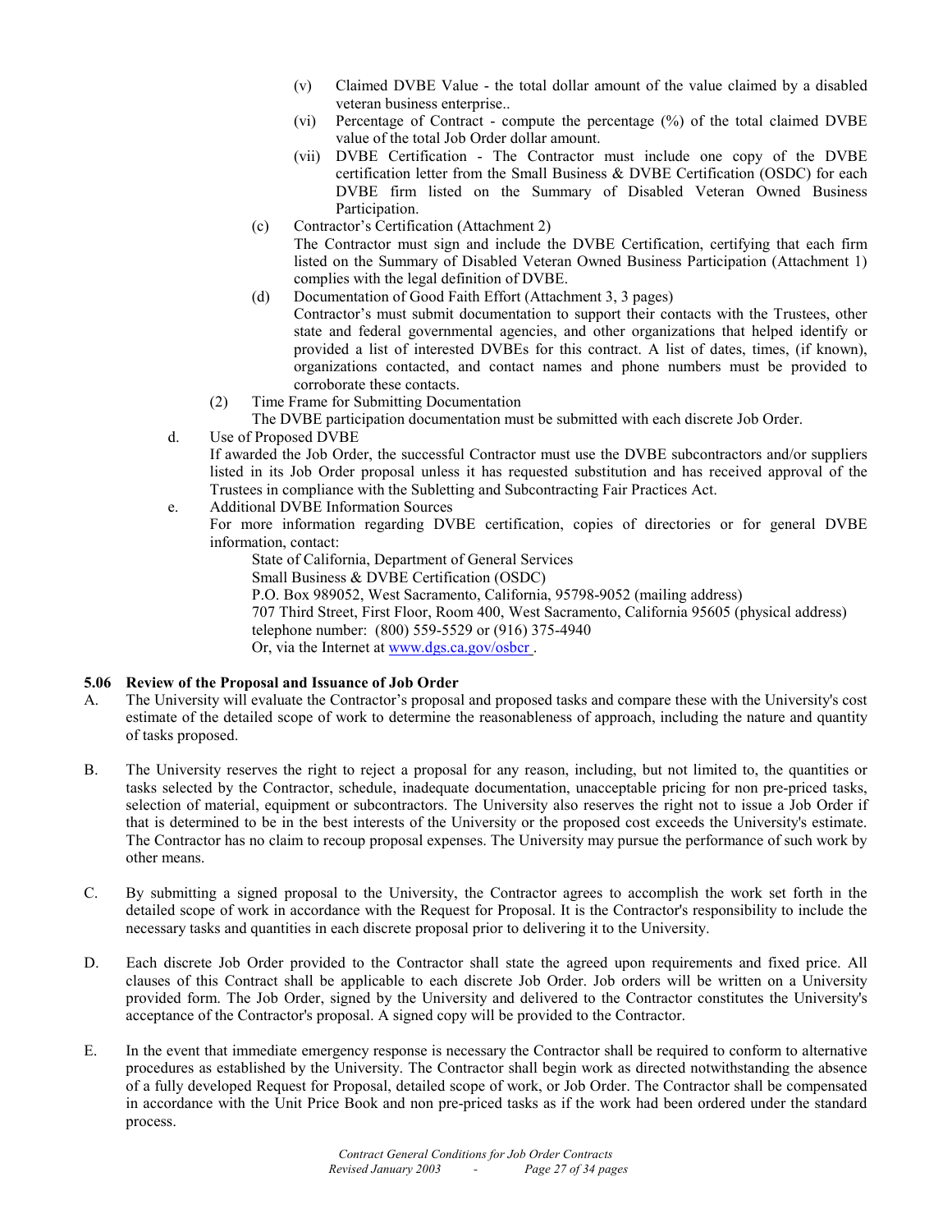(v) Claimed DVBE Value - the total dollar amount of the value claimed by a disabled veteran business enterprise..

(vi) Percentage of Contract - compute the percentage (%) of the total claimed DVBE value of the total Job Order dollar amount.

(vii) DVBE Certification - The Contractor must include one copy of the DVBE certification letter from the Small Business & DVBE Certification (OSDC) for each DVBE firm listed on the Summary of Disabled Veteran Owned Business Participation.

(c) Contractor's Certification (Attachment 2)
The Contractor must sign and include the DVBE Certification, certifying that each firm listed on the Summary of Disabled Veteran Owned Business Participation (Attachment 1) complies with the legal definition of DVBE.

(d) Documentation of Good Faith Effort (Attachment 3, 3 pages)
Contractor's must submit documentation to support their contacts with the Trustees, other state and federal governmental agencies, and other organizations that helped identify or provided a list of interested DVBEs for this contract. A list of dates, times, (if known), organizations contacted, and contact names and phone numbers must be provided to corroborate these contacts.

(2) Time Frame for Submitting Documentation
The DVBE participation documentation must be submitted with each discrete Job Order.

d. Use of Proposed DVBE
If awarded the Job Order, the successful Contractor must use the DVBE subcontractors and/or suppliers listed in its Job Order proposal unless it has requested substitution and has received approval of the Trustees in compliance with the Subletting and Subcontracting Fair Practices Act.

e. Additional DVBE Information Sources
For more information regarding DVBE certification, copies of directories or for general DVBE information, contact:

State of California, Department of General Services
Small Business & DVBE Certification (OSDC)
P.O. Box 989052, West Sacramento, California, 95798-9052 (mailing address)
707 Third Street, First Floor, Room 400, West Sacramento, California 95605 (physical address)
telephone number: (800) 559-5529 or (916) 375-4940
Or, via the Internet at www.dgs.ca.gov/osbcr .

### 5.06 Review of the Proposal and Issuance of Job Order

A. The University will evaluate the Contractor's proposal and proposed tasks and compare these with the University's cost estimate of the detailed scope of work to determine the reasonableness of approach, including the nature and quantity of tasks proposed.

B. The University reserves the right to reject a proposal for any reason, including, but not limited to, the quantities or tasks selected by the Contractor, schedule, inadequate documentation, unacceptable pricing for non pre-priced tasks, selection of material, equipment or subcontractors. The University also reserves the right not to issue a Job Order if that is determined to be in the best interests of the University or the proposed cost exceeds the University's estimate. The Contractor has no claim to recoup proposal expenses. The University may pursue the performance of such work by other means.

C. By submitting a signed proposal to the University, the Contractor agrees to accomplish the work set forth in the detailed scope of work in accordance with the Request for Proposal. It is the Contractor's responsibility to include the necessary tasks and quantities in each discrete proposal prior to delivering it to the University.

D. Each discrete Job Order provided to the Contractor shall state the agreed upon requirements and fixed price. All clauses of this Contract shall be applicable to each discrete Job Order. Job orders will be written on a University provided form. The Job Order, signed by the University and delivered to the Contractor constitutes the University's acceptance of the Contractor's proposal. A signed copy will be provided to the Contractor.

E. In the event that immediate emergency response is necessary the Contractor shall be required to conform to alternative procedures as established by the University. The Contractor shall begin work as directed notwithstanding the absence of a fully developed Request for Proposal, detailed scope of work, or Job Order. The Contractor shall be compensated in accordance with the Unit Price Book and non pre-priced tasks as if the work had been ordered under the standard process.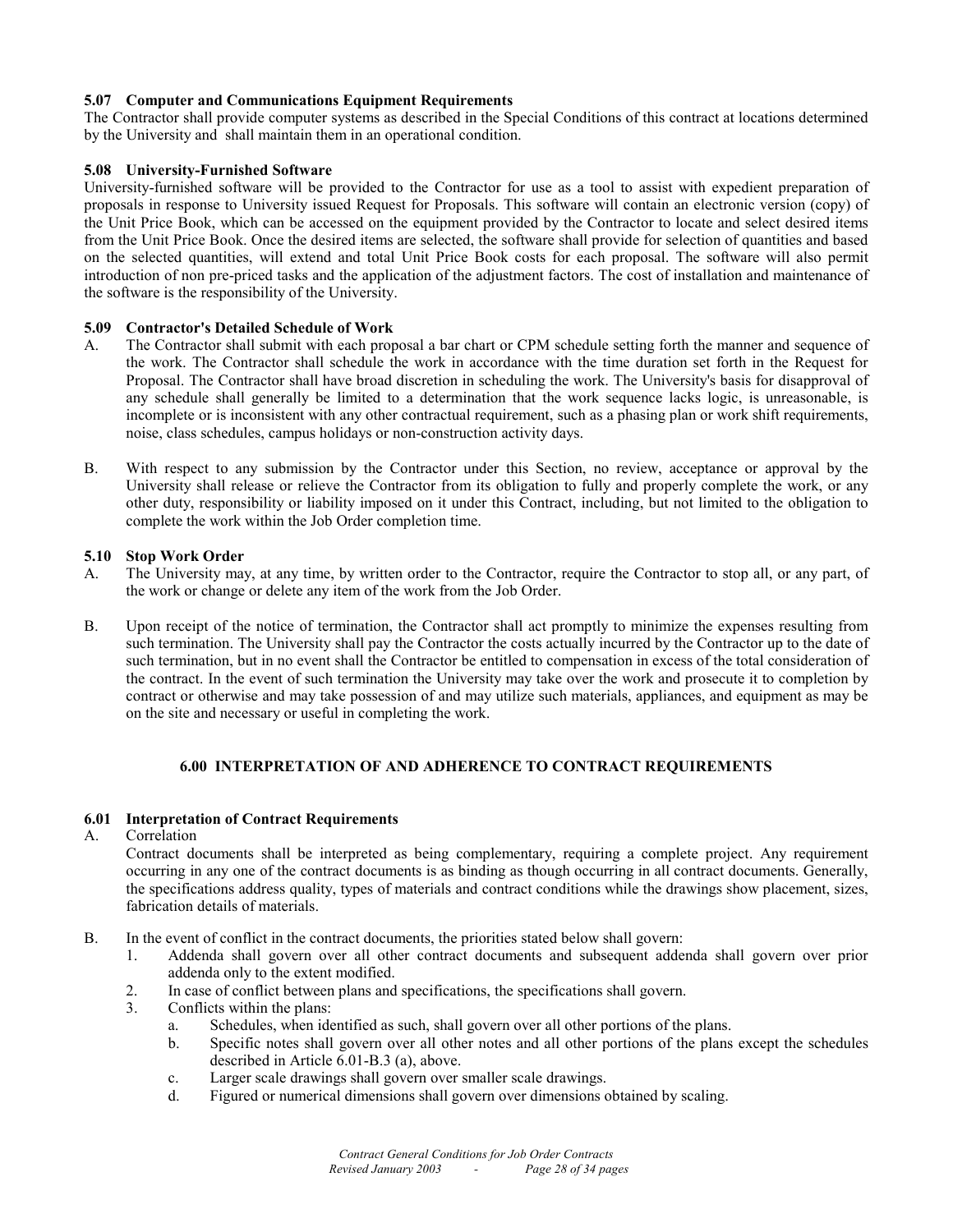### 5.07 Computer and Communications Equipment Requirements

The Contractor shall provide computer systems as described in the Special Conditions of this contract at locations determined by the University and shall maintain them in an operational condition.

### 5.08 University-Furnished Software

University-furnished software will be provided to the Contractor for use as a tool to assist with expedient preparation of proposals in response to University issued Request for Proposals. This software will contain an electronic version (copy) of the Unit Price Book, which can be accessed on the equipment provided by the Contractor to locate and select desired items from the Unit Price Book. Once the desired items are selected, the software shall provide for selection of quantities and based on the selected quantities, will extend and total Unit Price Book costs for each proposal. The software will also permit introduction of non pre-priced tasks and the application of the adjustment factors. The cost of installation and maintenance of the software is the responsibility of the University.

### 5.09 Contractor's Detailed Schedule of Work

A. The Contractor shall submit with each proposal a bar chart or CPM schedule setting forth the manner and sequence of the work. The Contractor shall schedule the work in accordance with the time duration set forth in the Request for Proposal. The Contractor shall have broad discretion in scheduling the work. The University's basis for disapproval of any schedule shall generally be limited to a determination that the work sequence lacks logic, is unreasonable, is incomplete or is inconsistent with any other contractual requirement, such as a phasing plan or work shift requirements, noise, class schedules, campus holidays or non-construction activity days.

B. With respect to any submission by the Contractor under this Section, no review, acceptance or approval by the University shall release or relieve the Contractor from its obligation to fully and properly complete the work, or any other duty, responsibility or liability imposed on it under this Contract, including, but not limited to the obligation to complete the work within the Job Order completion time.

### 5.10 Stop Work Order

A. The University may, at any time, by written order to the Contractor, require the Contractor to stop all, or any part, of the work or change or delete any item of the work from the Job Order.

B. Upon receipt of the notice of termination, the Contractor shall act promptly to minimize the expenses resulting from such termination. The University shall pay the Contractor the costs actually incurred by the Contractor up to the date of such termination, but in no event shall the Contractor be entitled to compensation in excess of the total consideration of the contract. In the event of such termination the University may take over the work and prosecute it to completion by contract or otherwise and may take possession of and may utilize such materials, appliances, and equipment as may be on the site and necessary or useful in completing the work.

## 6.00 INTERPRETATION OF AND ADHERENCE TO CONTRACT REQUIREMENTS

### 6.01 Interpretation of Contract Requirements

A. Correlation

Contract documents shall be interpreted as being complementary, requiring a complete project. Any requirement occurring in any one of the contract documents is as binding as though occurring in all contract documents. Generally, the specifications address quality, types of materials and contract conditions while the drawings show placement, sizes, fabrication details of materials.

B. In the event of conflict in the contract documents, the priorities stated below shall govern:

1. Addenda shall govern over all other contract documents and subsequent addenda shall govern over prior addenda only to the extent modified.
2. In case of conflict between plans and specifications, the specifications shall govern.
3. Conflicts within the plans:
   a. Schedules, when identified as such, shall govern over all other portions of the plans.
   b. Specific notes shall govern over all other notes and all other portions of the plans except the schedules described in Article 6.01-B.3 (a), above.
   c. Larger scale drawings shall govern over smaller scale drawings.
   d. Figured or numerical dimensions shall govern over dimensions obtained by scaling.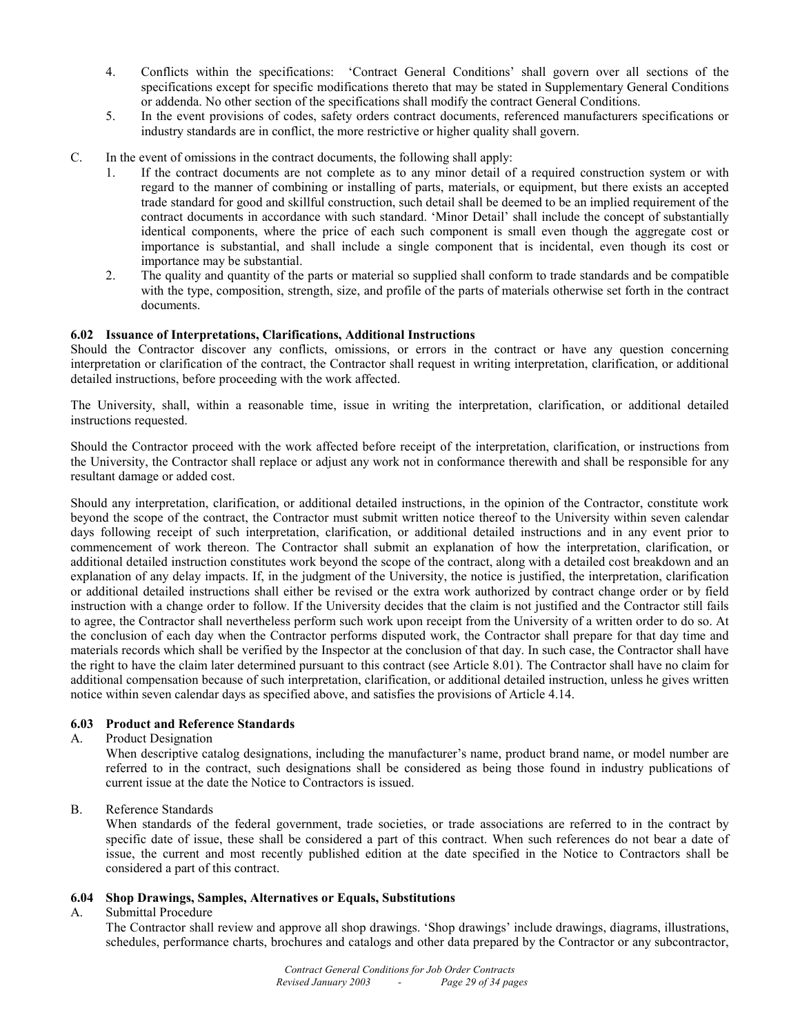4. Conflicts within the specifications: 'Contract General Conditions' shall govern over all sections of the specifications except for specific modifications thereto that may be stated in Supplementary General Conditions or addenda. No other section of the specifications shall modify the contract General Conditions.
5. In the event provisions of codes, safety orders contract documents, referenced manufacturers specifications or industry standards are in conflict, the more restrictive or higher quality shall govern.

C. In the event of omissions in the contract documents, the following shall apply:
1. If the contract documents are not complete as to any minor detail of a required construction system or with regard to the manner of combining or installing of parts, materials, or equipment, but there exists an accepted trade standard for good and skillful construction, such detail shall be deemed to be an implied requirement of the contract documents in accordance with such standard. 'Minor Detail' shall include the concept of substantially identical components, where the price of each such component is small even though the aggregate cost or importance is substantial, and shall include a single component that is incidental, even though its cost or importance may be substantial.
2. The quality and quantity of the parts or material so supplied shall conform to trade standards and be compatible with the type, composition, strength, size, and profile of the parts of materials otherwise set forth in the contract documents.

### 6.02 Issuance of Interpretations, Clarifications, Additional Instructions

Should the Contractor discover any conflicts, omissions, or errors in the contract or have any question concerning interpretation or clarification of the contract, the Contractor shall request in writing interpretation, clarification, or additional detailed instructions, before proceeding with the work affected.

The University, shall, within a reasonable time, issue in writing the interpretation, clarification, or additional detailed instructions requested.

Should the Contractor proceed with the work affected before receipt of the interpretation, clarification, or instructions from the University, the Contractor shall replace or adjust any work not in conformance therewith and shall be responsible for any resultant damage or added cost.

Should any interpretation, clarification, or additional detailed instructions, in the opinion of the Contractor, constitute work beyond the scope of the contract, the Contractor must submit written notice thereof to the University within seven calendar days following receipt of such interpretation, clarification, or additional detailed instructions and in any event prior to commencement of work thereon. The Contractor shall submit an explanation of how the interpretation, clarification, or additional detailed instruction constitutes work beyond the scope of the contract, along with a detailed cost breakdown and an explanation of any delay impacts. If, in the judgment of the University, the notice is justified, the interpretation, clarification or additional detailed instructions shall either be revised or the extra work authorized by contract change order or by field instruction with a change order to follow. If the University decides that the claim is not justified and the Contractor still fails to agree, the Contractor shall nevertheless perform such work upon receipt from the University of a written order to do so. At the conclusion of each day when the Contractor performs disputed work, the Contractor shall prepare for that day time and materials records which shall be verified by the Inspector at the conclusion of that day. In such case, the Contractor shall have the right to have the claim later determined pursuant to this contract (see Article 8.01). The Contractor shall have no claim for additional compensation because of such interpretation, clarification, or additional detailed instruction, unless he gives written notice within seven calendar days as specified above, and satisfies the provisions of Article 4.14.

### 6.03 Product and Reference Standards

A. Product Designation

When descriptive catalog designations, including the manufacturer's name, product brand name, or model number are referred to in the contract, such designations shall be considered as being those found in industry publications of current issue at the date the Notice to Contractors is issued.

B. Reference Standards

When standards of the federal government, trade societies, or trade associations are referred to in the contract by specific date of issue, these shall be considered a part of this contract. When such references do not bear a date of issue, the current and most recently published edition at the date specified in the Notice to Contractors shall be considered a part of this contract.

### 6.04 Shop Drawings, Samples, Alternatives or Equals, Substitutions

A. Submittal Procedure

The Contractor shall review and approve all shop drawings. 'Shop drawings' include drawings, diagrams, illustrations, schedules, performance charts, brochures and catalogs and other data prepared by the Contractor or any subcontractor,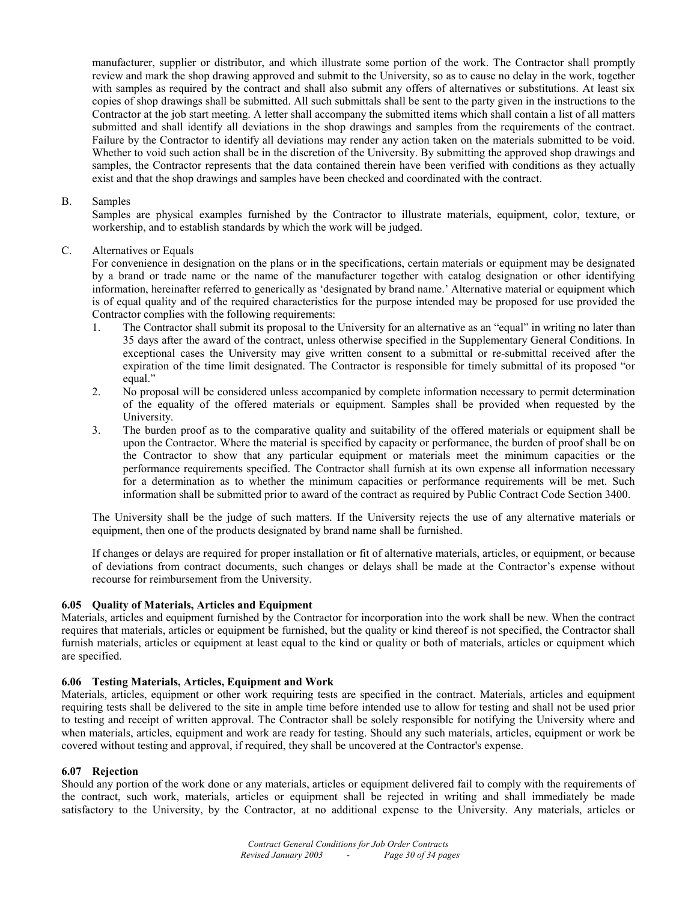manufacturer, supplier or distributor, and which illustrate some portion of the work. The Contractor shall promptly review and mark the shop drawing approved and submit to the University, so as to cause no delay in the work, together with samples as required by the contract and shall also submit any offers of alternatives or substitutions. At least six copies of shop drawings shall be submitted. All such submittals shall be sent to the party given in the instructions to the Contractor at the job start meeting. A letter shall accompany the submitted items which shall contain a list of all matters submitted and shall identify all deviations in the shop drawings and samples from the requirements of the contract. Failure by the Contractor to identify all deviations may render any action taken on the materials submitted to be void. Whether to void such action shall be in the discretion of the University. By submitting the approved shop drawings and samples, the Contractor represents that the data contained therein have been verified with conditions as they actually exist and that the shop drawings and samples have been checked and coordinated with the contract.

B. Samples

Samples are physical examples furnished by the Contractor to illustrate materials, equipment, color, texture, or workership, and to establish standards by which the work will be judged.

C. Alternatives or Equals

For convenience in designation on the plans or in the specifications, certain materials or equipment may be designated by a brand or trade name or the name of the manufacturer together with catalog designation or other identifying information, hereinafter referred to generically as 'designated by brand name.' Alternative material or equipment which is of equal quality and of the required characteristics for the purpose intended may be proposed for use provided the Contractor complies with the following requirements:

1. The Contractor shall submit its proposal to the University for an alternative as an "equal" in writing no later than 35 days after the award of the contract, unless otherwise specified in the Supplementary General Conditions. In exceptional cases the University may give written consent to a submittal or re-submittal received after the expiration of the time limit designated. The Contractor is responsible for timely submittal of its proposed "or equal."
2. No proposal will be considered unless accompanied by complete information necessary to permit determination of the equality of the offered materials or equipment. Samples shall be provided when requested by the University.
3. The burden proof as to the comparative quality and suitability of the offered materials or equipment shall be upon the Contractor. Where the material is specified by capacity or performance, the burden of proof shall be on the Contractor to show that any particular equipment or materials meet the minimum capacities or the performance requirements specified. The Contractor shall furnish at its own expense all information necessary for a determination as to whether the minimum capacities or performance requirements will be met. Such information shall be submitted prior to award of the contract as required by Public Contract Code Section 3400.

The University shall be the judge of such matters. If the University rejects the use of any alternative materials or equipment, then one of the products designated by brand name shall be furnished.

If changes or delays are required for proper installation or fit of alternative materials, articles, or equipment, or because of deviations from contract documents, such changes or delays shall be made at the Contractor's expense without recourse for reimbursement from the University.

### 6.05 Quality of Materials, Articles and Equipment

Materials, articles and equipment furnished by the Contractor for incorporation into the work shall be new. When the contract requires that materials, articles or equipment be furnished, but the quality or kind thereof is not specified, the Contractor shall furnish materials, articles or equipment at least equal to the kind or quality or both of materials, articles or equipment which are specified.

### 6.06 Testing Materials, Articles, Equipment and Work

Materials, articles, equipment or other work requiring tests are specified in the contract. Materials, articles and equipment requiring tests shall be delivered to the site in ample time before intended use to allow for testing and shall not be used prior to testing and receipt of written approval. The Contractor shall be solely responsible for notifying the University where and when materials, articles, equipment and work are ready for testing. Should any such materials, articles, equipment or work be covered without testing and approval, if required, they shall be uncovered at the Contractor's expense.

### 6.07 Rejection

Should any portion of the work done or any materials, articles or equipment delivered fail to comply with the requirements of the contract, such work, materials, articles or equipment shall be rejected in writing and shall immediately be made satisfactory to the University, by the Contractor, at no additional expense to the University. Any materials, articles or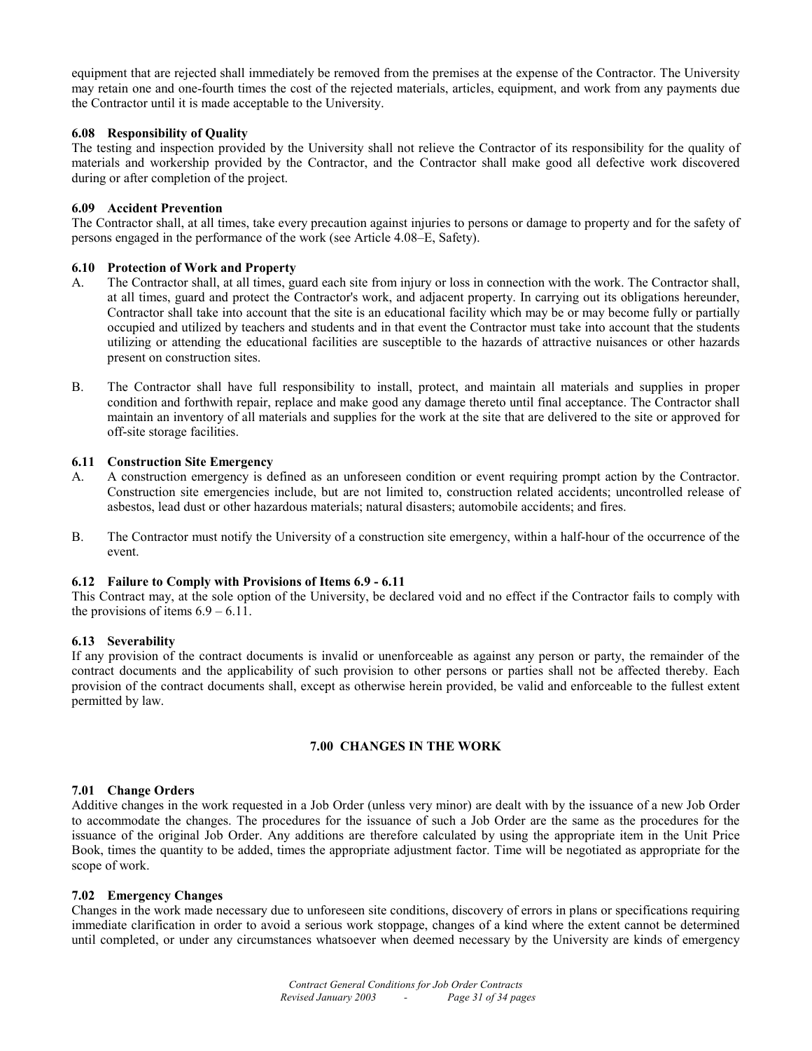equipment that are rejected shall immediately be removed from the premises at the expense of the Contractor. The University may retain one and one-fourth times the cost of the rejected materials, articles, equipment, and work from any payments due the Contractor until it is made acceptable to the University.

**6.08 Responsibility of Quality**

The testing and inspection provided by the University shall not relieve the Contractor of its responsibility for the quality of materials and workership provided by the Contractor, and the Contractor shall make good all defective work discovered during or after completion of the project.

**6.09 Accident Prevention**

The Contractor shall, at all times, take every precaution against injuries to persons or damage to property and for the safety of persons engaged in the performance of the work (see Article 4.08–E, Safety).

**6.10 Protection of Work and Property**

A. The Contractor shall, at all times, guard each site from injury or loss in connection with the work. The Contractor shall, at all times, guard and protect the Contractor's work, and adjacent property. In carrying out its obligations hereunder, Contractor shall take into account that the site is an educational facility which may be or may become fully or partially occupied and utilized by teachers and students and in that event the Contractor must take into account that the students utilizing or attending the educational facilities are susceptible to the hazards of attractive nuisances or other hazards present on construction sites.

B. The Contractor shall have full responsibility to install, protect, and maintain all materials and supplies in proper condition and forthwith repair, replace and make good any damage thereto until final acceptance. The Contractor shall maintain an inventory of all materials and supplies for the work at the site that are delivered to the site or approved for off-site storage facilities.

**6.11 Construction Site Emergency**

A. A construction emergency is defined as an unforeseen condition or event requiring prompt action by the Contractor. Construction site emergencies include, but are not limited to, construction related accidents; uncontrolled release of asbestos, lead dust or other hazardous materials; natural disasters; automobile accidents; and fires.

B. The Contractor must notify the University of a construction site emergency, within a half-hour of the occurrence of the event.

**6.12 Failure to Comply with Provisions of Items 6.9 - 6.11**

This Contract may, at the sole option of the University, be declared void and no effect if the Contractor fails to comply with the provisions of items 6.9 – 6.11.

**6.13 Severability**

If any provision of the contract documents is invalid or unenforceable as against any person or party, the remainder of the contract documents and the applicability of such provision to other persons or parties shall not be affected thereby. Each provision of the contract documents shall, except as otherwise herein provided, be valid and enforceable to the fullest extent permitted by law.

## 7.00 CHANGES IN THE WORK

**7.01 Change Orders**

Additive changes in the work requested in a Job Order (unless very minor) are dealt with by the issuance of a new Job Order to accommodate the changes. The procedures for the issuance of such a Job Order are the same as the procedures for the issuance of the original Job Order. Any additions are therefore calculated by using the appropriate item in the Unit Price Book, times the quantity to be added, times the appropriate adjustment factor. Time will be negotiated as appropriate for the scope of work.

**7.02 Emergency Changes**

Changes in the work made necessary due to unforeseen site conditions, discovery of errors in plans or specifications requiring immediate clarification in order to avoid a serious work stoppage, changes of a kind where the extent cannot be determined until completed, or under any circumstances whatsoever when deemed necessary by the University are kinds of emergency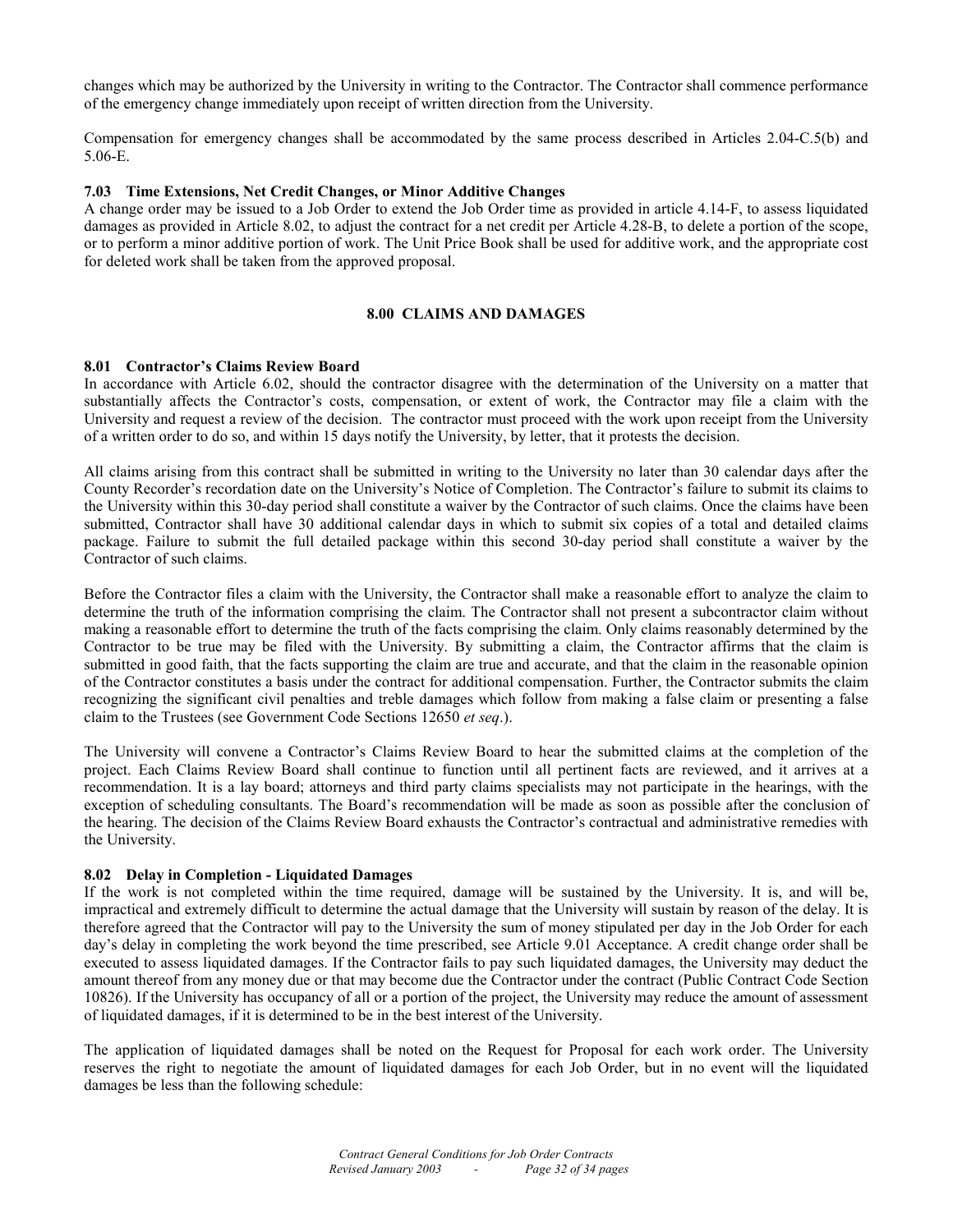changes which may be authorized by the University in writing to the Contractor. The Contractor shall commence performance of the emergency change immediately upon receipt of written direction from the University.

Compensation for emergency changes shall be accommodated by the same process described in Articles 2.04-C.5(b) and 5.06-E.

### 7.03 Time Extensions, Net Credit Changes, or Minor Additive Changes

A change order may be issued to a Job Order to extend the Job Order time as provided in article 4.14-F, to assess liquidated damages as provided in Article 8.02, to adjust the contract for a net credit per Article 4.28-B, to delete a portion of the scope, or to perform a minor additive portion of work. The Unit Price Book shall be used for additive work, and the appropriate cost for deleted work shall be taken from the approved proposal.

## 8.00 CLAIMS AND DAMAGES

### 8.01 Contractor's Claims Review Board

In accordance with Article 6.02, should the contractor disagree with the determination of the University on a matter that substantially affects the Contractor's costs, compensation, or extent of work, the Contractor may file a claim with the University and request a review of the decision. The contractor must proceed with the work upon receipt from the University of a written order to do so, and within 15 days notify the University, by letter, that it protests the decision.

All claims arising from this contract shall be submitted in writing to the University no later than 30 calendar days after the County Recorder's recordation date on the University's Notice of Completion. The Contractor's failure to submit its claims to the University within this 30-day period shall constitute a waiver by the Contractor of such claims. Once the claims have been submitted, Contractor shall have 30 additional calendar days in which to submit six copies of a total and detailed claims package. Failure to submit the full detailed package within this second 30-day period shall constitute a waiver by the Contractor of such claims.

Before the Contractor files a claim with the University, the Contractor shall make a reasonable effort to analyze the claim to determine the truth of the information comprising the claim. The Contractor shall not present a subcontractor claim without making a reasonable effort to determine the truth of the facts comprising the claim. Only claims reasonably determined by the Contractor to be true may be filed with the University. By submitting a claim, the Contractor affirms that the claim is submitted in good faith, that the facts supporting the claim are true and accurate, and that the claim in the reasonable opinion of the Contractor constitutes a basis under the contract for additional compensation. Further, the Contractor submits the claim recognizing the significant civil penalties and treble damages which follow from making a false claim or presenting a false claim to the Trustees (see Government Code Sections 12650 *et seq*.).

The University will convene a Contractor's Claims Review Board to hear the submitted claims at the completion of the project. Each Claims Review Board shall continue to function until all pertinent facts are reviewed, and it arrives at a recommendation. It is a lay board; attorneys and third party claims specialists may not participate in the hearings, with the exception of scheduling consultants. The Board's recommendation will be made as soon as possible after the conclusion of the hearing. The decision of the Claims Review Board exhausts the Contractor's contractual and administrative remedies with the University.

### 8.02 Delay in Completion - Liquidated Damages

If the work is not completed within the time required, damage will be sustained by the University. It is, and will be, impractical and extremely difficult to determine the actual damage that the University will sustain by reason of the delay. It is therefore agreed that the Contractor will pay to the University the sum of money stipulated per day in the Job Order for each day's delay in completing the work beyond the time prescribed, see Article 9.01 Acceptance. A credit change order shall be executed to assess liquidated damages. If the Contractor fails to pay such liquidated damages, the University may deduct the amount thereof from any money due or that may become due the Contractor under the contract (Public Contract Code Section 10826). If the University has occupancy of all or a portion of the project, the University may reduce the amount of assessment of liquidated damages, if it is determined to be in the best interest of the University.

The application of liquidated damages shall be noted on the Request for Proposal for each work order. The University reserves the right to negotiate the amount of liquidated damages for each Job Order, but in no event will the liquidated damages be less than the following schedule: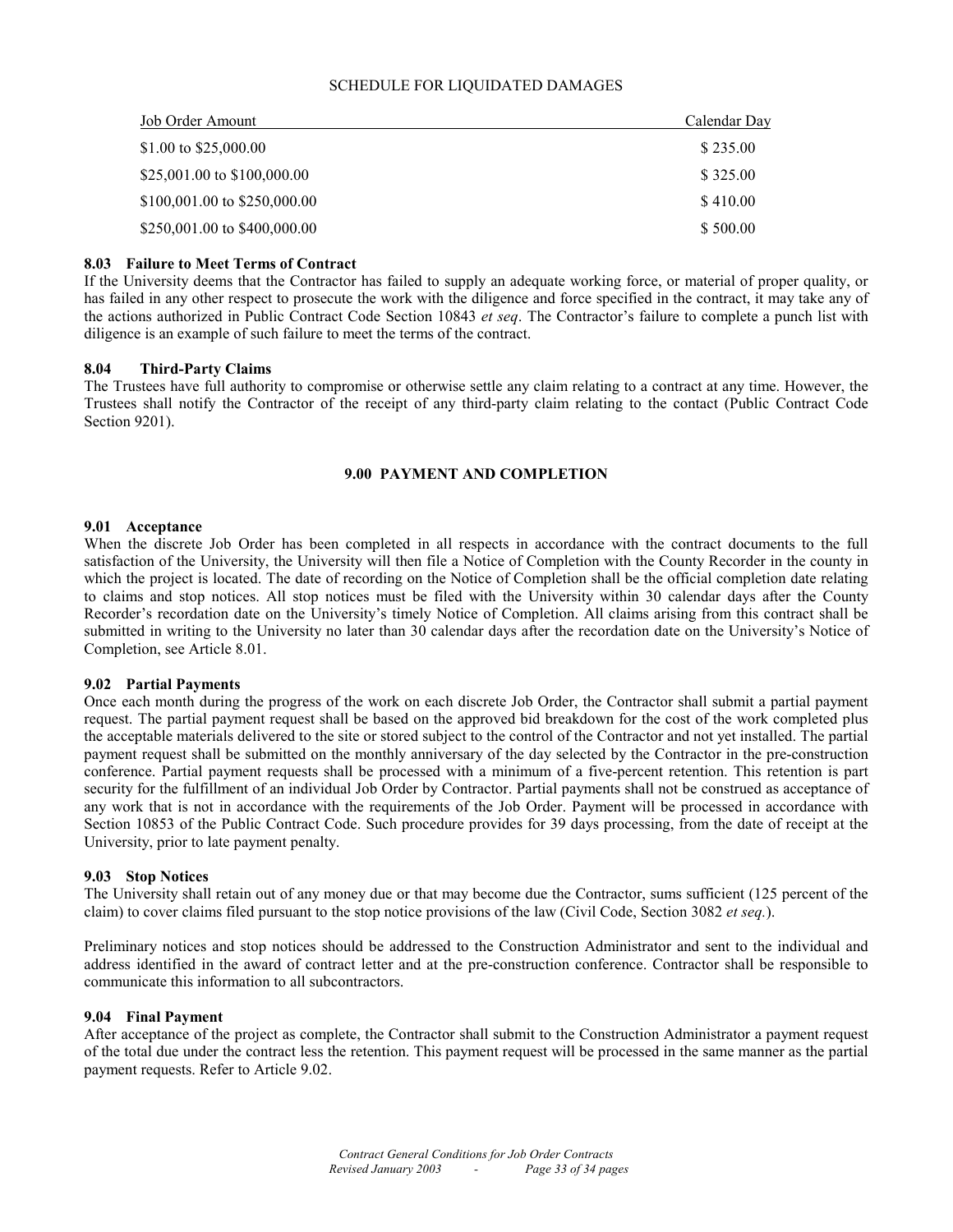SCHEDULE FOR LIQUIDATED DAMAGES

| Job Order Amount | Calendar Day |
| --- | --- |
| $1.00 to $25,000.00 | $ 235.00 |
| $25,001.00 to $100,000.00 | $ 325.00 |
| $100,001.00 to $250,000.00 | $ 410.00 |
| $250,001.00 to $400,000.00 | $ 500.00 |

**8.03 Failure to Meet Terms of Contract**

If the University deems that the Contractor has failed to supply an adequate working force, or material of proper quality, or has failed in any other respect to prosecute the work with the diligence and force specified in the contract, it may take any of the actions authorized in Public Contract Code Section 10843 *et seq*. The Contractor's failure to complete a punch list with diligence is an example of such failure to meet the terms of the contract.

**8.04 Third-Party Claims**

The Trustees have full authority to compromise or otherwise settle any claim relating to a contract at any time. However, the Trustees shall notify the Contractor of the receipt of any third-party claim relating to the contact (Public Contract Code Section 9201).

## 9.00 PAYMENT AND COMPLETION

**9.01 Acceptance**

When the discrete Job Order has been completed in all respects in accordance with the contract documents to the full satisfaction of the University, the University will then file a Notice of Completion with the County Recorder in the county in which the project is located. The date of recording on the Notice of Completion shall be the official completion date relating to claims and stop notices. All stop notices must be filed with the University within 30 calendar days after the County Recorder's recordation date on the University's timely Notice of Completion. All claims arising from this contract shall be submitted in writing to the University no later than 30 calendar days after the recordation date on the University's Notice of Completion, see Article 8.01.

**9.02 Partial Payments**

Once each month during the progress of the work on each discrete Job Order, the Contractor shall submit a partial payment request. The partial payment request shall be based on the approved bid breakdown for the cost of the work completed plus the acceptable materials delivered to the site or stored subject to the control of the Contractor and not yet installed. The partial payment request shall be submitted on the monthly anniversary of the day selected by the Contractor in the pre-construction conference. Partial payment requests shall be processed with a minimum of a five-percent retention. This retention is part security for the fulfillment of an individual Job Order by Contractor. Partial payments shall not be construed as acceptance of any work that is not in accordance with the requirements of the Job Order. Payment will be processed in accordance with Section 10853 of the Public Contract Code. Such procedure provides for 39 days processing, from the date of receipt at the University, prior to late payment penalty.

**9.03 Stop Notices**

The University shall retain out of any money due or that may become due the Contractor, sums sufficient (125 percent of the claim) to cover claims filed pursuant to the stop notice provisions of the law (Civil Code, Section 3082 *et seq.*).

Preliminary notices and stop notices should be addressed to the Construction Administrator and sent to the individual and address identified in the award of contract letter and at the pre-construction conference. Contractor shall be responsible to communicate this information to all subcontractors.

**9.04 Final Payment**

After acceptance of the project as complete, the Contractor shall submit to the Construction Administrator a payment request of the total due under the contract less the retention. This payment request will be processed in the same manner as the partial payment requests. Refer to Article 9.02.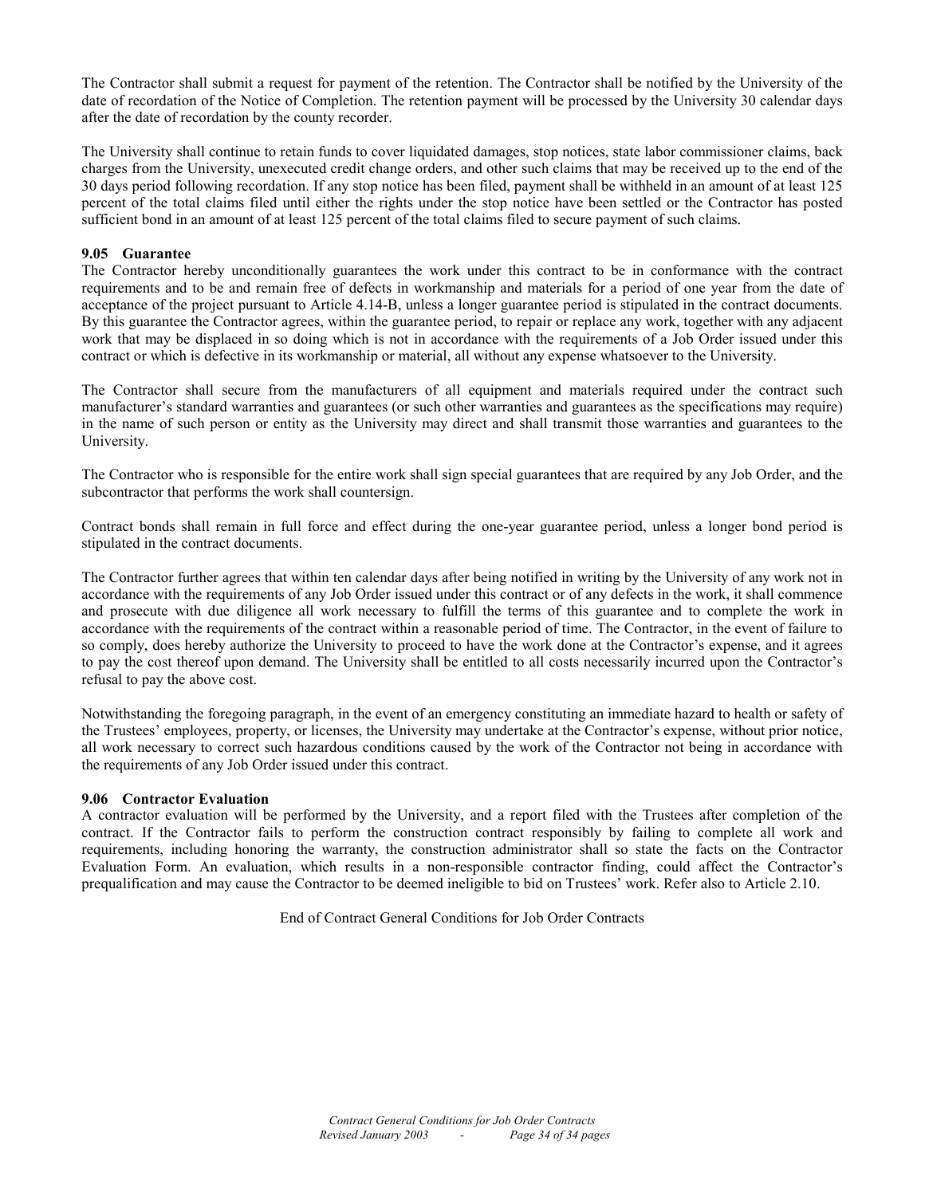The Contractor shall submit a request for payment of the retention. The Contractor shall be notified by the University of the date of recordation of the Notice of Completion. The retention payment will be processed by the University 30 calendar days after the date of recordation by the county recorder.

The University shall continue to retain funds to cover liquidated damages, stop notices, state labor commissioner claims, back charges from the University, unexecuted credit change orders, and other such claims that may be received up to the end of the 30 days period following recordation. If any stop notice has been filed, payment shall be withheld in an amount of at least 125 percent of the total claims filed until either the rights under the stop notice have been settled or the Contractor has posted sufficient bond in an amount of at least 125 percent of the total claims filed to secure payment of such claims.

### 9.05 Guarantee

The Contractor hereby unconditionally guarantees the work under this contract to be in conformance with the contract requirements and to be and remain free of defects in workmanship and materials for a period of one year from the date of acceptance of the project pursuant to Article 4.14-B, unless a longer guarantee period is stipulated in the contract documents. By this guarantee the Contractor agrees, within the guarantee period, to repair or replace any work, together with any adjacent work that may be displaced in so doing which is not in accordance with the requirements of a Job Order issued under this contract or which is defective in its workmanship or material, all without any expense whatsoever to the University.

The Contractor shall secure from the manufacturers of all equipment and materials required under the contract such manufacturer's standard warranties and guarantees (or such other warranties and guarantees as the specifications may require) in the name of such person or entity as the University may direct and shall transmit those warranties and guarantees to the University.

The Contractor who is responsible for the entire work shall sign special guarantees that are required by any Job Order, and the subcontractor that performs the work shall countersign.

Contract bonds shall remain in full force and effect during the one-year guarantee period, unless a longer bond period is stipulated in the contract documents.

The Contractor further agrees that within ten calendar days after being notified in writing by the University of any work not in accordance with the requirements of any Job Order issued under this contract or of any defects in the work, it shall commence and prosecute with due diligence all work necessary to fulfill the terms of this guarantee and to complete the work in accordance with the requirements of the contract within a reasonable period of time. The Contractor, in the event of failure to so comply, does hereby authorize the University to proceed to have the work done at the Contractor's expense, and it agrees to pay the cost thereof upon demand. The University shall be entitled to all costs necessarily incurred upon the Contractor's refusal to pay the above cost.

Notwithstanding the foregoing paragraph, in the event of an emergency constituting an immediate hazard to health or safety of the Trustees' employees, property, or licenses, the University may undertake at the Contractor's expense, without prior notice, all work necessary to correct such hazardous conditions caused by the work of the Contractor not being in accordance with the requirements of any Job Order issued under this contract.

### 9.06 Contractor Evaluation

A contractor evaluation will be performed by the University, and a report filed with the Trustees after completion of the contract. If the Contractor fails to perform the construction contract responsibly by failing to complete all work and requirements, including honoring the warranty, the construction administrator shall so state the facts on the Contractor Evaluation Form. An evaluation, which results in a non-responsible contractor finding, could affect the Contractor's prequalification and may cause the Contractor to be deemed ineligible to bid on Trustees' work. Refer also to Article 2.10.

End of Contract General Conditions for Job Order Contracts